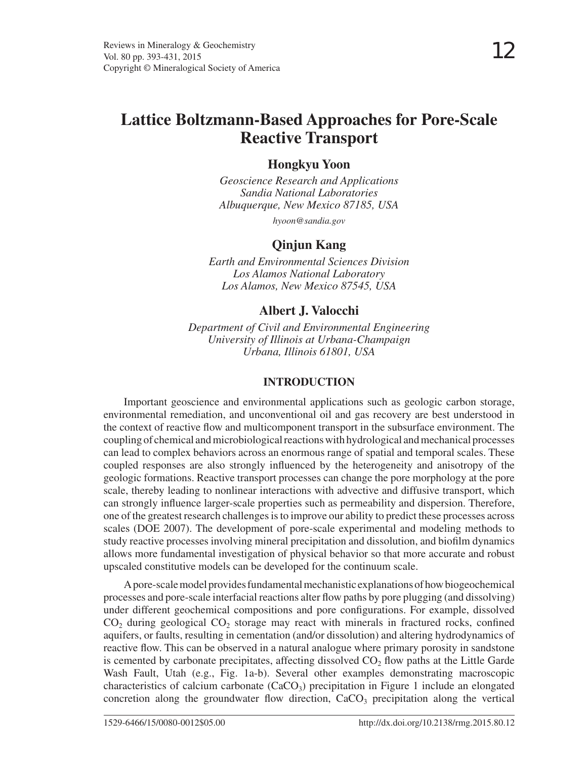# Lattice Boltzmann-Based Approaches for Pore-Scale Reactive Transport

**Hongkyu Yoon**

*Geoscience Research and Applications*
*Sandia National Laboratories*
*Albuquerque, New Mexico 87185, USA*

*hyoon@sandia.gov*

**Qinjun Kang**

*Earth and Environmental Sciences Division*
*Los Alamos National Laboratory*
*Los Alamos, New Mexico 87545, USA*

**Albert J. Valocchi**

*Department of Civil and Environmental Engineering*
*University of Illinois at Urbana-Champaign*
*Urbana, Illinois 61801, USA*

## INTRODUCTION

Important geoscience and environmental applications such as geologic carbon storage, environmental remediation, and unconventional oil and gas recovery are best understood in the context of reactive flow and multicomponent transport in the subsurface environment. The coupling of chemical and microbiological reactions with hydrological and mechanical processes can lead to complex behaviors across an enormous range of spatial and temporal scales. These coupled responses are also strongly influenced by the heterogeneity and anisotropy of the geologic formations. Reactive transport processes can change the pore morphology at the pore scale, thereby leading to nonlinear interactions with advective and diffusive transport, which can strongly influence larger-scale properties such as permeability and dispersion. Therefore, one of the greatest research challenges is to improve our ability to predict these processes across scales (DOE 2007). The development of pore-scale experimental and modeling methods to study reactive processes involving mineral precipitation and dissolution, and biofilm dynamics allows more fundamental investigation of physical behavior so that more accurate and robust upscaled constitutive models can be developed for the continuum scale.

A pore-scale model provides fundamental mechanistic explanations of how biogeochemical processes and pore-scale interfacial reactions alter flow paths by pore plugging (and dissolving) under different geochemical compositions and pore configurations. For example, dissolved $CO_2$ during geological $CO_2$ storage may react with minerals in fractured rocks, confined aquifers, or faults, resulting in cementation (and/or dissolution) and altering hydrodynamics of reactive flow. This can be observed in a natural analogue where primary porosity in sandstone is cemented by carbonate precipitates, affecting dissolved $CO_2$ flow paths at the Little Garde Wash Fault, Utah (e.g., Fig. 1a-b). Several other examples demonstrating macroscopic characteristics of calcium carbonate ($CaCO_3$) precipitation in Figure 1 include an elongated concretion along the groundwater flow direction, $CaCO_3$ precipitation along the vertical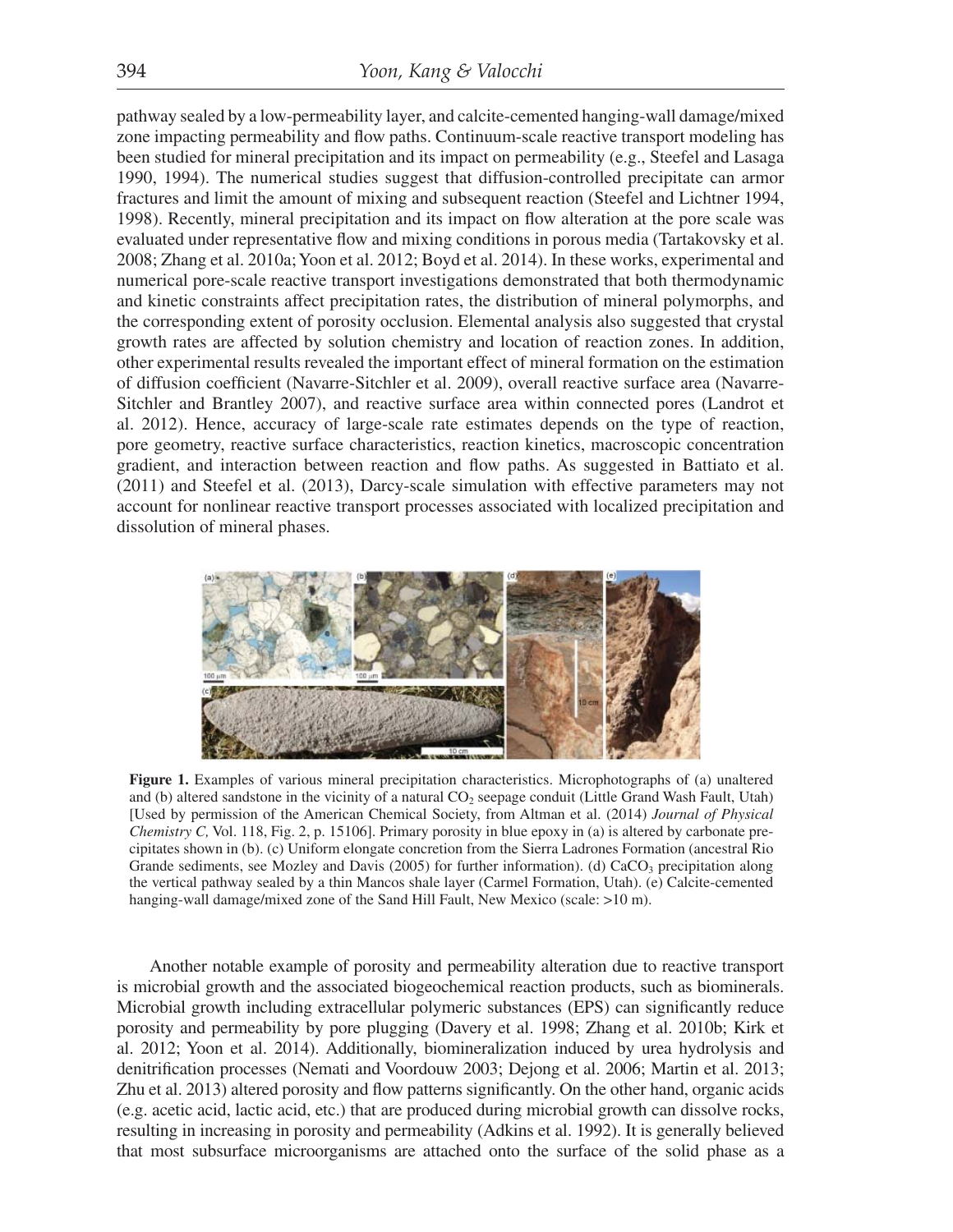pathway sealed by a low-permeability layer, and calcite-cemented hanging-wall damage/mixed zone impacting permeability and flow paths. Continuum-scale reactive transport modeling has been studied for mineral precipitation and its impact on permeability (e.g., Steefel and Lasaga 1990, 1994). The numerical studies suggest that diffusion-controlled precipitate can armor fractures and limit the amount of mixing and subsequent reaction (Steefel and Lichtner 1994, 1998). Recently, mineral precipitation and its impact on flow alteration at the pore scale was evaluated under representative flow and mixing conditions in porous media (Tartakovsky et al. 2008; Zhang et al. 2010a; Yoon et al. 2012; Boyd et al. 2014). In these works, experimental and numerical pore-scale reactive transport investigations demonstrated that both thermodynamic and kinetic constraints affect precipitation rates, the distribution of mineral polymorphs, and the corresponding extent of porosity occlusion. Elemental analysis also suggested that crystal growth rates are affected by solution chemistry and location of reaction zones. In addition, other experimental results revealed the important effect of mineral formation on the estimation of diffusion coefficient (Navarre-Sitchler et al. 2009), overall reactive surface area (Navarre-Sitchler and Brantley 2007), and reactive surface area within connected pores (Landrot et al. 2012). Hence, accuracy of large-scale rate estimates depends on the type of reaction, pore geometry, reactive surface characteristics, reaction kinetics, macroscopic concentration gradient, and interaction between reaction and flow paths. As suggested in Battiato et al. (2011) and Steefel et al. (2013), Darcy-scale simulation with effective parameters may not account for nonlinear reactive transport processes associated with localized precipitation and dissolution of mineral phases.

**Figure 1.** Examples of various mineral precipitation characteristics. Microphotographs of (a) unaltered and (b) altered sandstone in the vicinity of a natural $CO_2$ seepage conduit (Little Grand Wash Fault, Utah) [Used by permission of the American Chemical Society, from Altman et al. (2014) *Journal of Physical Chemistry C,* Vol. 118, Fig. 2, p. 15106]. Primary porosity in blue epoxy in (a) is altered by carbonate precipitates shown in (b). (c) Uniform elongate concretion from the Sierra Ladrones Formation (ancestral Rio Grande sediments, see Mozley and Davis (2005) for further information). (d) $CaCO_3$ precipitation along the vertical pathway sealed by a thin Mancos shale layer (Carmel Formation, Utah). (e) Calcite-cemented hanging-wall damage/mixed zone of the Sand Hill Fault, New Mexico (scale: >10 m).

Another notable example of porosity and permeability alteration due to reactive transport is microbial growth and the associated biogeochemical reaction products, such as biominerals. Microbial growth including extracellular polymeric substances (EPS) can significantly reduce porosity and permeability by pore plugging (Davery et al. 1998; Zhang et al. 2010b; Kirk et al. 2012; Yoon et al. 2014). Additionally, biomineralization induced by urea hydrolysis and denitrification processes (Nemati and Voordouw 2003; Dejong et al. 2006; Martin et al. 2013; Zhu et al. 2013) altered porosity and flow patterns significantly. On the other hand, organic acids (e.g. acetic acid, lactic acid, etc.) that are produced during microbial growth can dissolve rocks, resulting in increasing in porosity and permeability (Adkins et al. 1992). It is generally believed that most subsurface microorganisms are attached onto the surface of the solid phase as a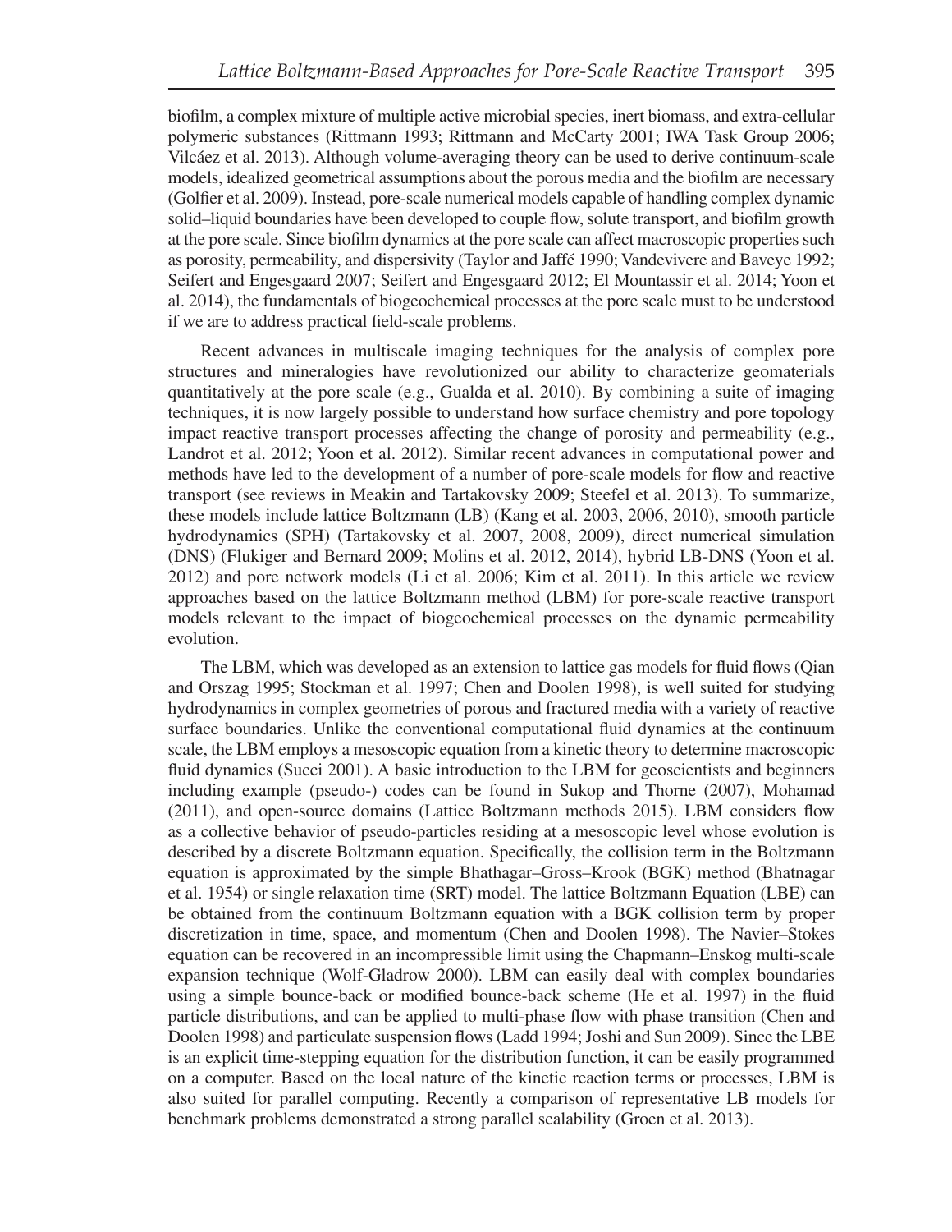biofilm, a complex mixture of multiple active microbial species, inert biomass, and extra-cellular polymeric substances (Rittmann 1993; Rittmann and McCarty 2001; IWA Task Group 2006; Vilcáez et al. 2013). Although volume-averaging theory can be used to derive continuum-scale models, idealized geometrical assumptions about the porous media and the biofilm are necessary (Golfier et al. 2009). Instead, pore-scale numerical models capable of handling complex dynamic solid–liquid boundaries have been developed to couple flow, solute transport, and biofilm growth at the pore scale. Since biofilm dynamics at the pore scale can affect macroscopic properties such as porosity, permeability, and dispersivity (Taylor and Jaffé 1990; Vandevivere and Baveye 1992; Seifert and Engesgaard 2007; Seifert and Engesgaard 2012; El Mountassir et al. 2014; Yoon et al. 2014), the fundamentals of biogeochemical processes at the pore scale must to be understood if we are to address practical field-scale problems.

Recent advances in multiscale imaging techniques for the analysis of complex pore structures and mineralogies have revolutionized our ability to characterize geomaterials quantitatively at the pore scale (e.g., Gualda et al. 2010). By combining a suite of imaging techniques, it is now largely possible to understand how surface chemistry and pore topology impact reactive transport processes affecting the change of porosity and permeability (e.g., Landrot et al. 2012; Yoon et al. 2012). Similar recent advances in computational power and methods have led to the development of a number of pore-scale models for flow and reactive transport (see reviews in Meakin and Tartakovsky 2009; Steefel et al. 2013). To summarize, these models include lattice Boltzmann (LB) (Kang et al. 2003, 2006, 2010), smooth particle hydrodynamics (SPH) (Tartakovsky et al. 2007, 2008, 2009), direct numerical simulation (DNS) (Flukiger and Bernard 2009; Molins et al. 2012, 2014), hybrid LB-DNS (Yoon et al. 2012) and pore network models (Li et al. 2006; Kim et al. 2011). In this article we review approaches based on the lattice Boltzmann method (LBM) for pore-scale reactive transport models relevant to the impact of biogeochemical processes on the dynamic permeability evolution.

The LBM, which was developed as an extension to lattice gas models for fluid flows (Qian and Orszag 1995; Stockman et al. 1997; Chen and Doolen 1998), is well suited for studying hydrodynamics in complex geometries of porous and fractured media with a variety of reactive surface boundaries. Unlike the conventional computational fluid dynamics at the continuum scale, the LBM employs a mesoscopic equation from a kinetic theory to determine macroscopic fluid dynamics (Succi 2001). A basic introduction to the LBM for geoscientists and beginners including example (pseudo-) codes can be found in Sukop and Thorne (2007), Mohamad (2011), and open-source domains (Lattice Boltzmann methods 2015). LBM considers flow as a collective behavior of pseudo-particles residing at a mesoscopic level whose evolution is described by a discrete Boltzmann equation. Specifically, the collision term in the Boltzmann equation is approximated by the simple Bhathagar–Gross–Krook (BGK) method (Bhatnagar et al. 1954) or single relaxation time (SRT) model. The lattice Boltzmann Equation (LBE) can be obtained from the continuum Boltzmann equation with a BGK collision term by proper discretization in time, space, and momentum (Chen and Doolen 1998). The Navier–Stokes equation can be recovered in an incompressible limit using the Chapmann–Enskog multi-scale expansion technique (Wolf-Gladrow 2000). LBM can easily deal with complex boundaries using a simple bounce-back or modified bounce-back scheme (He et al. 1997) in the fluid particle distributions, and can be applied to multi-phase flow with phase transition (Chen and Doolen 1998) and particulate suspension flows (Ladd 1994; Joshi and Sun 2009). Since the LBE is an explicit time-stepping equation for the distribution function, it can be easily programmed on a computer. Based on the local nature of the kinetic reaction terms or processes, LBM is also suited for parallel computing. Recently a comparison of representative LB models for benchmark problems demonstrated a strong parallel scalability (Groen et al. 2013).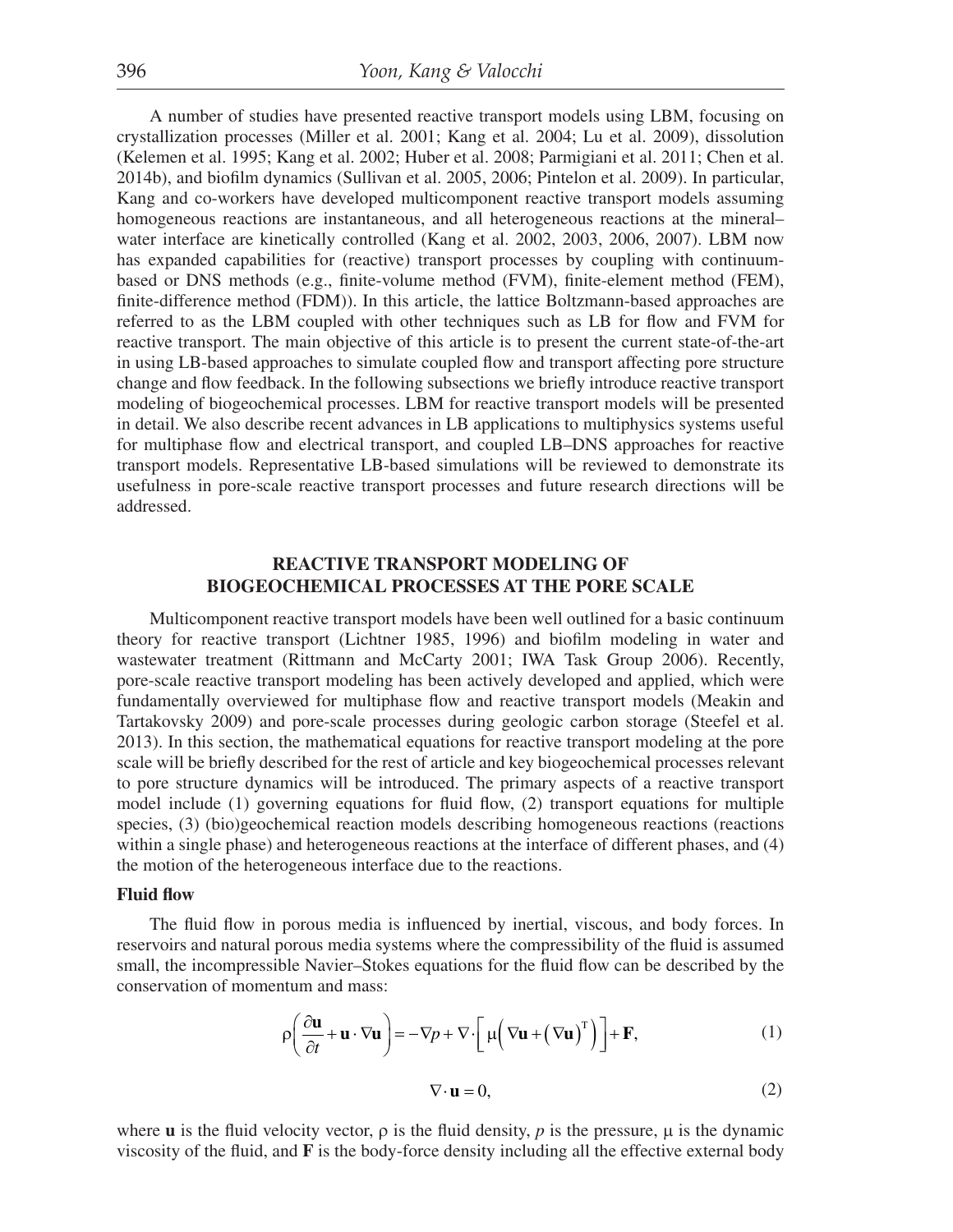A number of studies have presented reactive transport models using LBM, focusing on crystallization processes (Miller et al. 2001; Kang et al. 2004; Lu et al. 2009), dissolution (Kelemen et al. 1995; Kang et al. 2002; Huber et al. 2008; Parmigiani et al. 2011; Chen et al. 2014b), and biofilm dynamics (Sullivan et al. 2005, 2006; Pintelon et al. 2009). In particular, Kang and co-workers have developed multicomponent reactive transport models assuming homogeneous reactions are instantaneous, and all heterogeneous reactions at the mineral–water interface are kinetically controlled (Kang et al. 2002, 2003, 2006, 2007). LBM now has expanded capabilities for (reactive) transport processes by coupling with continuum-based or DNS methods (e.g., finite-volume method (FVM), finite-element method (FEM), finite-difference method (FDM)). In this article, the lattice Boltzmann-based approaches are referred to as the LBM coupled with other techniques such as LB for flow and FVM for reactive transport. The main objective of this article is to present the current state-of-the-art in using LB-based approaches to simulate coupled flow and transport affecting pore structure change and flow feedback. In the following subsections we briefly introduce reactive transport modeling of biogeochemical processes. LBM for reactive transport models will be presented in detail. We also describe recent advances in LB applications to multiphysics systems useful for multiphase flow and electrical transport, and coupled LB–DNS approaches for reactive transport models. Representative LB-based simulations will be reviewed to demonstrate its usefulness in pore-scale reactive transport processes and future research directions will be addressed.

## REACTIVE TRANSPORT MODELING OF BIOGEOCHEMICAL PROCESSES AT THE PORE SCALE

Multicomponent reactive transport models have been well outlined for a basic continuum theory for reactive transport (Lichtner 1985, 1996) and biofilm modeling in water and wastewater treatment (Rittmann and McCarty 2001; IWA Task Group 2006). Recently, pore-scale reactive transport modeling has been actively developed and applied, which were fundamentally overviewed for multiphase flow and reactive transport models (Meakin and Tartakovsky 2009) and pore-scale processes during geologic carbon storage (Steefel et al. 2013). In this section, the mathematical equations for reactive transport modeling at the pore scale will be briefly described for the rest of article and key biogeochemical processes relevant to pore structure dynamics will be introduced. The primary aspects of a reactive transport model include (1) governing equations for fluid flow, (2) transport equations for multiple species, (3) (bio)geochemical reaction models describing homogeneous reactions (reactions within a single phase) and heterogeneous reactions at the interface of different phases, and (4) the motion of the heterogeneous interface due to the reactions.

### Fluid flow

The fluid flow in porous media is influenced by inertial, viscous, and body forces. In reservoirs and natural porous media systems where the compressibility of the fluid is assumed small, the incompressible Navier–Stokes equations for the fluid flow can be described by the conservation of momentum and mass:

$$\rho\left(\frac{\partial \mathbf{u}}{\partial t} + \mathbf{u} \cdot \nabla \mathbf{u}\right) = -\nabla p + \nabla \cdot \left[\mu\left(\nabla \mathbf{u} + (\nabla \mathbf{u})^{\mathrm{T}}\right)\right] + \mathbf{F}, \tag{1}$$

$$\nabla \cdot \mathbf{u} = 0, \tag{2}$$

where $\mathbf{u}$ is the fluid velocity vector, $\rho$ is the fluid density, $p$ is the pressure, $\mu$ is the dynamic viscosity of the fluid, and $\mathbf{F}$ is the body-force density including all the effective external body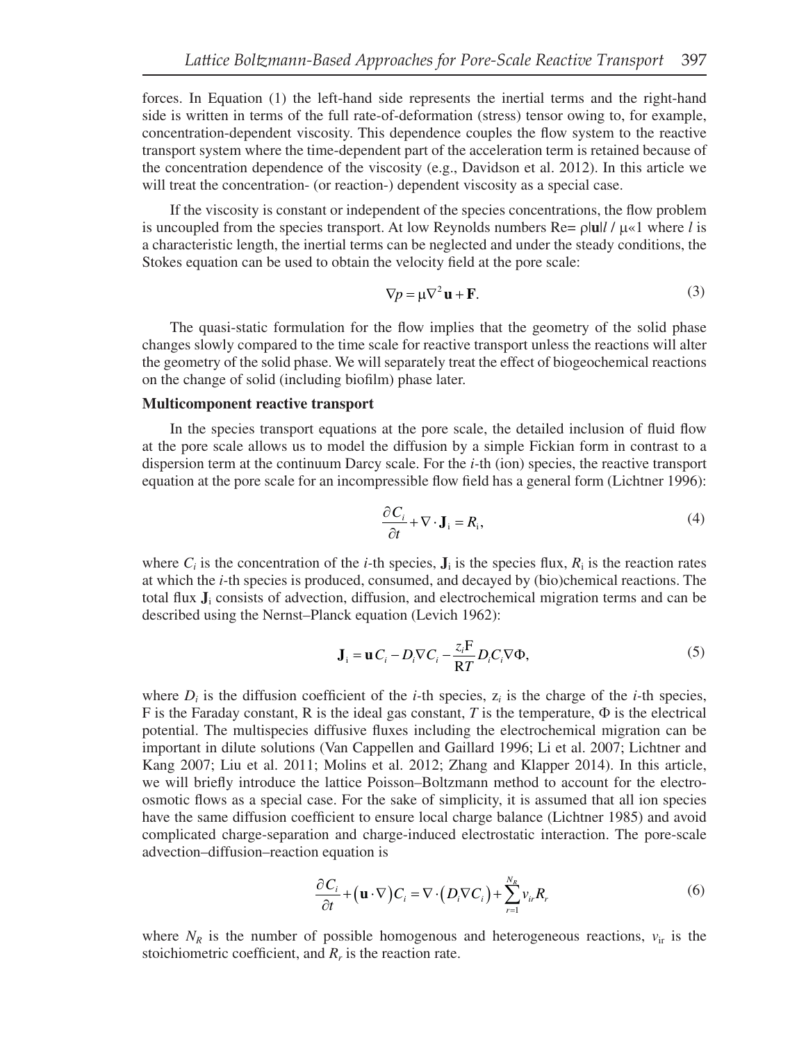forces. In Equation (1) the left-hand side represents the inertial terms and the right-hand side is written in terms of the full rate-of-deformation (stress) tensor owing to, for example, concentration-dependent viscosity. This dependence couples the flow system to the reactive transport system where the time-dependent part of the acceleration term is retained because of the concentration dependence of the viscosity (e.g., Davidson et al. 2012). In this article we will treat the concentration- (or reaction-) dependent viscosity as a special case.

If the viscosity is constant or independent of the species concentrations, the flow problem is uncoupled from the species transport. At low Reynolds numbers $\mathrm{Re} = \rho|\mathbf{u}|l / \mu \ll 1$ where $l$ is a characteristic length, the inertial terms can be neglected and under the steady conditions, the Stokes equation can be used to obtain the velocity field at the pore scale:

$$\nabla p = \mu \nabla^2 \mathbf{u} + \mathbf{F}. \tag{3}$$

The quasi-static formulation for the flow implies that the geometry of the solid phase changes slowly compared to the time scale for reactive transport unless the reactions will alter the geometry of the solid phase. We will separately treat the effect of biogeochemical reactions on the change of solid (including biofilm) phase later.

### Multicomponent reactive transport

In the species transport equations at the pore scale, the detailed inclusion of fluid flow at the pore scale allows us to model the diffusion by a simple Fickian form in contrast to a dispersion term at the continuum Darcy scale. For the $i$-th (ion) species, the reactive transport equation at the pore scale for an incompressible flow field has a general form (Lichtner 1996):

$$\frac{\partial C_i}{\partial t} + \nabla \cdot \mathbf{J}_\mathrm{i} = R_\mathrm{i}, \tag{4}$$

where $C_i$ is the concentration of the $i$-th species, $\mathbf{J}_\mathrm{i}$ is the species flux, $R_\mathrm{i}$ is the reaction rates at which the $i$-th species is produced, consumed, and decayed by (bio)chemical reactions. The total flux $\mathbf{J}_\mathrm{i}$ consists of advection, diffusion, and electrochemical migration terms and can be described using the Nernst–Planck equation (Levich 1962):

$$\mathbf{J}_\mathrm{i} = \mathbf{u} C_i - D_i \nabla C_i - \frac{z_i \mathrm{F}}{\mathrm{R}T} D_i C_i \nabla \Phi, \tag{5}$$

where $D_i$ is the diffusion coefficient of the $i$-th species, $z_i$ is the charge of the $i$-th species, F is the Faraday constant, R is the ideal gas constant, $T$ is the temperature, $\Phi$ is the electrical potential. The multispecies diffusive fluxes including the electrochemical migration can be important in dilute solutions (Van Cappellen and Gaillard 1996; Li et al. 2007; Lichtner and Kang 2007; Liu et al. 2011; Molins et al. 2012; Zhang and Klapper 2014). In this article, we will briefly introduce the lattice Poisson–Boltzmann method to account for the electro-osmotic flows as a special case. For the sake of simplicity, it is assumed that all ion species have the same diffusion coefficient to ensure local charge balance (Lichtner 1985) and avoid complicated charge-separation and charge-induced electrostatic interaction. The pore-scale advection–diffusion–reaction equation is

$$\frac{\partial C_i}{\partial t} + (\mathbf{u} \cdot \nabla) C_i = \nabla \cdot (D_i \nabla C_i) + \sum_{r=1}^{N_R} v_{ir} R_r \tag{6}$$

where $N_R$ is the number of possible homogenous and heterogeneous reactions, $v_{ir}$ is the stoichiometric coefficient, and $R_r$ is the reaction rate.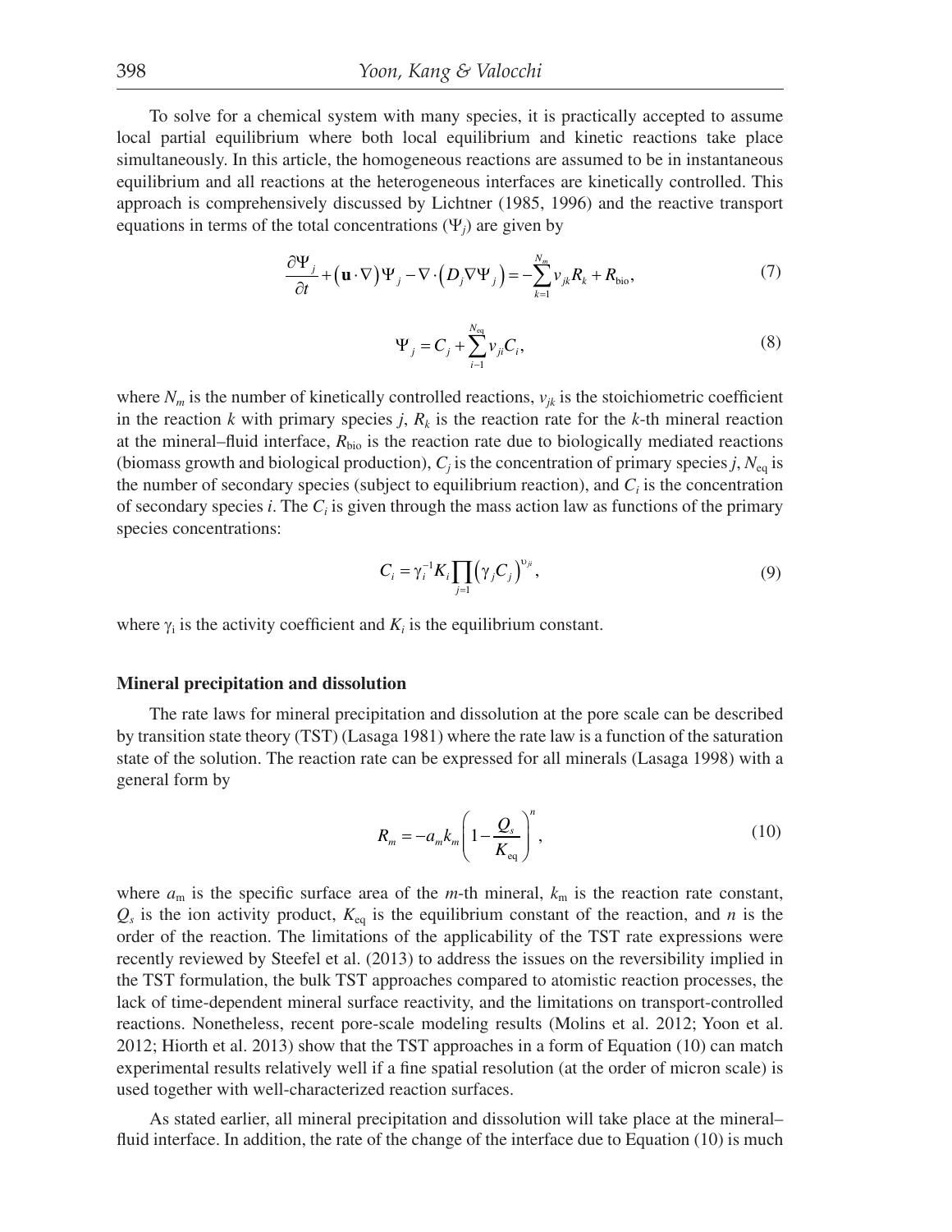To solve for a chemical system with many species, it is practically accepted to assume local partial equilibrium where both local equilibrium and kinetic reactions take place simultaneously. In this article, the homogeneous reactions are assumed to be in instantaneous equilibrium and all reactions at the heterogeneous interfaces are kinetically controlled. This approach is comprehensively discussed by Lichtner (1985, 1996) and the reactive transport equations in terms of the total concentrations ($\Psi_j$) are given by

$$\frac{\partial \Psi_j}{\partial t} + \left(\mathbf{u} \cdot \nabla\right)\Psi_j - \nabla \cdot \left(D_j \nabla \Psi_j\right) = -\sum_{k=1}^{N_m} v_{jk} R_k + R_{\text{bio}}, \tag{7}$$

$$\Psi_j = C_j + \sum_{i-1}^{N_{\text{eq}}} v_{ji} C_i, \tag{8}$$

where $N_m$ is the number of kinetically controlled reactions, $v_{jk}$ is the stoichiometric coefficient in the reaction $k$ with primary species $j$, $R_k$ is the reaction rate for the $k$-th mineral reaction at the mineral–fluid interface, $R_{\text{bio}}$ is the reaction rate due to biologically mediated reactions (biomass growth and biological production), $C_j$ is the concentration of primary species $j$, $N_{\text{eq}}$ is the number of secondary species (subject to equilibrium reaction), and $C_i$ is the concentration of secondary species $i$. The $C_i$ is given through the mass action law as functions of the primary species concentrations:

$$C_i = \gamma_i^{-1} K_i \prod_{j=1} \left(\gamma_j C_j\right)^{\upsilon_{ji}}, \tag{9}$$

where $\gamma_i$ is the activity coefficient and $K_i$ is the equilibrium constant.

### Mineral precipitation and dissolution

The rate laws for mineral precipitation and dissolution at the pore scale can be described by transition state theory (TST) (Lasaga 1981) where the rate law is a function of the saturation state of the solution. The reaction rate can be expressed for all minerals (Lasaga 1998) with a general form by

$$R_m = -a_m k_m \left(1 - \frac{Q_s}{K_{\text{eq}}}\right)^n, \tag{10}$$

where $a_m$ is the specific surface area of the $m$-th mineral, $k_m$ is the reaction rate constant, $Q_s$ is the ion activity product, $K_{\text{eq}}$ is the equilibrium constant of the reaction, and $n$ is the order of the reaction. The limitations of the applicability of the TST rate expressions were recently reviewed by Steefel et al. (2013) to address the issues on the reversibility implied in the TST formulation, the bulk TST approaches compared to atomistic reaction processes, the lack of time-dependent mineral surface reactivity, and the limitations on transport-controlled reactions. Nonetheless, recent pore-scale modeling results (Molins et al. 2012; Yoon et al. 2012; Hiorth et al. 2013) show that the TST approaches in a form of Equation (10) can match experimental results relatively well if a fine spatial resolution (at the order of micron scale) is used together with well-characterized reaction surfaces.

As stated earlier, all mineral precipitation and dissolution will take place at the mineral–fluid interface. In addition, the rate of the change of the interface due to Equation (10) is much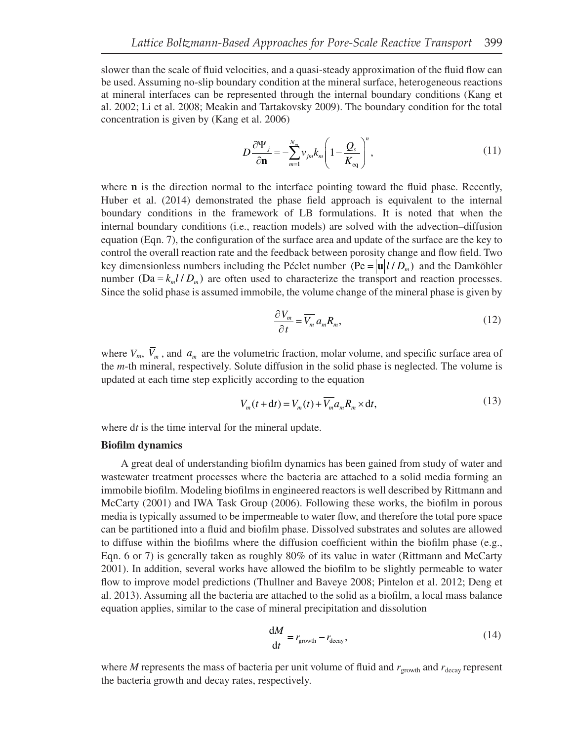slower than the scale of fluid velocities, and a quasi-steady approximation of the fluid flow can be used. Assuming no-slip boundary condition at the mineral surface, heterogeneous reactions at mineral interfaces can be represented through the internal boundary conditions (Kang et al. 2002; Li et al. 2008; Meakin and Tartakovsky 2009). The boundary condition for the total concentration is given by (Kang et al. 2006)

$$D\frac{\partial \Psi_j}{\partial \mathbf{n}} = -\sum_{m=1}^{N_m} v_{jm} k_m \left(1 - \frac{Q_s}{K_{\text{eq}}}\right)^n, \tag{11}$$

where $\mathbf{n}$ is the direction normal to the interface pointing toward the fluid phase. Recently, Huber et al. (2014) demonstrated the phase field approach is equivalent to the internal boundary conditions in the framework of LB formulations. It is noted that when the internal boundary conditions (i.e., reaction models) are solved with the advection–diffusion equation (Eqn. 7), the configuration of the surface area and update of the surface are the key to control the overall reaction rate and the feedback between porosity change and flow field. Two key dimensionless numbers including the Péclet number $(\text{Pe} = |\mathbf{u}|l / D_m)$ and the Damköhler number $(\text{Da} = k_m l / D_m)$ are often used to characterize the transport and reaction processes. Since the solid phase is assumed immobile, the volume change of the mineral phase is given by

$$\frac{\partial V_m}{\partial t} = \overline{V_m} a_m R_m, \tag{12}$$

where $V_m$, $\overline{V}_m$, and $a_m$ are the volumetric fraction, molar volume, and specific surface area of the $m$-th mineral, respectively. Solute diffusion in the solid phase is neglected. The volume is updated at each time step explicitly according to the equation

$$V_m(t + \text{d}t) = V_m(t) + \overline{V_m} a_m R_m \times \text{d}t, \tag{13}$$

where d$t$ is the time interval for the mineral update.

**Biofilm dynamics**

A great deal of understanding biofilm dynamics has been gained from study of water and wastewater treatment processes where the bacteria are attached to a solid media forming an immobile biofilm. Modeling biofilms in engineered reactors is well described by Rittmann and McCarty (2001) and IWA Task Group (2006). Following these works, the biofilm in porous media is typically assumed to be impermeable to water flow, and therefore the total pore space can be partitioned into a fluid and biofilm phase. Dissolved substrates and solutes are allowed to diffuse within the biofilms where the diffusion coefficient within the biofilm phase (e.g., Eqn. 6 or 7) is generally taken as roughly 80% of its value in water (Rittmann and McCarty 2001). In addition, several works have allowed the biofilm to be slightly permeable to water flow to improve model predictions (Thullner and Baveye 2008; Pintelon et al. 2012; Deng et al. 2013). Assuming all the bacteria are attached to the solid as a biofilm, a local mass balance equation applies, similar to the case of mineral precipitation and dissolution

$$\frac{\text{d}M}{\text{d}t} = r_{\text{growth}} - r_{\text{decay}}, \tag{14}$$

where $M$ represents the mass of bacteria per unit volume of fluid and $r_{\text{growth}}$ and $r_{\text{decay}}$ represent the bacteria growth and decay rates, respectively.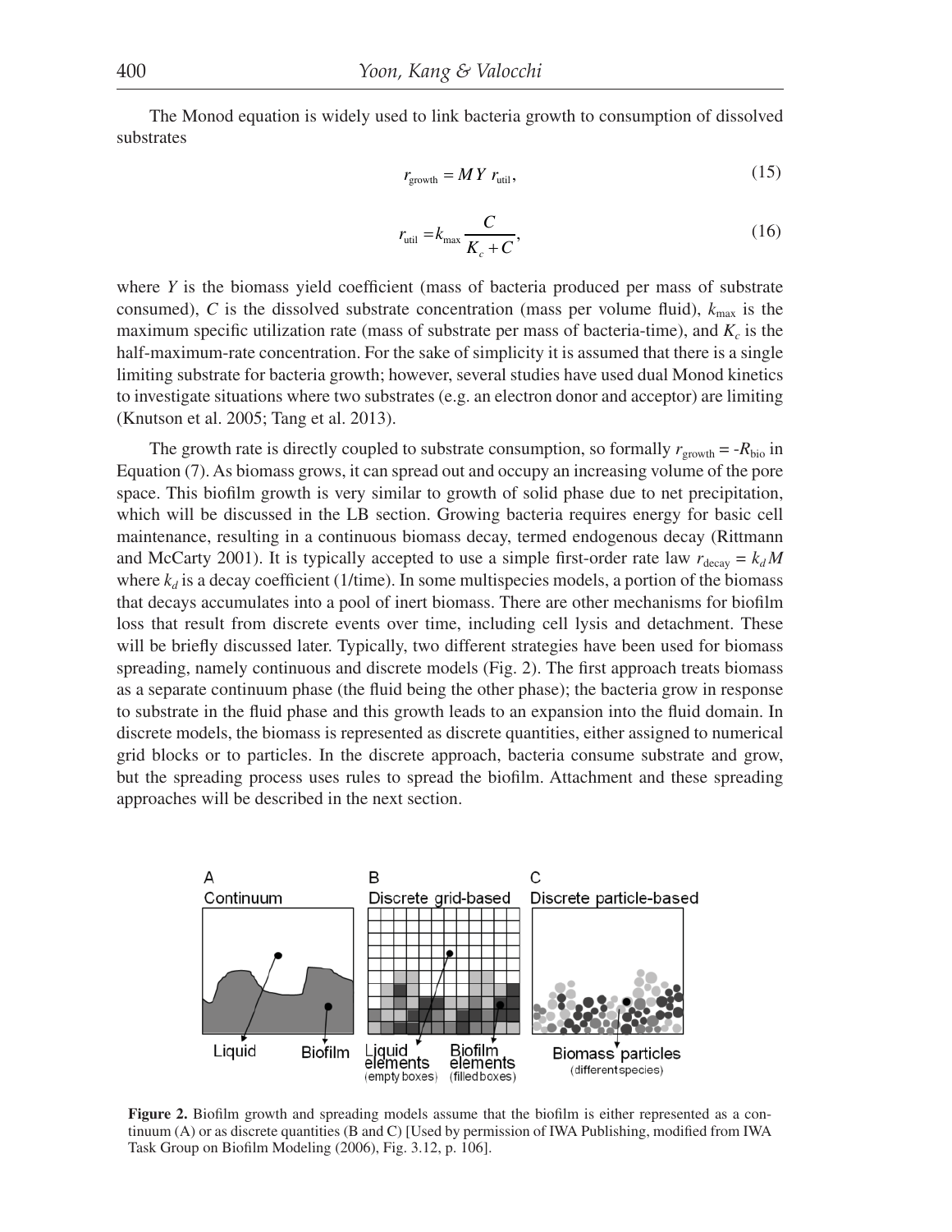The Monod equation is widely used to link bacteria growth to consumption of dissolved substrates

$$r_{\text{growth}} = M\,Y\,r_{\text{util}}, \tag{15}$$

$$r_{\text{util}} = k_{\max} \frac{C}{K_c + C}, \tag{16}$$

where $Y$ is the biomass yield coefficient (mass of bacteria produced per mass of substrate consumed), $C$ is the dissolved substrate concentration (mass per volume fluid), $k_{\max}$ is the maximum specific utilization rate (mass of substrate per mass of bacteria-time), and $K_c$ is the half-maximum-rate concentration. For the sake of simplicity it is assumed that there is a single limiting substrate for bacteria growth; however, several studies have used dual Monod kinetics to investigate situations where two substrates (e.g. an electron donor and acceptor) are limiting (Knutson et al. 2005; Tang et al. 2013).

The growth rate is directly coupled to substrate consumption, so formally $r_{\text{growth}} = -R_{\text{bio}}$ in Equation (7). As biomass grows, it can spread out and occupy an increasing volume of the pore space. This biofilm growth is very similar to growth of solid phase due to net precipitation, which will be discussed in the LB section. Growing bacteria requires energy for basic cell maintenance, resulting in a continuous biomass decay, termed endogenous decay (Rittmann and McCarty 2001). It is typically accepted to use a simple first-order rate law $r_{\text{decay}} = k_d M$ where $k_d$ is a decay coefficient (1/time). In some multispecies models, a portion of the biomass that decays accumulates into a pool of inert biomass. There are other mechanisms for biofilm loss that result from discrete events over time, including cell lysis and detachment. These will be briefly discussed later. Typically, two different strategies have been used for biomass spreading, namely continuous and discrete models (Fig. 2). The first approach treats biomass as a separate continuum phase (the fluid being the other phase); the bacteria grow in response to substrate in the fluid phase and this growth leads to an expansion into the fluid domain. In discrete models, the biomass is represented as discrete quantities, either assigned to numerical grid blocks or to particles. In the discrete approach, bacteria consume substrate and grow, but the spreading process uses rules to spread the biofilm. Attachment and these spreading approaches will be described in the next section.

**Figure 2.** Biofilm growth and spreading models assume that the biofilm is either represented as a continuum (A) or as discrete quantities (B and C) [Used by permission of IWA Publishing, modified from IWA Task Group on Biofilm Modeling (2006), Fig. 3.12, p. 106].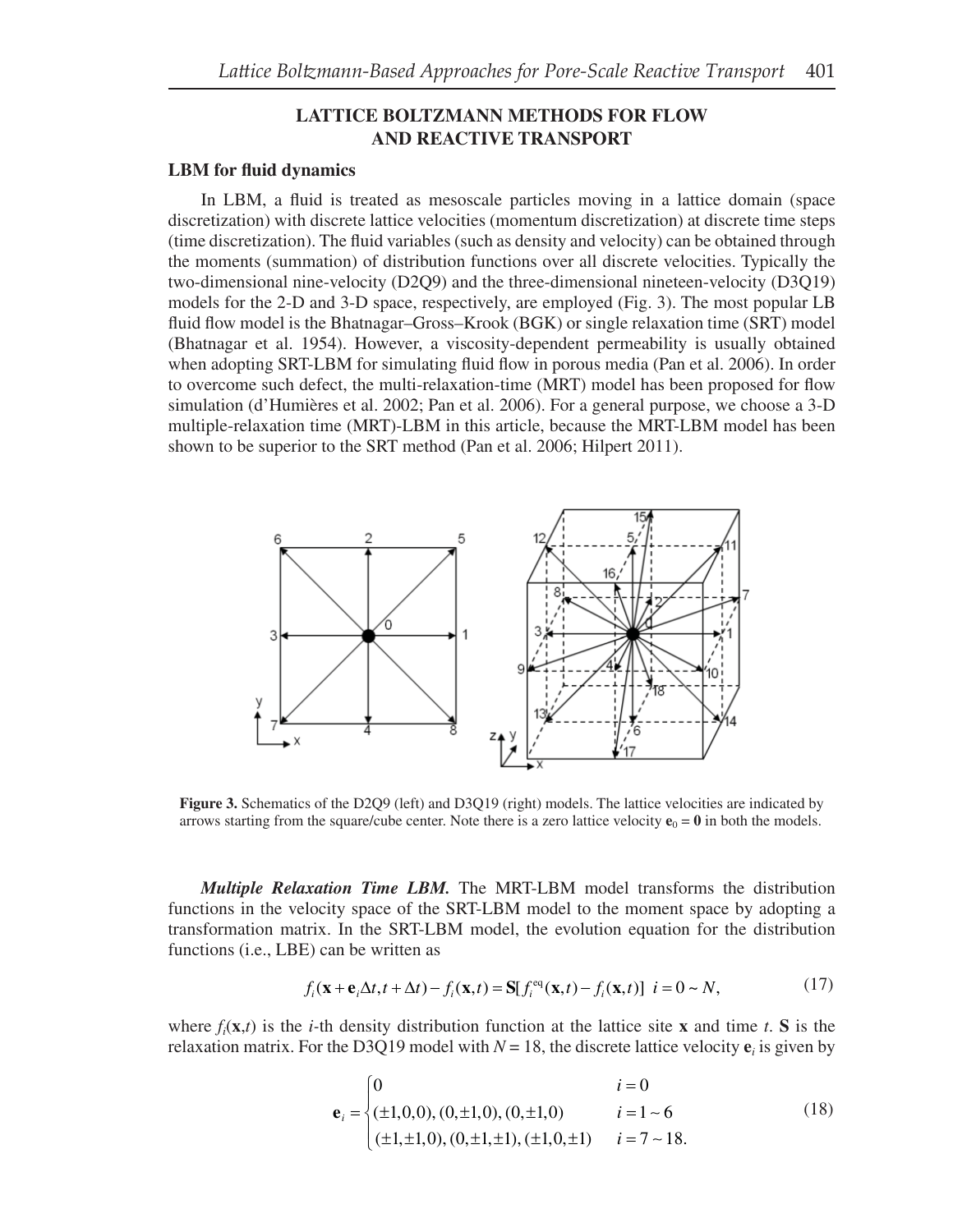# LATTICE BOLTZMANN METHODS FOR FLOW AND REACTIVE TRANSPORT

## LBM for fluid dynamics

In LBM, a fluid is treated as mesoscale particles moving in a lattice domain (space discretization) with discrete lattice velocities (momentum discretization) at discrete time steps (time discretization). The fluid variables (such as density and velocity) can be obtained through the moments (summation) of distribution functions over all discrete velocities. Typically the two-dimensional nine-velocity (D2Q9) and the three-dimensional nineteen-velocity (D3Q19) models for the 2-D and 3-D space, respectively, are employed (Fig. 3). The most popular LB fluid flow model is the Bhatnagar–Gross–Krook (BGK) or single relaxation time (SRT) model (Bhatnagar et al. 1954). However, a viscosity-dependent permeability is usually obtained when adopting SRT-LBM for simulating fluid flow in porous media (Pan et al. 2006). In order to overcome such defect, the multi-relaxation-time (MRT) model has been proposed for flow simulation (d'Humières et al. 2002; Pan et al. 2006). For a general purpose, we choose a 3-D multiple-relaxation time (MRT)-LBM in this article, because the MRT-LBM model has been shown to be superior to the SRT method (Pan et al. 2006; Hilpert 2011).

**Figure 3.** Schematics of the D2Q9 (left) and D3Q19 (right) models. The lattice velocities are indicated by arrows starting from the square/cube center. Note there is a zero lattice velocity $\mathbf{e}_0 = \mathbf{0}$ in both the models.

***Multiple Relaxation Time LBM.*** The MRT-LBM model transforms the distribution functions in the velocity space of the SRT-LBM model to the moment space by adopting a transformation matrix. In the SRT-LBM model, the evolution equation for the distribution functions (i.e., LBE) can be written as

$$f_i(\mathbf{x}+\mathbf{e}_i\Delta t, t+\Delta t) - f_i(\mathbf{x},t) = \mathbf{S}[f_i^{\text{eq}}(\mathbf{x},t) - f_i(\mathbf{x},t)] \quad i = 0 \sim N, \tag{17}$$

where $f_i(\mathbf{x},t)$ is the $i$-th density distribution function at the lattice site $\mathbf{x}$ and time $t$. $\mathbf{S}$ is the relaxation matrix. For the D3Q19 model with $N = 18$, the discrete lattice velocity $\mathbf{e}_i$ is given by

$$\mathbf{e}_i = \begin{cases} 0 & i = 0 \\ (\pm1,0,0), (0,\pm1,0), (0,\pm1,0) & i = 1 \sim 6 \\ (\pm1,\pm1,0), (0,\pm1,\pm1), (\pm1,0,\pm1) & i = 7 \sim 18. \end{cases} \tag{18}$$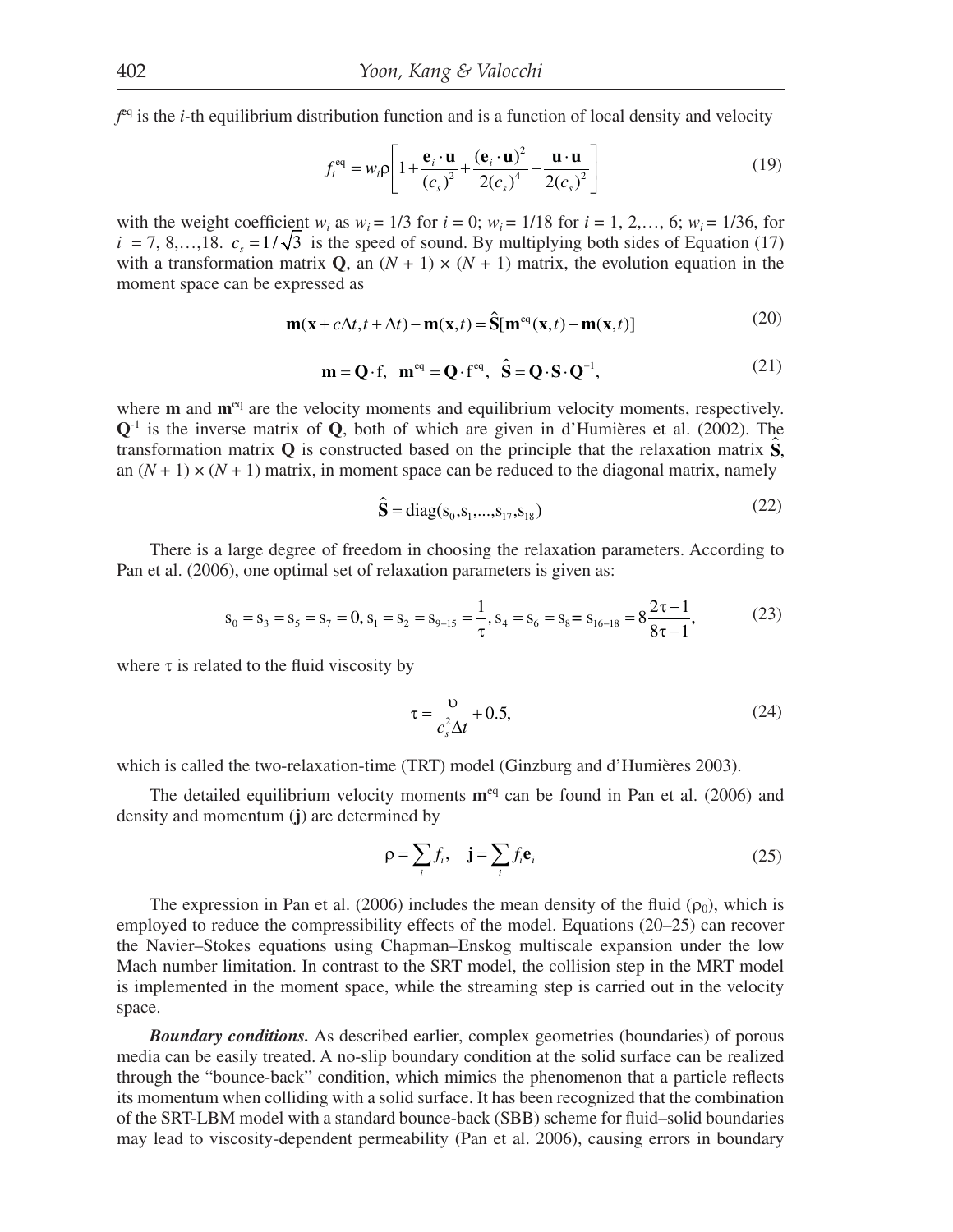$f^{eq}$ is the $i$-th equilibrium distribution function and is a function of local density and velocity

$$f_i^{eq} = w_i \rho \left[ 1 + \frac{\mathbf{e}_i \cdot \mathbf{u}}{(c_s)^2} + \frac{(\mathbf{e}_i \cdot \mathbf{u})^2}{2(c_s)^4} - \frac{\mathbf{u} \cdot \mathbf{u}}{2(c_s)^2} \right] \tag{19}$$

with the weight coefficient $w_i$ as $w_i = 1/3$ for $i = 0$; $w_i = 1/18$ for $i = 1, 2, \ldots, 6$; $w_i = 1/36$, for $i = 7, 8, \ldots, 18$. $c_s = 1/\sqrt{3}$ is the speed of sound. By multiplying both sides of Equation (17) with a transformation matrix $\mathbf{Q}$, an $(N + 1) \times (N + 1)$ matrix, the evolution equation in the moment space can be expressed as

$$\mathbf{m}(\mathbf{x} + c\Delta t, t + \Delta t) - \mathbf{m}(\mathbf{x}, t) = \hat{\mathbf{S}}[\mathbf{m}^{eq}(\mathbf{x}, t) - \mathbf{m}(\mathbf{x}, t)] \tag{20}$$

$$\mathbf{m} = \mathbf{Q} \cdot \mathrm{f}, \quad \mathbf{m}^{eq} = \mathbf{Q} \cdot \mathrm{f}^{eq}, \quad \hat{\mathbf{S}} = \mathbf{Q} \cdot \mathbf{S} \cdot \mathbf{Q}^{-1}, \tag{21}$$

where $\mathbf{m}$ and $\mathbf{m}^{eq}$ are the velocity moments and equilibrium velocity moments, respectively. $\mathbf{Q}^{-1}$ is the inverse matrix of $\mathbf{Q}$, both of which are given in d'Humières et al. (2002). The transformation matrix $\mathbf{Q}$ is constructed based on the principle that the relaxation matrix $\hat{\mathbf{S}}$, an $(N + 1) \times (N + 1)$ matrix, in moment space can be reduced to the diagonal matrix, namely

$$\hat{\mathbf{S}} = \mathrm{diag}(s_0, s_1, \ldots, s_{17}, s_{18}) \tag{22}$$

There is a large degree of freedom in choosing the relaxation parameters. According to Pan et al. (2006), one optimal set of relaxation parameters is given as:

$$s_0 = s_3 = s_5 = s_7 = 0, s_1 = s_2 = s_{9-15} = \frac{1}{\tau}, s_4 = s_6 = s_8 = s_{16-18} = 8\frac{2\tau - 1}{8\tau - 1}, \tag{23}$$

where $\tau$ is related to the fluid viscosity by

$$\tau = \frac{\upsilon}{c_s^2 \Delta t} + 0.5, \tag{24}$$

which is called the two-relaxation-time (TRT) model (Ginzburg and d'Humières 2003).

The detailed equilibrium velocity moments $\mathbf{m}^{eq}$ can be found in Pan et al. (2006) and density and momentum ($\mathbf{j}$) are determined by

$$\rho = \sum_i f_i, \quad \mathbf{j} = \sum_i f_i \mathbf{e}_i \tag{25}$$

The expression in Pan et al. (2006) includes the mean density of the fluid ($\rho_0$), which is employed to reduce the compressibility effects of the model. Equations (20–25) can recover the Navier–Stokes equations using Chapman–Enskog multiscale expansion under the low Mach number limitation. In contrast to the SRT model, the collision step in the MRT model is implemented in the moment space, while the streaming step is carried out in the velocity space.

***Boundary conditions.*** As described earlier, complex geometries (boundaries) of porous media can be easily treated. A no-slip boundary condition at the solid surface can be realized through the "bounce-back" condition, which mimics the phenomenon that a particle reflects its momentum when colliding with a solid surface. It has been recognized that the combination of the SRT-LBM model with a standard bounce-back (SBB) scheme for fluid–solid boundaries may lead to viscosity-dependent permeability (Pan et al. 2006), causing errors in boundary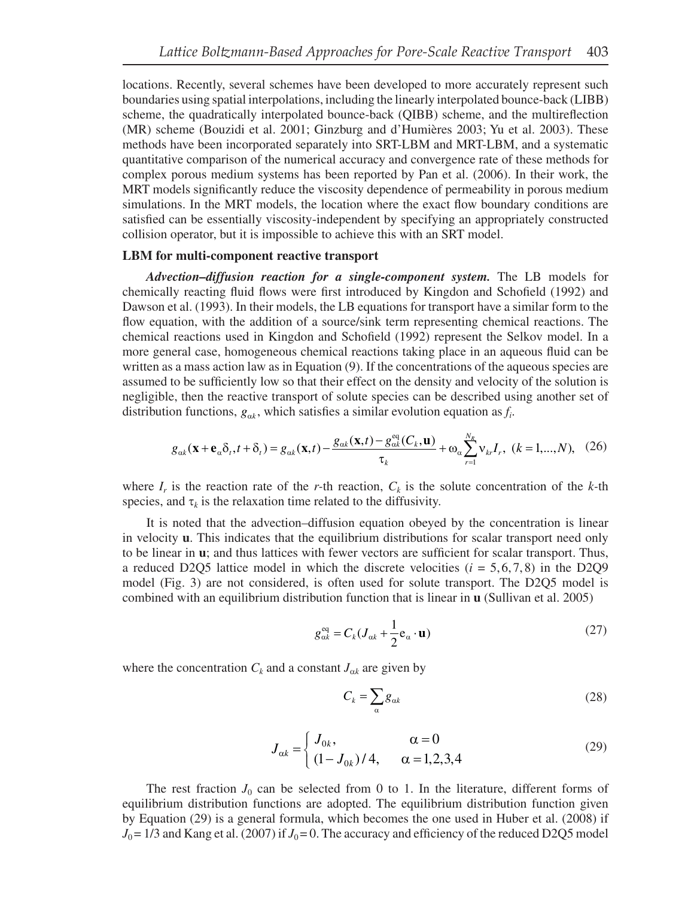locations. Recently, several schemes have been developed to more accurately represent such boundaries using spatial interpolations, including the linearly interpolated bounce-back (LIBB) scheme, the quadratically interpolated bounce-back (QIBB) scheme, and the multireflection (MR) scheme (Bouzidi et al. 2001; Ginzburg and d'Humières 2003; Yu et al. 2003). These methods have been incorporated separately into SRT-LBM and MRT-LBM, and a systematic quantitative comparison of the numerical accuracy and convergence rate of these methods for complex porous medium systems has been reported by Pan et al. (2006). In their work, the MRT models significantly reduce the viscosity dependence of permeability in porous medium simulations. In the MRT models, the location where the exact flow boundary conditions are satisfied can be essentially viscosity-independent by specifying an appropriately constructed collision operator, but it is impossible to achieve this with an SRT model.

**LBM for multi-component reactive transport**

***Advection–diffusion reaction for a single-component system.*** The LB models for chemically reacting fluid flows were first introduced by Kingdon and Schofield (1992) and Dawson et al. (1993). In their models, the LB equations for transport have a similar form to the flow equation, with the addition of a source/sink term representing chemical reactions. The chemical reactions used in Kingdon and Schofield (1992) represent the Selkov model. In a more general case, homogeneous chemical reactions taking place in an aqueous fluid can be written as a mass action law as in Equation (9). If the concentrations of the aqueous species are assumed to be sufficiently low so that their effect on the density and velocity of the solution is negligible, then the reactive transport of solute species can be described using another set of distribution functions, $g_{\alpha k}$, which satisfies a similar evolution equation as $f_i$.

$$g_{\alpha k}(\mathbf{x}+\mathbf{e}_\alpha\delta_t, t+\delta_t) = g_{\alpha k}(\mathbf{x},t) - \frac{g_{\alpha k}(\mathbf{x},t) - g_{\alpha k}^{\mathrm{eq}}(C_k,\mathbf{u})}{\tau_k} + \omega_\alpha \sum_{r=1}^{N_R} \nu_{kr} I_r, \quad (k = 1,...,N), \tag{26}$$

where $I_r$ is the reaction rate of the $r$-th reaction, $C_k$ is the solute concentration of the $k$-th species, and $\tau_k$ is the relaxation time related to the diffusivity.

It is noted that the advection–diffusion equation obeyed by the concentration is linear in velocity **u**. This indicates that the equilibrium distributions for scalar transport need only to be linear in **u**; and thus lattices with fewer vectors are sufficient for scalar transport. Thus, a reduced D2Q5 lattice model in which the discrete velocities ($i$ = 5, 6, 7, 8) in the D2Q9 model (Fig. 3) are not considered, is often used for solute transport. The D2Q5 model is combined with an equilibrium distribution function that is linear in **u** (Sullivan et al. 2005)

$$g_{\alpha k}^{\mathrm{eq}} = C_k\left(J_{\alpha k} + \frac{1}{2}\mathrm{e}_\alpha \cdot \mathbf{u}\right) \tag{27}$$

where the concentration $C_k$ and a constant $J_{\alpha k}$ are given by

$$C_k = \sum_\alpha g_{\alpha k} \tag{28}$$

$$J_{\alpha k} = \begin{cases} J_{0k}, & \alpha = 0 \\ (1-J_{0k})/4, & \alpha = 1,2,3,4 \end{cases} \tag{29}$$

The rest fraction $J_0$ can be selected from 0 to 1. In the literature, different forms of equilibrium distribution functions are adopted. The equilibrium distribution function given by Equation (29) is a general formula, which becomes the one used in Huber et al. (2008) if $J_0 = 1/3$ and Kang et al. (2007) if $J_0 = 0$. The accuracy and efficiency of the reduced D2Q5 model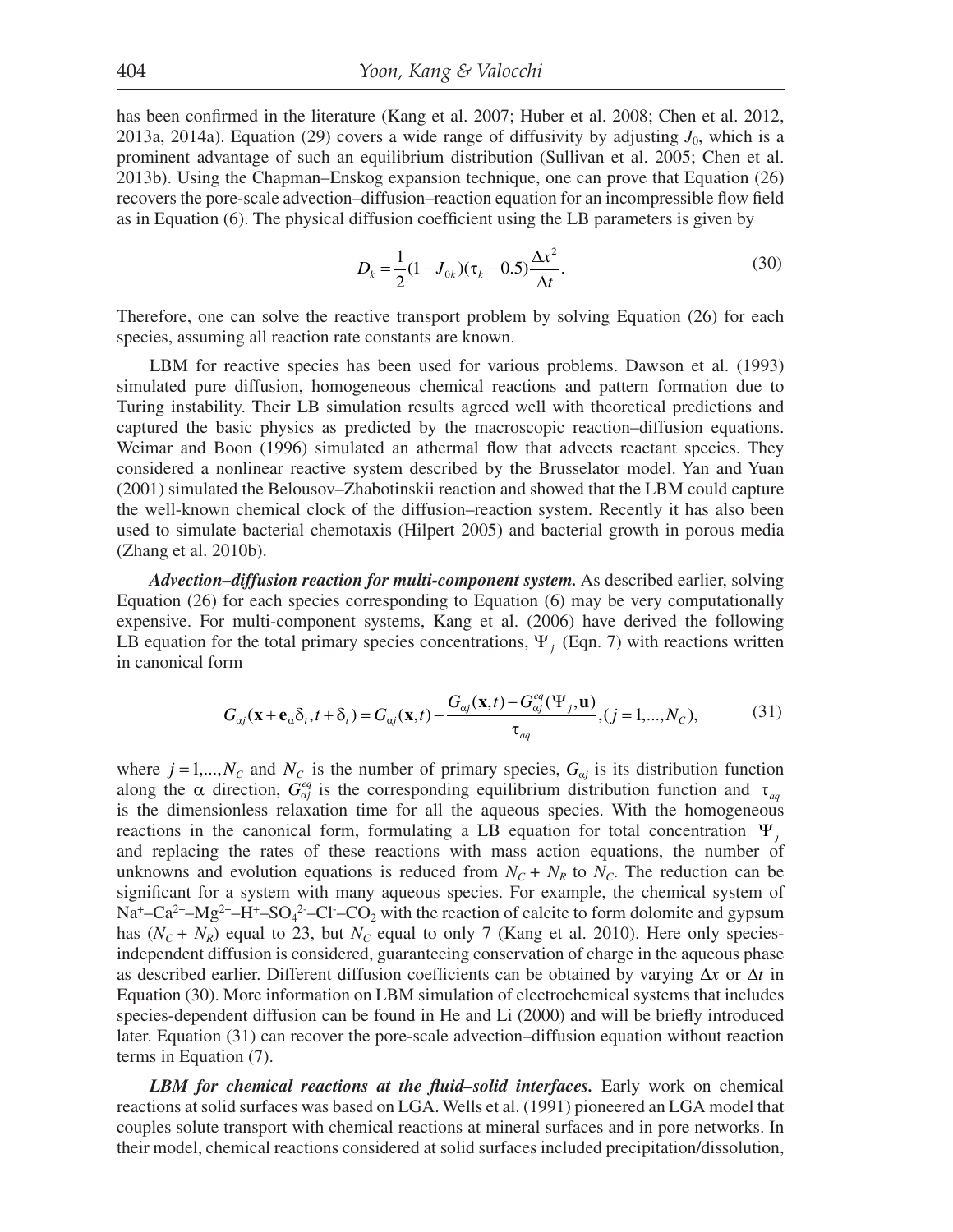has been confirmed in the literature (Kang et al. 2007; Huber et al. 2008; Chen et al. 2012, 2013a, 2014a). Equation (29) covers a wide range of diffusivity by adjusting $J_0$, which is a prominent advantage of such an equilibrium distribution (Sullivan et al. 2005; Chen et al. 2013b). Using the Chapman–Enskog expansion technique, one can prove that Equation (26) recovers the pore-scale advection–diffusion–reaction equation for an incompressible flow field as in Equation (6). The physical diffusion coefficient using the LB parameters is given by

$$D_k = \frac{1}{2}(1 - J_{0k})(\tau_k - 0.5)\frac{\Delta x^2}{\Delta t}. \tag{30}$$

Therefore, one can solve the reactive transport problem by solving Equation (26) for each species, assuming all reaction rate constants are known.

LBM for reactive species has been used for various problems. Dawson et al. (1993) simulated pure diffusion, homogeneous chemical reactions and pattern formation due to Turing instability. Their LB simulation results agreed well with theoretical predictions and captured the basic physics as predicted by the macroscopic reaction–diffusion equations. Weimar and Boon (1996) simulated an athermal flow that advects reactant species. They considered a nonlinear reactive system described by the Brusselator model. Yan and Yuan (2001) simulated the Belousov–Zhabotinskii reaction and showed that the LBM could capture the well-known chemical clock of the diffusion–reaction system. Recently it has also been used to simulate bacterial chemotaxis (Hilpert 2005) and bacterial growth in porous media (Zhang et al. 2010b).

***Advection–diffusion reaction for multi-component system.*** As described earlier, solving Equation (26) for each species corresponding to Equation (6) may be very computationally expensive. For multi-component systems, Kang et al. (2006) have derived the following LB equation for the total primary species concentrations, $\Psi_j$ (Eqn. 7) with reactions written in canonical form

$$G_{\alpha j}(\mathbf{x} + \mathbf{e}_\alpha \delta_t, t + \delta_t) = G_{\alpha j}(\mathbf{x}, t) - \frac{G_{\alpha j}(\mathbf{x}, t) - G_{\alpha j}^{eq}(\Psi_j, \mathbf{u})}{\tau_{aq}}, (j = 1, ..., N_C), \tag{31}$$

where $j = 1, ..., N_C$ and $N_C$ is the number of primary species, $G_{\alpha j}$ is its distribution function along the $\alpha$ direction, $G_{\alpha j}^{eq}$ is the corresponding equilibrium distribution function and $\tau_{aq}$ is the dimensionless relaxation time for all the aqueous species. With the homogeneous reactions in the canonical form, formulating a LB equation for total concentration $\Psi_j$ and replacing the rates of these reactions with mass action equations, the number of unknowns and evolution equations is reduced from $N_C + N_R$ to $N_C$. The reduction can be significant for a system with many aqueous species. For example, the chemical system of $Na^+$–$Ca^{2+}$–$Mg^{2+}$–$H^+$–$SO_4^{2-}$–$Cl^-$–$CO_2$ with the reaction of calcite to form dolomite and gypsum has $(N_C + N_R)$ equal to 23, but $N_C$ equal to only 7 (Kang et al. 2010). Here only species-independent diffusion is considered, guaranteeing conservation of charge in the aqueous phase as described earlier. Different diffusion coefficients can be obtained by varying $\Delta x$ or $\Delta t$ in Equation (30). More information on LBM simulation of electrochemical systems that includes species-dependent diffusion can be found in He and Li (2000) and will be briefly introduced later. Equation (31) can recover the pore-scale advection–diffusion equation without reaction terms in Equation (7).

***LBM for chemical reactions at the fluid–solid interfaces.*** Early work on chemical reactions at solid surfaces was based on LGA. Wells et al. (1991) pioneered an LGA model that couples solute transport with chemical reactions at mineral surfaces and in pore networks. In their model, chemical reactions considered at solid surfaces included precipitation/dissolution,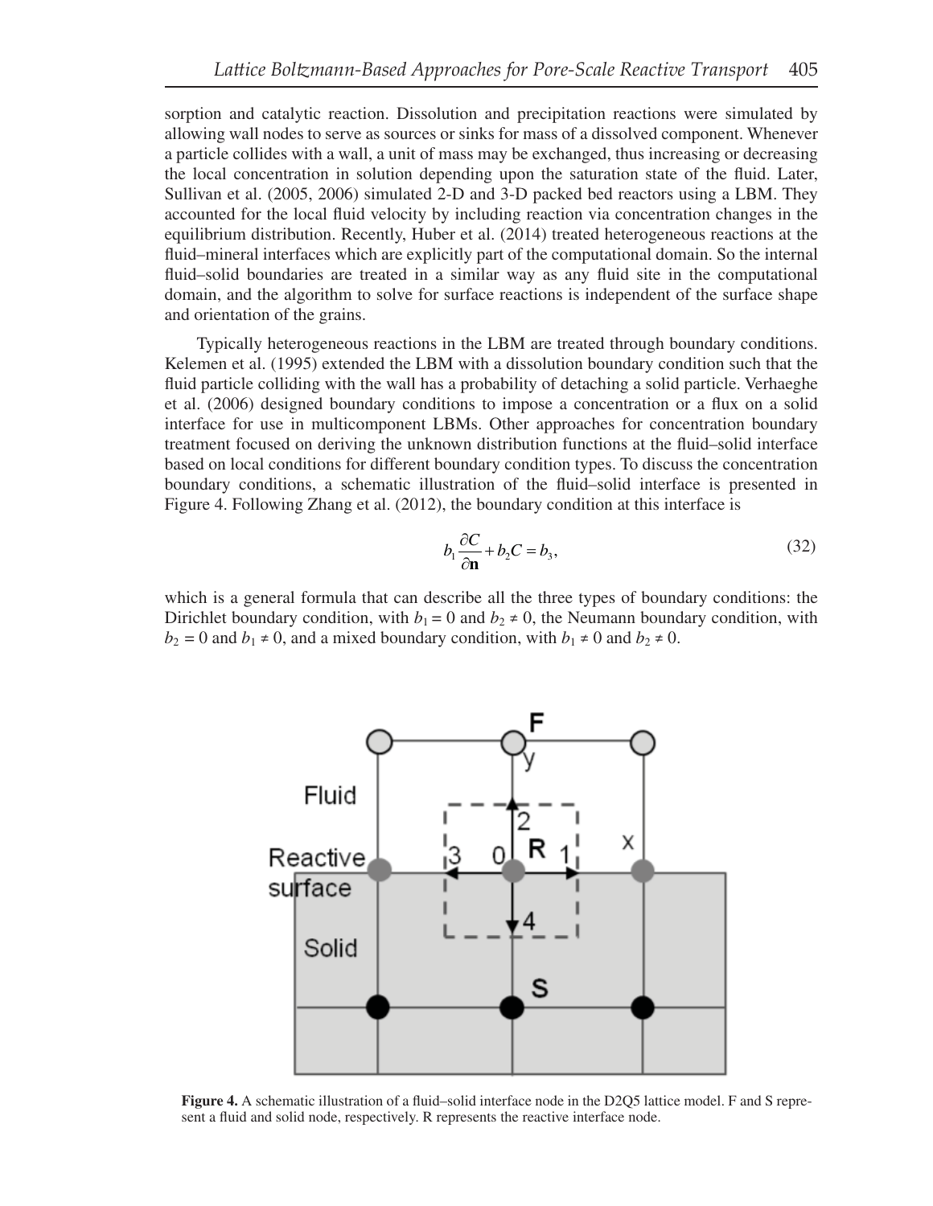sorption and catalytic reaction. Dissolution and precipitation reactions were simulated by allowing wall nodes to serve as sources or sinks for mass of a dissolved component. Whenever a particle collides with a wall, a unit of mass may be exchanged, thus increasing or decreasing the local concentration in solution depending upon the saturation state of the fluid. Later, Sullivan et al. (2005, 2006) simulated 2-D and 3-D packed bed reactors using a LBM. They accounted for the local fluid velocity by including reaction via concentration changes in the equilibrium distribution. Recently, Huber et al. (2014) treated heterogeneous reactions at the fluid–mineral interfaces which are explicitly part of the computational domain. So the internal fluid–solid boundaries are treated in a similar way as any fluid site in the computational domain, and the algorithm to solve for surface reactions is independent of the surface shape and orientation of the grains.

Typically heterogeneous reactions in the LBM are treated through boundary conditions. Kelemen et al. (1995) extended the LBM with a dissolution boundary condition such that the fluid particle colliding with the wall has a probability of detaching a solid particle. Verhaeghe et al. (2006) designed boundary conditions to impose a concentration or a flux on a solid interface for use in multicomponent LBMs. Other approaches for concentration boundary treatment focused on deriving the unknown distribution functions at the fluid–solid interface based on local conditions for different boundary condition types. To discuss the concentration boundary conditions, a schematic illustration of the fluid–solid interface is presented in Figure 4. Following Zhang et al. (2012), the boundary condition at this interface is

$$b_1 \frac{\partial C}{\partial \mathbf{n}} + b_2 C = b_3, \tag{32}$$

which is a general formula that can describe all the three types of boundary conditions: the Dirichlet boundary condition, with $b_1 = 0$ and $b_2 \neq 0$, the Neumann boundary condition, with $b_2 = 0$ and $b_1 \neq 0$, and a mixed boundary condition, with $b_1 \neq 0$ and $b_2 \neq 0$.

**Figure 4.** A schematic illustration of a fluid–solid interface node in the D2Q5 lattice model. F and S represent a fluid and solid node, respectively. R represents the reactive interface node.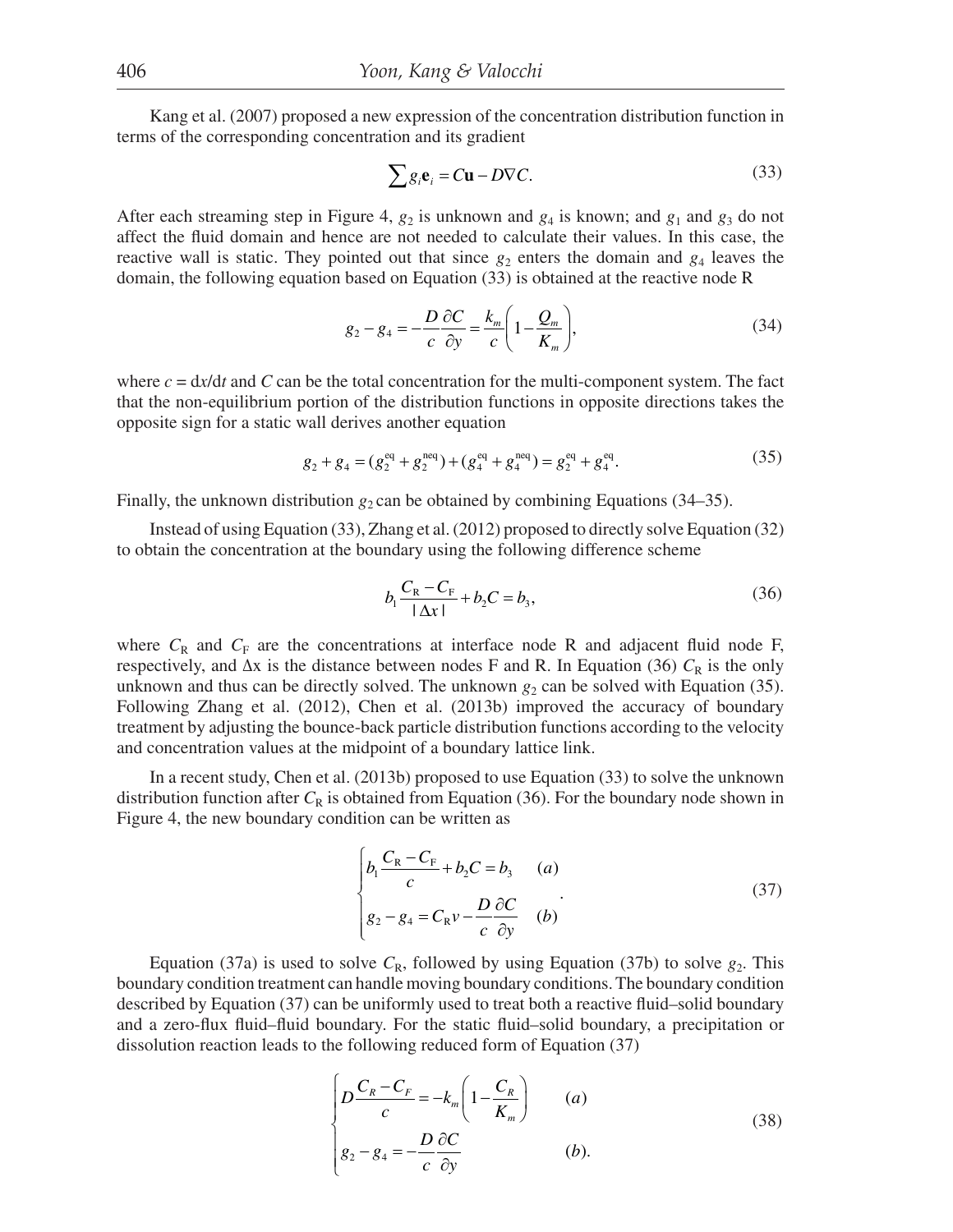Kang et al. (2007) proposed a new expression of the concentration distribution function in terms of the corresponding concentration and its gradient

$$\sum g_i \mathbf{e}_i = C\mathbf{u} - D\nabla C. \tag{33}$$

After each streaming step in Figure 4, $g_2$ is unknown and $g_4$ is known; and $g_1$ and $g_3$ do not affect the fluid domain and hence are not needed to calculate their values. In this case, the reactive wall is static. They pointed out that since $g_2$ enters the domain and $g_4$ leaves the domain, the following equation based on Equation (33) is obtained at the reactive node R

$$g_2 - g_4 = -\frac{D}{c}\frac{\partial C}{\partial y} = \frac{k_m}{c}\left(1 - \frac{Q_m}{K_m}\right), \tag{34}$$

where $c = \mathrm{d}x/\mathrm{d}t$ and $C$ can be the total concentration for the multi-component system. The fact that the non-equilibrium portion of the distribution functions in opposite directions takes the opposite sign for a static wall derives another equation

$$g_2 + g_4 = (g_2^{\mathrm{eq}} + g_2^{\mathrm{neq}}) + (g_4^{\mathrm{eq}} + g_4^{\mathrm{neq}}) = g_2^{\mathrm{eq}} + g_4^{\mathrm{eq}}. \tag{35}$$

Finally, the unknown distribution $g_2$ can be obtained by combining Equations (34–35).

Instead of using Equation (33), Zhang et al. (2012) proposed to directly solve Equation (32) to obtain the concentration at the boundary using the following difference scheme

$$b_1 \frac{C_{\mathrm{R}} - C_{\mathrm{F}}}{|\Delta x|} + b_2 C = b_3, \tag{36}$$

where $C_{\mathrm{R}}$ and $C_{\mathrm{F}}$ are the concentrations at interface node R and adjacent fluid node F, respectively, and $\Delta x$ is the distance between nodes F and R. In Equation (36) $C_{\mathrm{R}}$ is the only unknown and thus can be directly solved. The unknown $g_2$ can be solved with Equation (35). Following Zhang et al. (2012), Chen et al. (2013b) improved the accuracy of boundary treatment by adjusting the bounce-back particle distribution functions according to the velocity and concentration values at the midpoint of a boundary lattice link.

In a recent study, Chen et al. (2013b) proposed to use Equation (33) to solve the unknown distribution function after $C_{\mathrm{R}}$ is obtained from Equation (36). For the boundary node shown in Figure 4, the new boundary condition can be written as

$$\begin{cases} b_1 \dfrac{C_{\mathrm{R}} - C_{\mathrm{F}}}{c} + b_2 C = b_3 & (a) \\ g_2 - g_4 = C_{\mathrm{R}} v - \dfrac{D}{c}\dfrac{\partial C}{\partial y} & (b) \end{cases}. \tag{37}$$

Equation (37a) is used to solve $C_{\mathrm{R}}$, followed by using Equation (37b) to solve $g_2$. This boundary condition treatment can handle moving boundary conditions. The boundary condition described by Equation (37) can be uniformly used to treat both a reactive fluid–solid boundary and a zero-flux fluid–fluid boundary. For the static fluid–solid boundary, a precipitation or dissolution reaction leads to the following reduced form of Equation (37)

$$\begin{cases} D\dfrac{C_R - C_F}{c} = -k_m\left(1 - \dfrac{C_R}{K_m}\right) & (a) \\ g_2 - g_4 = -\dfrac{D}{c}\dfrac{\partial C}{\partial y} & (b). \end{cases} \tag{38}$$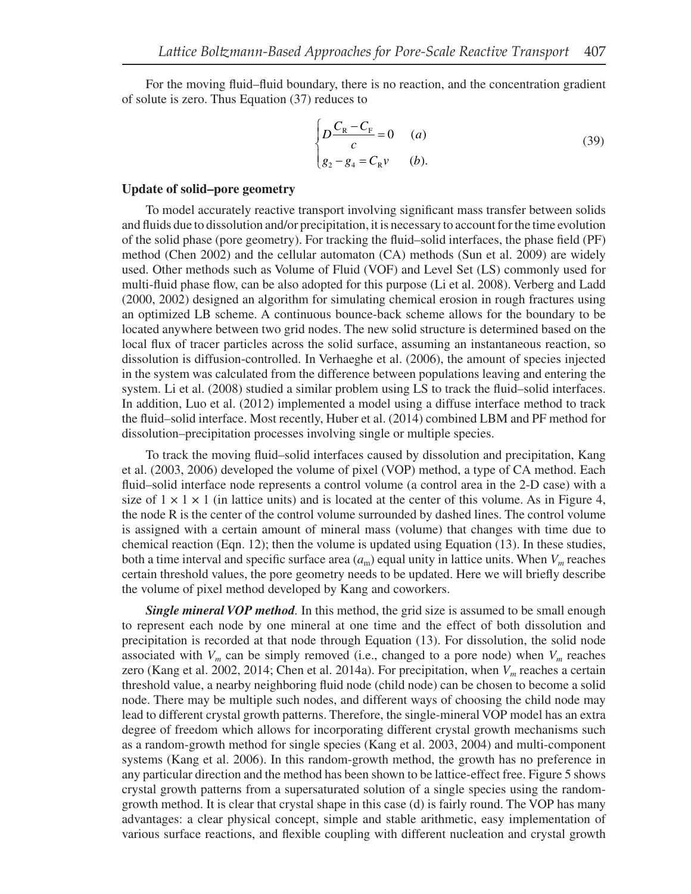For the moving fluid–fluid boundary, there is no reaction, and the concentration gradient of solute is zero. Thus Equation (37) reduces to

$$
\begin{cases} D\dfrac{C_{\mathrm{R}}-C_{\mathrm{F}}}{c}=0 & (a) \\ g_2-g_4=C_{\mathrm{R}}v & (b). \end{cases} \tag{39}
$$

**Update of solid–pore geometry**

To model accurately reactive transport involving significant mass transfer between solids and fluids due to dissolution and/or precipitation, it is necessary to account for the time evolution of the solid phase (pore geometry). For tracking the fluid–solid interfaces, the phase field (PF) method (Chen 2002) and the cellular automaton (CA) methods (Sun et al. 2009) are widely used. Other methods such as Volume of Fluid (VOF) and Level Set (LS) commonly used for multi-fluid phase flow, can be also adopted for this purpose (Li et al. 2008). Verberg and Ladd (2000, 2002) designed an algorithm for simulating chemical erosion in rough fractures using an optimized LB scheme. A continuous bounce-back scheme allows for the boundary to be located anywhere between two grid nodes. The new solid structure is determined based on the local flux of tracer particles across the solid surface, assuming an instantaneous reaction, so dissolution is diffusion-controlled. In Verhaeghe et al. (2006), the amount of species injected in the system was calculated from the difference between populations leaving and entering the system. Li et al. (2008) studied a similar problem using LS to track the fluid–solid interfaces. In addition, Luo et al. (2012) implemented a model using a diffuse interface method to track the fluid–solid interface. Most recently, Huber et al. (2014) combined LBM and PF method for dissolution–precipitation processes involving single or multiple species.

To track the moving fluid–solid interfaces caused by dissolution and precipitation, Kang et al. (2003, 2006) developed the volume of pixel (VOP) method, a type of CA method. Each fluid–solid interface node represents a control volume (a control area in the 2-D case) with a size of $1 \times 1 \times 1$ (in lattice units) and is located at the center of this volume. As in Figure 4, the node R is the center of the control volume surrounded by dashed lines. The control volume is assigned with a certain amount of mineral mass (volume) that changes with time due to chemical reaction (Eqn. 12); then the volume is updated using Equation (13). In these studies, both a time interval and specific surface area ($a_{\mathrm{m}}$) equal unity in lattice units. When $V_m$ reaches certain threshold values, the pore geometry needs to be updated. Here we will briefly describe the volume of pixel method developed by Kang and coworkers.

***Single mineral VOP method***. In this method, the grid size is assumed to be small enough to represent each node by one mineral at one time and the effect of both dissolution and precipitation is recorded at that node through Equation (13). For dissolution, the solid node associated with $V_m$ can be simply removed (i.e., changed to a pore node) when $V_m$ reaches zero (Kang et al. 2002, 2014; Chen et al. 2014a). For precipitation, when $V_m$ reaches a certain threshold value, a nearby neighboring fluid node (child node) can be chosen to become a solid node. There may be multiple such nodes, and different ways of choosing the child node may lead to different crystal growth patterns. Therefore, the single-mineral VOP model has an extra degree of freedom which allows for incorporating different crystal growth mechanisms such as a random-growth method for single species (Kang et al. 2003, 2004) and multi-component systems (Kang et al. 2006). In this random-growth method, the growth has no preference in any particular direction and the method has been shown to be lattice-effect free. Figure 5 shows crystal growth patterns from a supersaturated solution of a single species using the random-growth method. It is clear that crystal shape in this case (d) is fairly round. The VOP has many advantages: a clear physical concept, simple and stable arithmetic, easy implementation of various surface reactions, and flexible coupling with different nucleation and crystal growth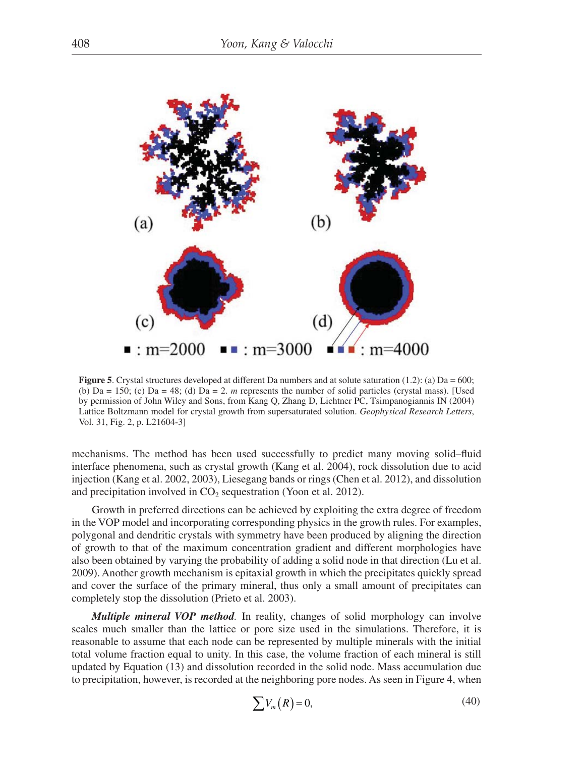Figure 5. Crystal structures developed at different Da numbers and at solute saturation (1.2): (a) Da = 600; (b) Da = 150; (c) Da = 48; (d) Da = 2. *m* represents the number of solid particles (crystal mass). [Used by permission of John Wiley and Sons, from Kang Q, Zhang D, Lichtner PC, Tsimpanogiannis IN (2004) Lattice Boltzmann model for crystal growth from supersaturated solution. *Geophysical Research Letters*, Vol. 31, Fig. 2, p. L21604-3]

mechanisms. The method has been used successfully to predict many moving solid–fluid interface phenomena, such as crystal growth (Kang et al. 2004), rock dissolution due to acid injection (Kang et al. 2002, 2003), Liesegang bands or rings (Chen et al. 2012), and dissolution and precipitation involved in $CO_2$ sequestration (Yoon et al. 2012).

Growth in preferred directions can be achieved by exploiting the extra degree of freedom in the VOP model and incorporating corresponding physics in the growth rules. For examples, polygonal and dendritic crystals with symmetry have been produced by aligning the direction of growth to that of the maximum concentration gradient and different morphologies have also been obtained by varying the probability of adding a solid node in that direction (Lu et al. 2009). Another growth mechanism is epitaxial growth in which the precipitates quickly spread and cover the surface of the primary mineral, thus only a small amount of precipitates can completely stop the dissolution (Prieto et al. 2003).

***Multiple mineral VOP method.*** In reality, changes of solid morphology can involve scales much smaller than the lattice or pore size used in the simulations. Therefore, it is reasonable to assume that each node can be represented by multiple minerals with the initial total volume fraction equal to unity. In this case, the volume fraction of each mineral is still updated by Equation (13) and dissolution recorded in the solid node. Mass accumulation due to precipitation, however, is recorded at the neighboring pore nodes. As seen in Figure 4, when

$$\sum V_m(R) = 0, \tag{40}$$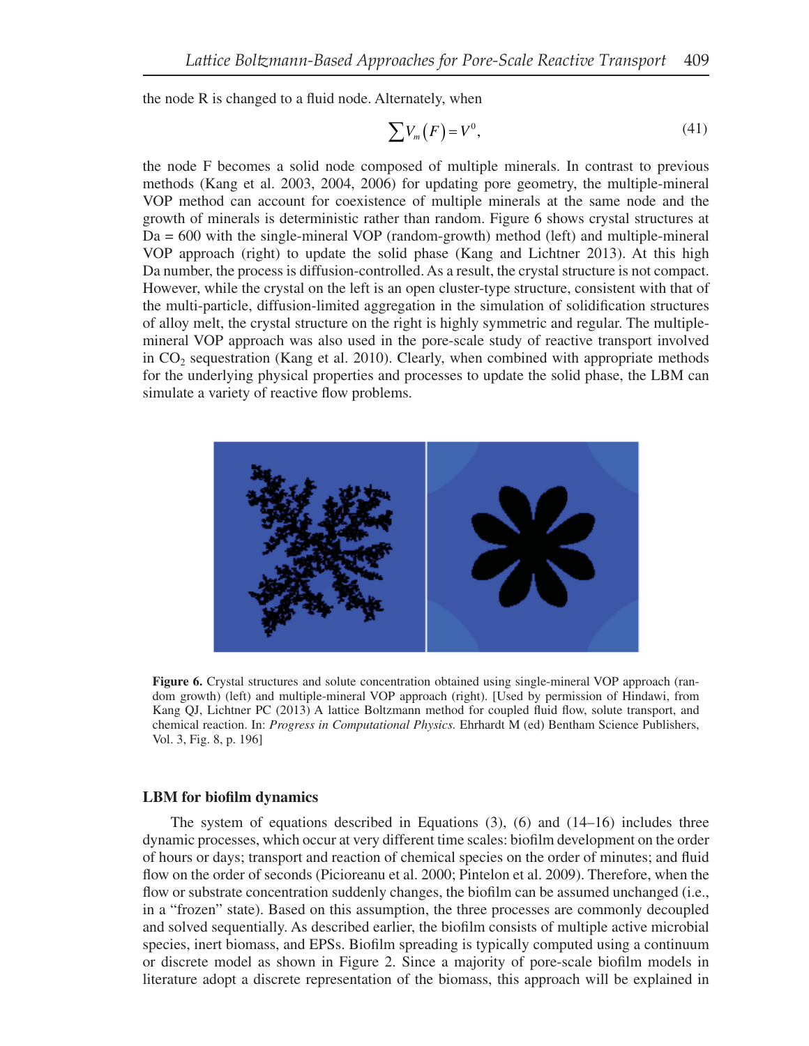the node R is changed to a fluid node. Alternately, when

$$\sum V_m(F) = V^0, \tag{41}$$

the node F becomes a solid node composed of multiple minerals. In contrast to previous methods (Kang et al. 2003, 2004, 2006) for updating pore geometry, the multiple-mineral VOP method can account for coexistence of multiple minerals at the same node and the growth of minerals is deterministic rather than random. Figure 6 shows crystal structures at Da = 600 with the single-mineral VOP (random-growth) method (left) and multiple-mineral VOP approach (right) to update the solid phase (Kang and Lichtner 2013). At this high Da number, the process is diffusion-controlled. As a result, the crystal structure is not compact. However, while the crystal on the left is an open cluster-type structure, consistent with that of the multi-particle, diffusion-limited aggregation in the simulation of solidification structures of alloy melt, the crystal structure on the right is highly symmetric and regular. The multiple-mineral VOP approach was also used in the pore-scale study of reactive transport involved in $CO_2$ sequestration (Kang et al. 2010). Clearly, when combined with appropriate methods for the underlying physical properties and processes to update the solid phase, the LBM can simulate a variety of reactive flow problems.

**Figure 6.** Crystal structures and solute concentration obtained using single-mineral VOP approach (random growth) (left) and multiple-mineral VOP approach (right). [Used by permission of Hindawi, from Kang QJ, Lichtner PC (2013) A lattice Boltzmann method for coupled fluid flow, solute transport, and chemical reaction. In: *Progress in Computational Physics.* Ehrhardt M (ed) Bentham Science Publishers, Vol. 3, Fig. 8, p. 196]

### LBM for biofilm dynamics

The system of equations described in Equations (3), (6) and (14–16) includes three dynamic processes, which occur at very different time scales: biofilm development on the order of hours or days; transport and reaction of chemical species on the order of minutes; and fluid flow on the order of seconds (Picioreanu et al. 2000; Pintelon et al. 2009). Therefore, when the flow or substrate concentration suddenly changes, the biofilm can be assumed unchanged (i.e., in a "frozen" state). Based on this assumption, the three processes are commonly decoupled and solved sequentially. As described earlier, the biofilm consists of multiple active microbial species, inert biomass, and EPSs. Biofilm spreading is typically computed using a continuum or discrete model as shown in Figure 2. Since a majority of pore-scale biofilm models in literature adopt a discrete representation of the biomass, this approach will be explained in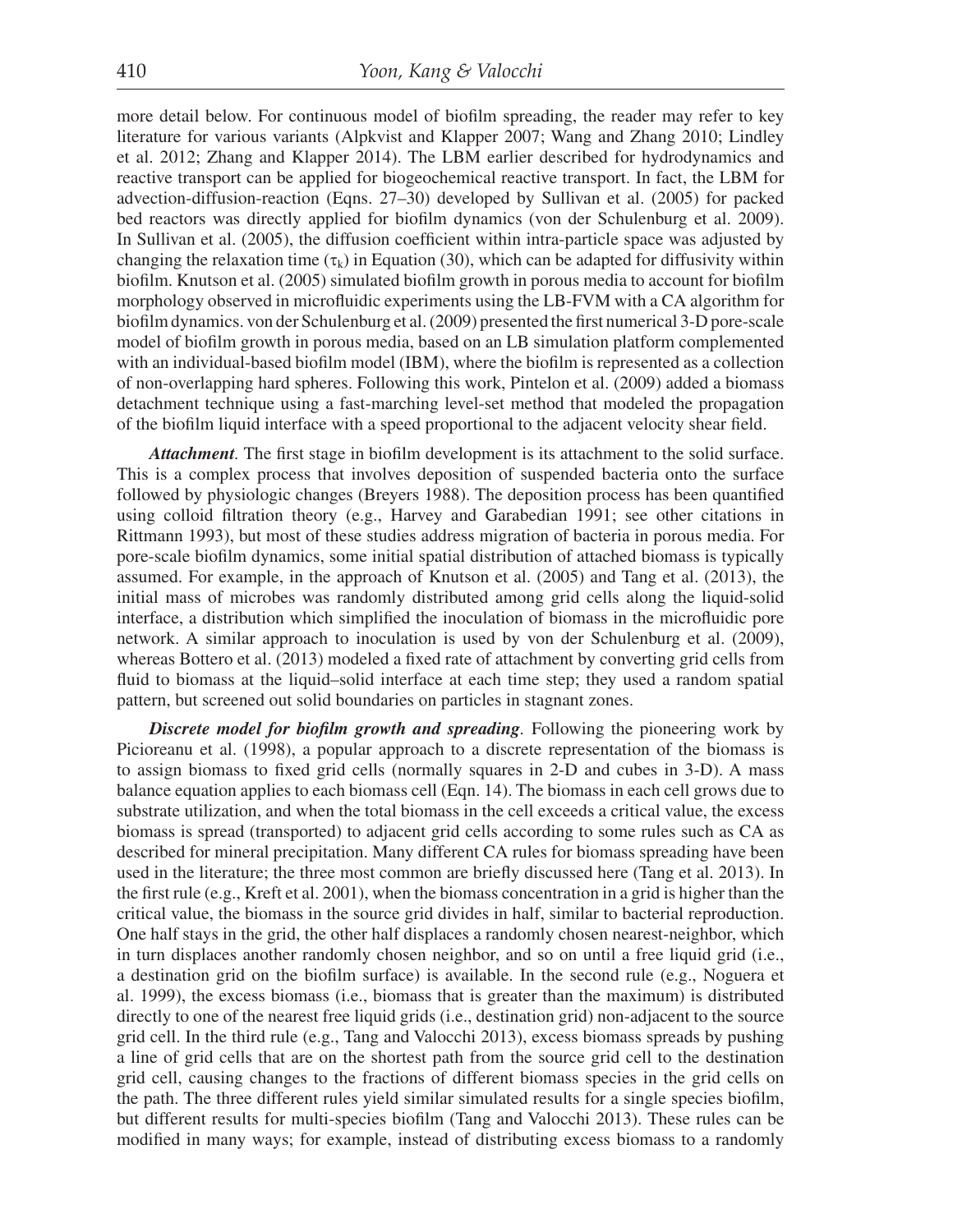more detail below. For continuous model of biofilm spreading, the reader may refer to key literature for various variants (Alpkvist and Klapper 2007; Wang and Zhang 2010; Lindley et al. 2012; Zhang and Klapper 2014). The LBM earlier described for hydrodynamics and reactive transport can be applied for biogeochemical reactive transport. In fact, the LBM for advection-diffusion-reaction (Eqns. 27–30) developed by Sullivan et al. (2005) for packed bed reactors was directly applied for biofilm dynamics (von der Schulenburg et al. 2009). In Sullivan et al. (2005), the diffusion coefficient within intra-particle space was adjusted by changing the relaxation time ($\tau_k$) in Equation (30), which can be adapted for diffusivity within biofilm. Knutson et al. (2005) simulated biofilm growth in porous media to account for biofilm morphology observed in microfluidic experiments using the LB-FVM with a CA algorithm for biofilm dynamics. von der Schulenburg et al. (2009) presented the first numerical 3-D pore-scale model of biofilm growth in porous media, based on an LB simulation platform complemented with an individual-based biofilm model (IBM), where the biofilm is represented as a collection of non-overlapping hard spheres. Following this work, Pintelon et al. (2009) added a biomass detachment technique using a fast-marching level-set method that modeled the propagation of the biofilm liquid interface with a speed proportional to the adjacent velocity shear field.

***Attachment***. The first stage in biofilm development is its attachment to the solid surface. This is a complex process that involves deposition of suspended bacteria onto the surface followed by physiologic changes (Breyers 1988). The deposition process has been quantified using colloid filtration theory (e.g., Harvey and Garabedian 1991; see other citations in Rittmann 1993), but most of these studies address migration of bacteria in porous media. For pore-scale biofilm dynamics, some initial spatial distribution of attached biomass is typically assumed. For example, in the approach of Knutson et al. (2005) and Tang et al. (2013), the initial mass of microbes was randomly distributed among grid cells along the liquid-solid interface, a distribution which simplified the inoculation of biomass in the microfluidic pore network. A similar approach to inoculation is used by von der Schulenburg et al. (2009), whereas Bottero et al. (2013) modeled a fixed rate of attachment by converting grid cells from fluid to biomass at the liquid–solid interface at each time step; they used a random spatial pattern, but screened out solid boundaries on particles in stagnant zones.

***Discrete model for biofilm growth and spreading***. Following the pioneering work by Picioreanu et al. (1998), a popular approach to a discrete representation of the biomass is to assign biomass to fixed grid cells (normally squares in 2-D and cubes in 3-D). A mass balance equation applies to each biomass cell (Eqn. 14). The biomass in each cell grows due to substrate utilization, and when the total biomass in the cell exceeds a critical value, the excess biomass is spread (transported) to adjacent grid cells according to some rules such as CA as described for mineral precipitation. Many different CA rules for biomass spreading have been used in the literature; the three most common are briefly discussed here (Tang et al. 2013). In the first rule (e.g., Kreft et al. 2001), when the biomass concentration in a grid is higher than the critical value, the biomass in the source grid divides in half, similar to bacterial reproduction. One half stays in the grid, the other half displaces a randomly chosen nearest-neighbor, which in turn displaces another randomly chosen neighbor, and so on until a free liquid grid (i.e., a destination grid on the biofilm surface) is available. In the second rule (e.g., Noguera et al. 1999), the excess biomass (i.e., biomass that is greater than the maximum) is distributed directly to one of the nearest free liquid grids (i.e., destination grid) non-adjacent to the source grid cell. In the third rule (e.g., Tang and Valocchi 2013), excess biomass spreads by pushing a line of grid cells that are on the shortest path from the source grid cell to the destination grid cell, causing changes to the fractions of different biomass species in the grid cells on the path. The three different rules yield similar simulated results for a single species biofilm, but different results for multi-species biofilm (Tang and Valocchi 2013). These rules can be modified in many ways; for example, instead of distributing excess biomass to a randomly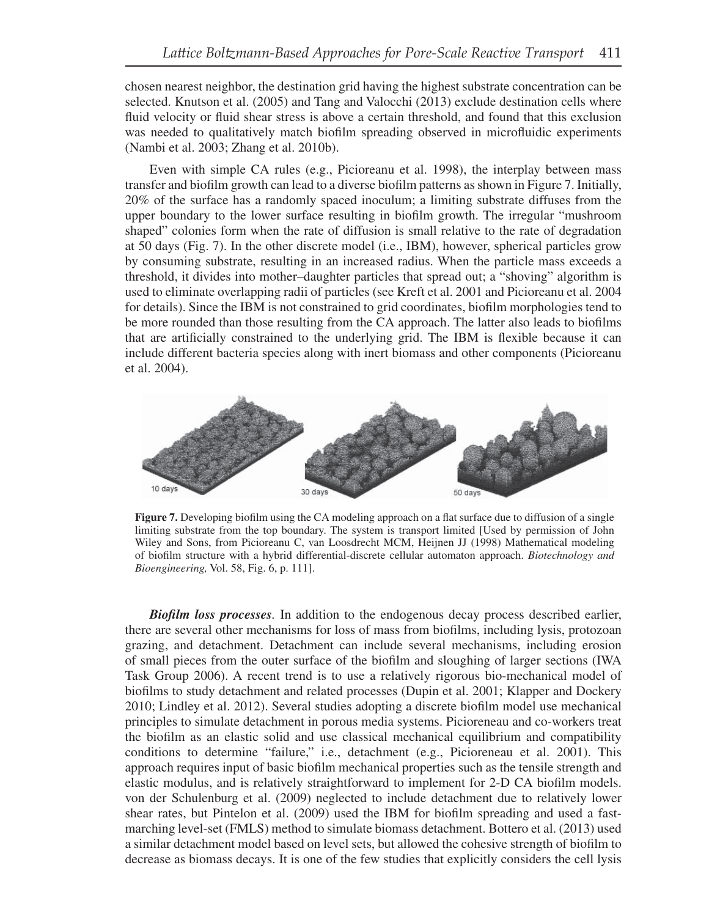chosen nearest neighbor, the destination grid having the highest substrate concentration can be selected. Knutson et al. (2005) and Tang and Valocchi (2013) exclude destination cells where fluid velocity or fluid shear stress is above a certain threshold, and found that this exclusion was needed to qualitatively match biofilm spreading observed in microfluidic experiments (Nambi et al. 2003; Zhang et al. 2010b).

Even with simple CA rules (e.g., Picioreanu et al. 1998), the interplay between mass transfer and biofilm growth can lead to a diverse biofilm patterns as shown in Figure 7. Initially, 20% of the surface has a randomly spaced inoculum; a limiting substrate diffuses from the upper boundary to the lower surface resulting in biofilm growth. The irregular "mushroom shaped" colonies form when the rate of diffusion is small relative to the rate of degradation at 50 days (Fig. 7). In the other discrete model (i.e., IBM), however, spherical particles grow by consuming substrate, resulting in an increased radius. When the particle mass exceeds a threshold, it divides into mother–daughter particles that spread out; a "shoving" algorithm is used to eliminate overlapping radii of particles (see Kreft et al. 2001 and Picioreanu et al. 2004 for details). Since the IBM is not constrained to grid coordinates, biofilm morphologies tend to be more rounded than those resulting from the CA approach. The latter also leads to biofilms that are artificially constrained to the underlying grid. The IBM is flexible because it can include different bacteria species along with inert biomass and other components (Picioreanu et al. 2004).

10 days 30 days 50 days

**Figure 7.** Developing biofilm using the CA modeling approach on a flat surface due to diffusion of a single limiting substrate from the top boundary. The system is transport limited [Used by permission of John Wiley and Sons, from Picioreanu C, van Loosdrecht MCM, Heijnen JJ (1998) Mathematical modeling of biofilm structure with a hybrid differential-discrete cellular automaton approach. *Biotechnology and Bioengineering,* Vol. 58, Fig. 6, p. 111].

***Biofilm loss processes***. In addition to the endogenous decay process described earlier, there are several other mechanisms for loss of mass from biofilms, including lysis, protozoan grazing, and detachment. Detachment can include several mechanisms, including erosion of small pieces from the outer surface of the biofilm and sloughing of larger sections (IWA Task Group 2006). A recent trend is to use a relatively rigorous bio-mechanical model of biofilms to study detachment and related processes (Dupin et al. 2001; Klapper and Dockery 2010; Lindley et al. 2012). Several studies adopting a discrete biofilm model use mechanical principles to simulate detachment in porous media systems. Picioreneau and co-workers treat the biofilm as an elastic solid and use classical mechanical equilibrium and compatibility conditions to determine "failure," i.e., detachment (e.g., Picioreneau et al. 2001). This approach requires input of basic biofilm mechanical properties such as the tensile strength and elastic modulus, and is relatively straightforward to implement for 2-D CA biofilm models. von der Schulenburg et al. (2009) neglected to include detachment due to relatively lower shear rates, but Pintelon et al. (2009) used the IBM for biofilm spreading and used a fast-marching level-set (FMLS) method to simulate biomass detachment. Bottero et al. (2013) used a similar detachment model based on level sets, but allowed the cohesive strength of biofilm to decrease as biomass decays. It is one of the few studies that explicitly considers the cell lysis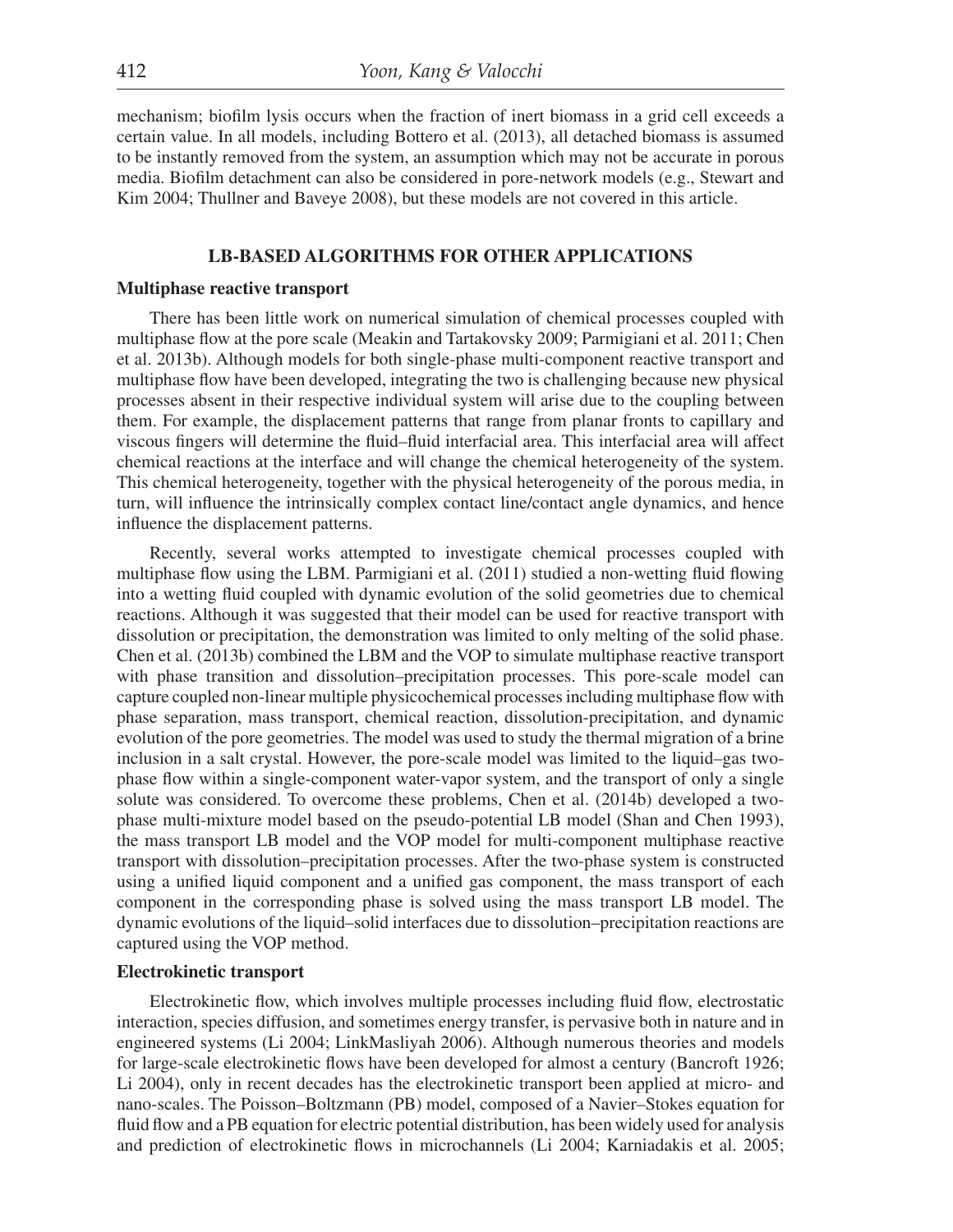mechanism; biofilm lysis occurs when the fraction of inert biomass in a grid cell exceeds a certain value. In all models, including Bottero et al. (2013), all detached biomass is assumed to be instantly removed from the system, an assumption which may not be accurate in porous media. Biofilm detachment can also be considered in pore-network models (e.g., Stewart and Kim 2004; Thullner and Baveye 2008), but these models are not covered in this article.

## LB-BASED ALGORITHMS FOR OTHER APPLICATIONS

### Multiphase reactive transport

There has been little work on numerical simulation of chemical processes coupled with multiphase flow at the pore scale (Meakin and Tartakovsky 2009; Parmigiani et al. 2011; Chen et al. 2013b). Although models for both single-phase multi-component reactive transport and multiphase flow have been developed, integrating the two is challenging because new physical processes absent in their respective individual system will arise due to the coupling between them. For example, the displacement patterns that range from planar fronts to capillary and viscous fingers will determine the fluid–fluid interfacial area. This interfacial area will affect chemical reactions at the interface and will change the chemical heterogeneity of the system. This chemical heterogeneity, together with the physical heterogeneity of the porous media, in turn, will influence the intrinsically complex contact line/contact angle dynamics, and hence influence the displacement patterns.

Recently, several works attempted to investigate chemical processes coupled with multiphase flow using the LBM. Parmigiani et al. (2011) studied a non-wetting fluid flowing into a wetting fluid coupled with dynamic evolution of the solid geometries due to chemical reactions. Although it was suggested that their model can be used for reactive transport with dissolution or precipitation, the demonstration was limited to only melting of the solid phase. Chen et al. (2013b) combined the LBM and the VOP to simulate multiphase reactive transport with phase transition and dissolution–precipitation processes. This pore-scale model can capture coupled non-linear multiple physicochemical processes including multiphase flow with phase separation, mass transport, chemical reaction, dissolution-precipitation, and dynamic evolution of the pore geometries. The model was used to study the thermal migration of a brine inclusion in a salt crystal. However, the pore-scale model was limited to the liquid–gas two-phase flow within a single-component water-vapor system, and the transport of only a single solute was considered. To overcome these problems, Chen et al. (2014b) developed a two-phase multi-mixture model based on the pseudo-potential LB model (Shan and Chen 1993), the mass transport LB model and the VOP model for multi-component multiphase reactive transport with dissolution–precipitation processes. After the two-phase system is constructed using a unified liquid component and a unified gas component, the mass transport of each component in the corresponding phase is solved using the mass transport LB model. The dynamic evolutions of the liquid–solid interfaces due to dissolution–precipitation reactions are captured using the VOP method.

### Electrokinetic transport

Electrokinetic flow, which involves multiple processes including fluid flow, electrostatic interaction, species diffusion, and sometimes energy transfer, is pervasive both in nature and in engineered systems (Li 2004; LinkMasliyah 2006). Although numerous theories and models for large-scale electrokinetic flows have been developed for almost a century (Bancroft 1926; Li 2004), only in recent decades has the electrokinetic transport been applied at micro- and nano-scales. The Poisson–Boltzmann (PB) model, composed of a Navier–Stokes equation for fluid flow and a PB equation for electric potential distribution, has been widely used for analysis and prediction of electrokinetic flows in microchannels (Li 2004; Karniadakis et al. 2005;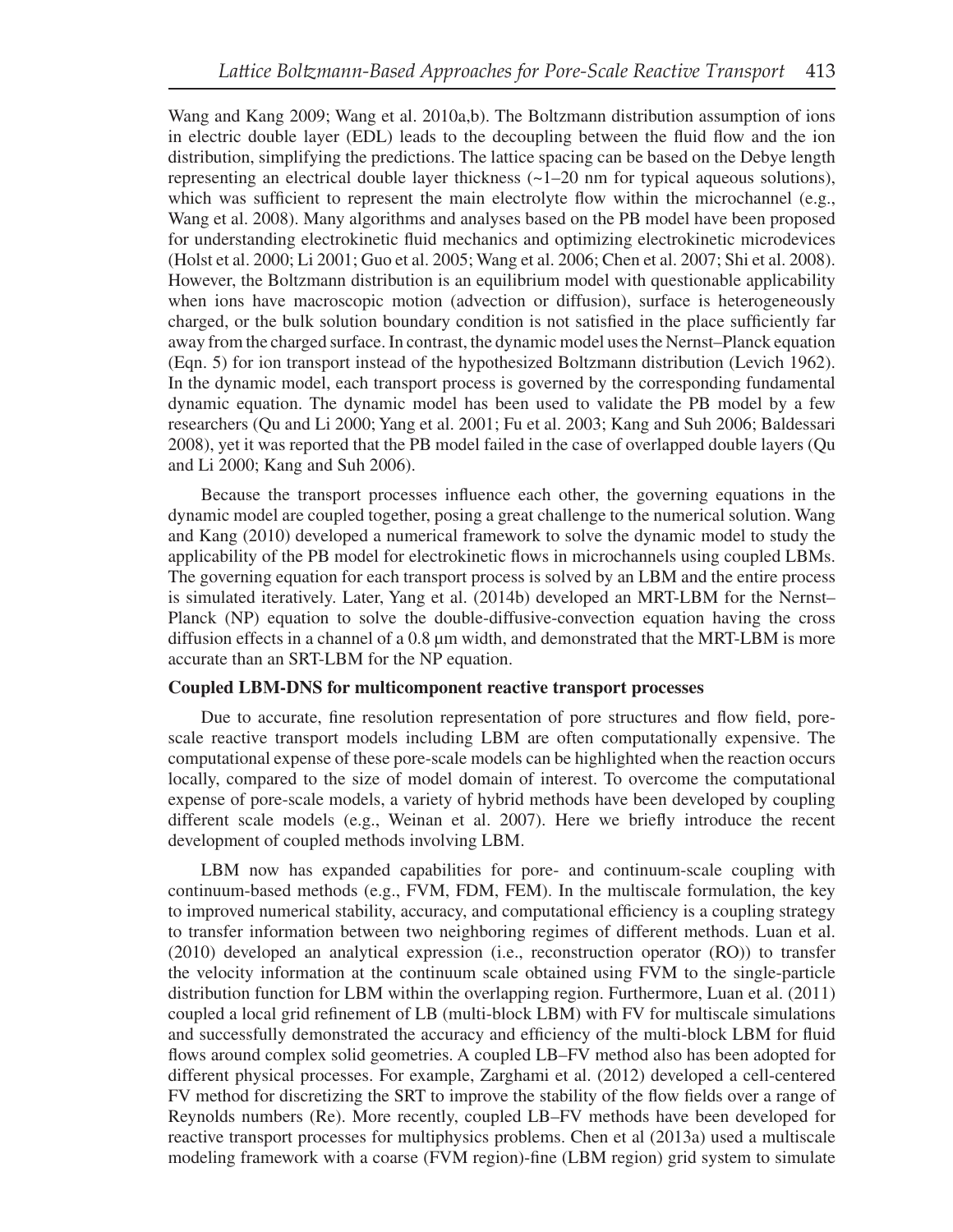Wang and Kang 2009; Wang et al. 2010a,b). The Boltzmann distribution assumption of ions in electric double layer (EDL) leads to the decoupling between the fluid flow and the ion distribution, simplifying the predictions. The lattice spacing can be based on the Debye length representing an electrical double layer thickness (~1–20 nm for typical aqueous solutions), which was sufficient to represent the main electrolyte flow within the microchannel (e.g., Wang et al. 2008). Many algorithms and analyses based on the PB model have been proposed for understanding electrokinetic fluid mechanics and optimizing electrokinetic microdevices (Holst et al. 2000; Li 2001; Guo et al. 2005; Wang et al. 2006; Chen et al. 2007; Shi et al. 2008). However, the Boltzmann distribution is an equilibrium model with questionable applicability when ions have macroscopic motion (advection or diffusion), surface is heterogeneously charged, or the bulk solution boundary condition is not satisfied in the place sufficiently far away from the charged surface. In contrast, the dynamic model uses the Nernst–Planck equation (Eqn. 5) for ion transport instead of the hypothesized Boltzmann distribution (Levich 1962). In the dynamic model, each transport process is governed by the corresponding fundamental dynamic equation. The dynamic model has been used to validate the PB model by a few researchers (Qu and Li 2000; Yang et al. 2001; Fu et al. 2003; Kang and Suh 2006; Baldessari 2008), yet it was reported that the PB model failed in the case of overlapped double layers (Qu and Li 2000; Kang and Suh 2006).

Because the transport processes influence each other, the governing equations in the dynamic model are coupled together, posing a great challenge to the numerical solution. Wang and Kang (2010) developed a numerical framework to solve the dynamic model to study the applicability of the PB model for electrokinetic flows in microchannels using coupled LBMs. The governing equation for each transport process is solved by an LBM and the entire process is simulated iteratively. Later, Yang et al. (2014b) developed an MRT-LBM for the Nernst–Planck (NP) equation to solve the double-diffusive-convection equation having the cross diffusion effects in a channel of a 0.8 μm width, and demonstrated that the MRT-LBM is more accurate than an SRT-LBM for the NP equation.

**Coupled LBM-DNS for multicomponent reactive transport processes**

Due to accurate, fine resolution representation of pore structures and flow field, pore-scale reactive transport models including LBM are often computationally expensive. The computational expense of these pore-scale models can be highlighted when the reaction occurs locally, compared to the size of model domain of interest. To overcome the computational expense of pore-scale models, a variety of hybrid methods have been developed by coupling different scale models (e.g., Weinan et al. 2007). Here we briefly introduce the recent development of coupled methods involving LBM.

LBM now has expanded capabilities for pore- and continuum-scale coupling with continuum-based methods (e.g., FVM, FDM, FEM). In the multiscale formulation, the key to improved numerical stability, accuracy, and computational efficiency is a coupling strategy to transfer information between two neighboring regimes of different methods. Luan et al. (2010) developed an analytical expression (i.e., reconstruction operator (RO)) to transfer the velocity information at the continuum scale obtained using FVM to the single-particle distribution function for LBM within the overlapping region. Furthermore, Luan et al. (2011) coupled a local grid refinement of LB (multi-block LBM) with FV for multiscale simulations and successfully demonstrated the accuracy and efficiency of the multi-block LBM for fluid flows around complex solid geometries. A coupled LB–FV method also has been adopted for different physical processes. For example, Zarghami et al. (2012) developed a cell-centered FV method for discretizing the SRT to improve the stability of the flow fields over a range of Reynolds numbers (Re). More recently, coupled LB–FV methods have been developed for reactive transport processes for multiphysics problems. Chen et al (2013a) used a multiscale modeling framework with a coarse (FVM region)-fine (LBM region) grid system to simulate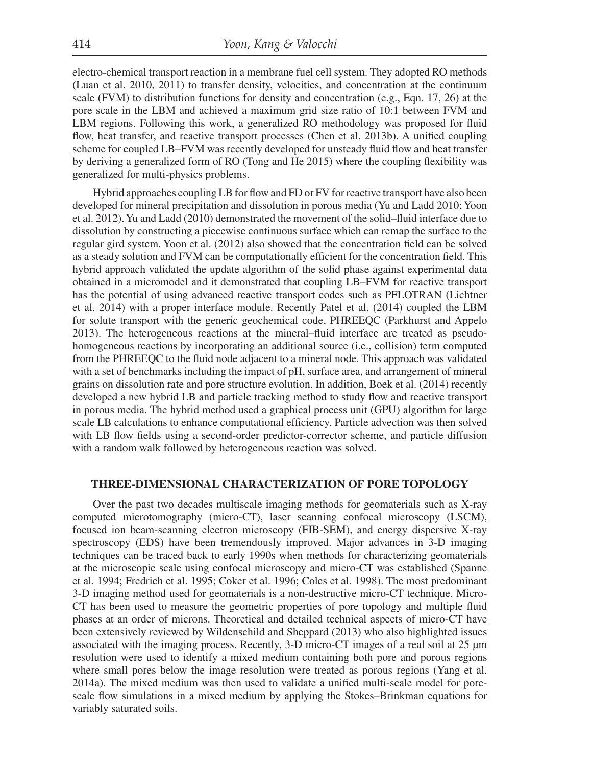electro-chemical transport reaction in a membrane fuel cell system. They adopted RO methods (Luan et al. 2010, 2011) to transfer density, velocities, and concentration at the continuum scale (FVM) to distribution functions for density and concentration (e.g., Eqn. 17, 26) at the pore scale in the LBM and achieved a maximum grid size ratio of 10:1 between FVM and LBM regions. Following this work, a generalized RO methodology was proposed for fluid flow, heat transfer, and reactive transport processes (Chen et al. 2013b). A unified coupling scheme for coupled LB–FVM was recently developed for unsteady fluid flow and heat transfer by deriving a generalized form of RO (Tong and He 2015) where the coupling flexibility was generalized for multi-physics problems.

Hybrid approaches coupling LB for flow and FD or FV for reactive transport have also been developed for mineral precipitation and dissolution in porous media (Yu and Ladd 2010; Yoon et al. 2012). Yu and Ladd (2010) demonstrated the movement of the solid–fluid interface due to dissolution by constructing a piecewise continuous surface which can remap the surface to the regular gird system. Yoon et al. (2012) also showed that the concentration field can be solved as a steady solution and FVM can be computationally efficient for the concentration field. This hybrid approach validated the update algorithm of the solid phase against experimental data obtained in a micromodel and it demonstrated that coupling LB–FVM for reactive transport has the potential of using advanced reactive transport codes such as PFLOTRAN (Lichtner et al. 2014) with a proper interface module. Recently Patel et al. (2014) coupled the LBM for solute transport with the generic geochemical code, PHREEQC (Parkhurst and Appelo 2013). The heterogeneous reactions at the mineral–fluid interface are treated as pseudo-homogeneous reactions by incorporating an additional source (i.e., collision) term computed from the PHREEQC to the fluid node adjacent to a mineral node. This approach was validated with a set of benchmarks including the impact of pH, surface area, and arrangement of mineral grains on dissolution rate and pore structure evolution. In addition, Boek et al. (2014) recently developed a new hybrid LB and particle tracking method to study flow and reactive transport in porous media. The hybrid method used a graphical process unit (GPU) algorithm for large scale LB calculations to enhance computational efficiency. Particle advection was then solved with LB flow fields using a second-order predictor-corrector scheme, and particle diffusion with a random walk followed by heterogeneous reaction was solved.

## THREE-DIMENSIONAL CHARACTERIZATION OF PORE TOPOLOGY

Over the past two decades multiscale imaging methods for geomaterials such as X-ray computed microtomography (micro-CT), laser scanning confocal microscopy (LSCM), focused ion beam-scanning electron microscopy (FIB-SEM), and energy dispersive X-ray spectroscopy (EDS) have been tremendously improved. Major advances in 3-D imaging techniques can be traced back to early 1990s when methods for characterizing geomaterials at the microscopic scale using confocal microscopy and micro-CT was established (Spanne et al. 1994; Fredrich et al. 1995; Coker et al. 1996; Coles et al. 1998). The most predominant 3-D imaging method used for geomaterials is a non-destructive micro-CT technique. Micro-CT has been used to measure the geometric properties of pore topology and multiple fluid phases at an order of microns. Theoretical and detailed technical aspects of micro-CT have been extensively reviewed by Wildenschild and Sheppard (2013) who also highlighted issues associated with the imaging process. Recently, 3-D micro-CT images of a real soil at 25 μm resolution were used to identify a mixed medium containing both pore and porous regions where small pores below the image resolution were treated as porous regions (Yang et al. 2014a). The mixed medium was then used to validate a unified multi-scale model for pore-scale flow simulations in a mixed medium by applying the Stokes–Brinkman equations for variably saturated soils.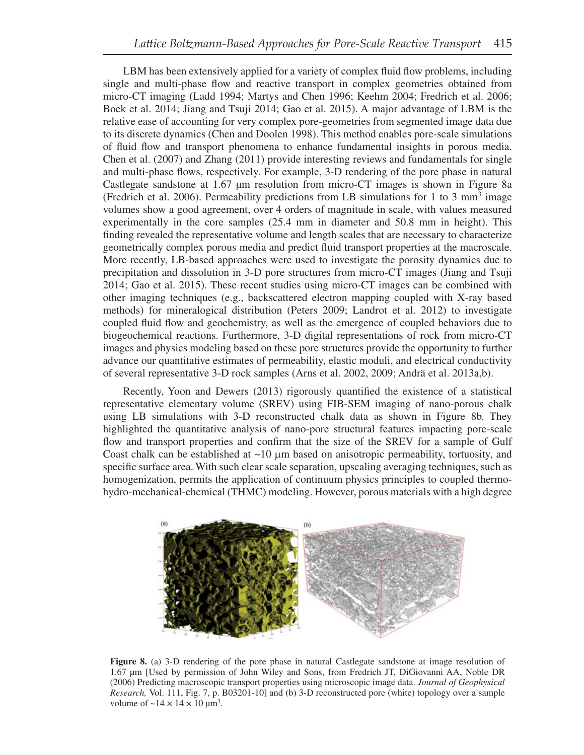LBM has been extensively applied for a variety of complex fluid flow problems, including single and multi-phase flow and reactive transport in complex geometries obtained from micro-CT imaging (Ladd 1994; Martys and Chen 1996; Keehm 2004; Fredrich et al. 2006; Boek et al. 2014; Jiang and Tsuji 2014; Gao et al. 2015). A major advantage of LBM is the relative ease of accounting for very complex pore-geometries from segmented image data due to its discrete dynamics (Chen and Doolen 1998). This method enables pore-scale simulations of fluid flow and transport phenomena to enhance fundamental insights in porous media. Chen et al. (2007) and Zhang (2011) provide interesting reviews and fundamentals for single and multi-phase flows, respectively. For example, 3-D rendering of the pore phase in natural Castlegate sandstone at 1.67 μm resolution from micro-CT images is shown in Figure 8a (Fredrich et al. 2006). Permeability predictions from LB simulations for 1 to 3 $mm^3$ image volumes show a good agreement, over 4 orders of magnitude in scale, with values measured experimentally in the core samples (25.4 mm in diameter and 50.8 mm in height). This finding revealed the representative volume and length scales that are necessary to characterize geometrically complex porous media and predict fluid transport properties at the macroscale. More recently, LB-based approaches were used to investigate the porosity dynamics due to precipitation and dissolution in 3-D pore structures from micro-CT images (Jiang and Tsuji 2014; Gao et al. 2015). These recent studies using micro-CT images can be combined with other imaging techniques (e.g., backscattered electron mapping coupled with X-ray based methods) for mineralogical distribution (Peters 2009; Landrot et al. 2012) to investigate coupled fluid flow and geochemistry, as well as the emergence of coupled behaviors due to biogeochemical reactions. Furthermore, 3-D digital representations of rock from micro-CT images and physics modeling based on these pore structures provide the opportunity to further advance our quantitative estimates of permeability, elastic moduli, and electrical conductivity of several representative 3-D rock samples (Arns et al. 2002, 2009; Andrä et al. 2013a,b).

Recently, Yoon and Dewers (2013) rigorously quantified the existence of a statistical representative elementary volume (SREV) using FIB-SEM imaging of nano-porous chalk using LB simulations with 3-D reconstructed chalk data as shown in Figure 8b. They highlighted the quantitative analysis of nano-pore structural features impacting pore-scale flow and transport properties and confirm that the size of the SREV for a sample of Gulf Coast chalk can be established at ~10 μm based on anisotropic permeability, tortuosity, and specific surface area. With such clear scale separation, upscaling averaging techniques, such as homogenization, permits the application of continuum physics principles to coupled thermo-hydro-mechanical-chemical (THMC) modeling. However, porous materials with a high degree

**Figure 8.** (a) 3-D rendering of the pore phase in natural Castlegate sandstone at image resolution of 1.67 μm [Used by permission of John Wiley and Sons, from Fredrich JT, DiGiovanni AA, Noble DR (2006) Predicting macroscopic transport properties using microscopic image data. *Journal of Geophysical Research,* Vol. 111, Fig. 7, p. B03201-10] and (b) 3-D reconstructed pore (white) topology over a sample volume of ~$14 \times 14 \times 10$ $\mu m^3$.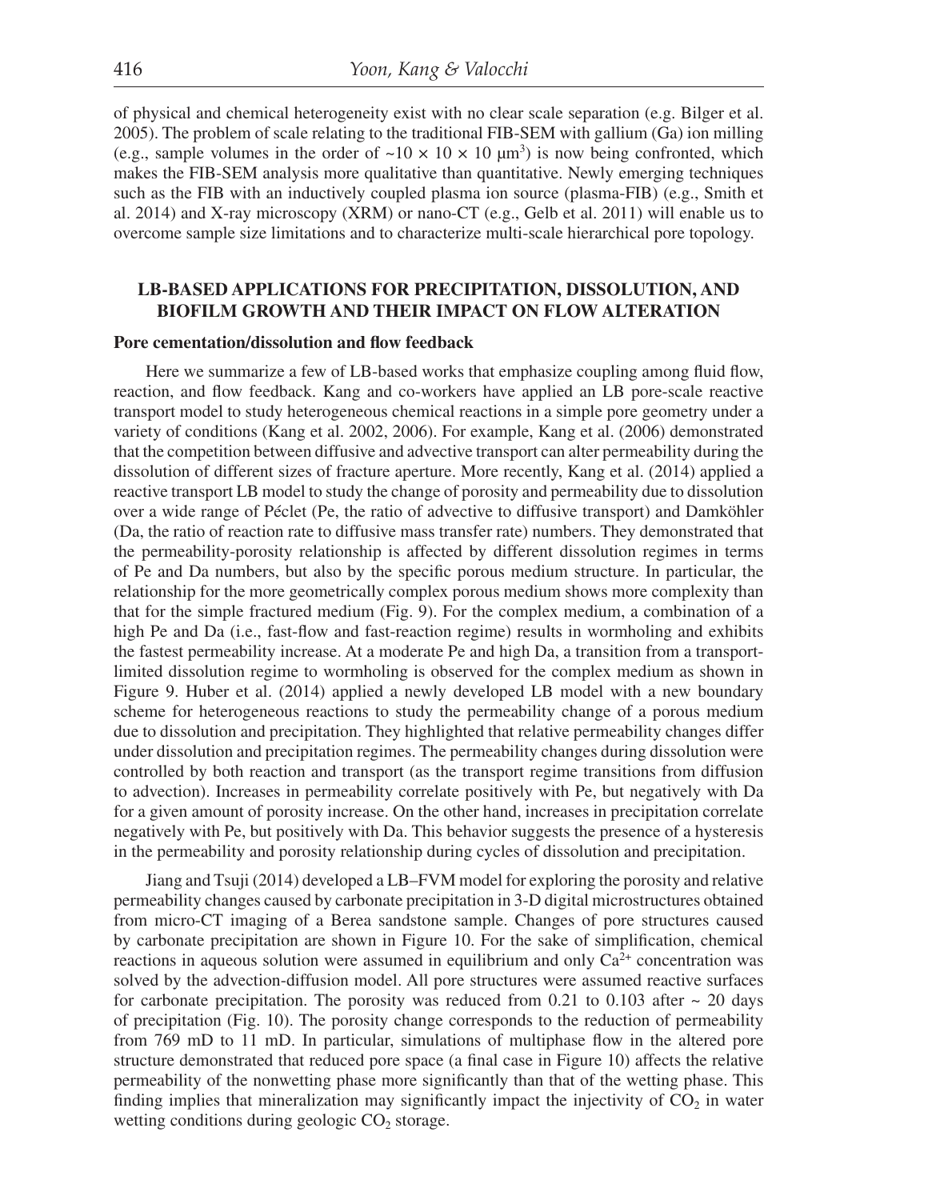of physical and chemical heterogeneity exist with no clear scale separation (e.g. Bilger et al. 2005). The problem of scale relating to the traditional FIB-SEM with gallium (Ga) ion milling (e.g., sample volumes in the order of ~$10 \times 10 \times 10$ μm$^3$) is now being confronted, which makes the FIB-SEM analysis more qualitative than quantitative. Newly emerging techniques such as the FIB with an inductively coupled plasma ion source (plasma-FIB) (e.g., Smith et al. 2014) and X-ray microscopy (XRM) or nano-CT (e.g., Gelb et al. 2011) will enable us to overcome sample size limitations and to characterize multi-scale hierarchical pore topology.

## LB-BASED APPLICATIONS FOR PRECIPITATION, DISSOLUTION, AND BIOFILM GROWTH AND THEIR IMPACT ON FLOW ALTERATION

### Pore cementation/dissolution and flow feedback

Here we summarize a few of LB-based works that emphasize coupling among fluid flow, reaction, and flow feedback. Kang and co-workers have applied an LB pore-scale reactive transport model to study heterogeneous chemical reactions in a simple pore geometry under a variety of conditions (Kang et al. 2002, 2006). For example, Kang et al. (2006) demonstrated that the competition between diffusive and advective transport can alter permeability during the dissolution of different sizes of fracture aperture. More recently, Kang et al. (2014) applied a reactive transport LB model to study the change of porosity and permeability due to dissolution over a wide range of Péclet (Pe, the ratio of advective to diffusive transport) and Damköhler (Da, the ratio of reaction rate to diffusive mass transfer rate) numbers. They demonstrated that the permeability-porosity relationship is affected by different dissolution regimes in terms of Pe and Da numbers, but also by the specific porous medium structure. In particular, the relationship for the more geometrically complex porous medium shows more complexity than that for the simple fractured medium (Fig. 9). For the complex medium, a combination of a high Pe and Da (i.e., fast-flow and fast-reaction regime) results in wormholing and exhibits the fastest permeability increase. At a moderate Pe and high Da, a transition from a transport-limited dissolution regime to wormholing is observed for the complex medium as shown in Figure 9. Huber et al. (2014) applied a newly developed LB model with a new boundary scheme for heterogeneous reactions to study the permeability change of a porous medium due to dissolution and precipitation. They highlighted that relative permeability changes differ under dissolution and precipitation regimes. The permeability changes during dissolution were controlled by both reaction and transport (as the transport regime transitions from diffusion to advection). Increases in permeability correlate positively with Pe, but negatively with Da for a given amount of porosity increase. On the other hand, increases in precipitation correlate negatively with Pe, but positively with Da. This behavior suggests the presence of a hysteresis in the permeability and porosity relationship during cycles of dissolution and precipitation.

Jiang and Tsuji (2014) developed a LB–FVM model for exploring the porosity and relative permeability changes caused by carbonate precipitation in 3-D digital microstructures obtained from micro-CT imaging of a Berea sandstone sample. Changes of pore structures caused by carbonate precipitation are shown in Figure 10. For the sake of simplification, chemical reactions in aqueous solution were assumed in equilibrium and only $Ca^{2+}$ concentration was solved by the advection-diffusion model. All pore structures were assumed reactive surfaces for carbonate precipitation. The porosity was reduced from 0.21 to 0.103 after ~ 20 days of precipitation (Fig. 10). The porosity change corresponds to the reduction of permeability from 769 mD to 11 mD. In particular, simulations of multiphase flow in the altered pore structure demonstrated that reduced pore space (a final case in Figure 10) affects the relative permeability of the nonwetting phase more significantly than that of the wetting phase. This finding implies that mineralization may significantly impact the injectivity of $CO_2$ in water wetting conditions during geologic $CO_2$ storage.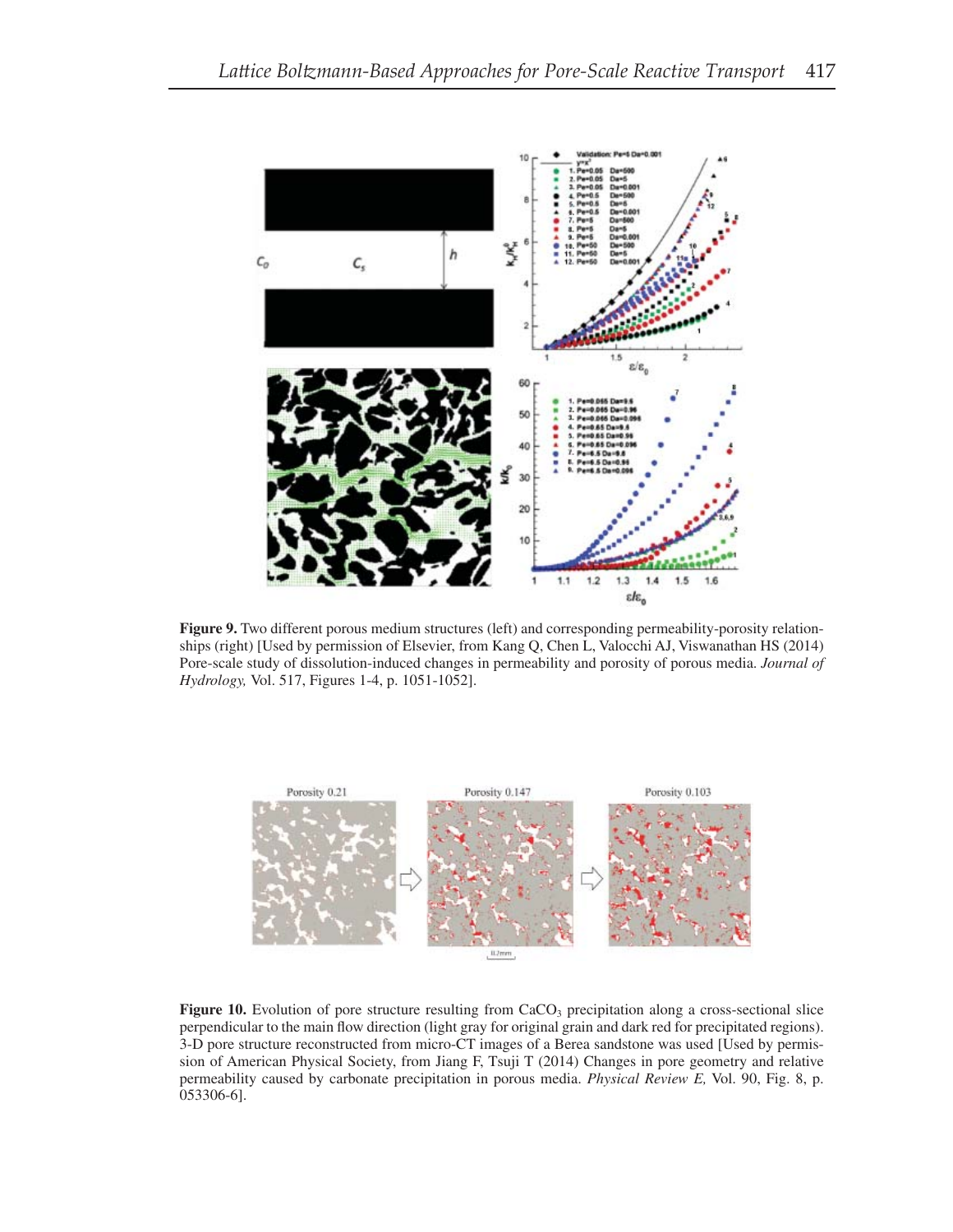**Figure 9.** Two different porous medium structures (left) and corresponding permeability-porosity relationships (right) [Used by permission of Elsevier, from Kang Q, Chen L, Valocchi AJ, Viswanathan HS (2014) Pore-scale study of dissolution-induced changes in permeability and porosity of porous media. *Journal of Hydrology,* Vol. 517, Figures 1-4, p. 1051-1052].

**Figure 10.** Evolution of pore structure resulting from $CaCO_3$ precipitation along a cross-sectional slice perpendicular to the main flow direction (light gray for original grain and dark red for precipitated regions). 3-D pore structure reconstructed from micro-CT images of a Berea sandstone was used [Used by permission of American Physical Society, from Jiang F, Tsuji T (2014) Changes in pore geometry and relative permeability caused by carbonate precipitation in porous media. *Physical Review E,* Vol. 90, Fig. 8, p. 053306-6].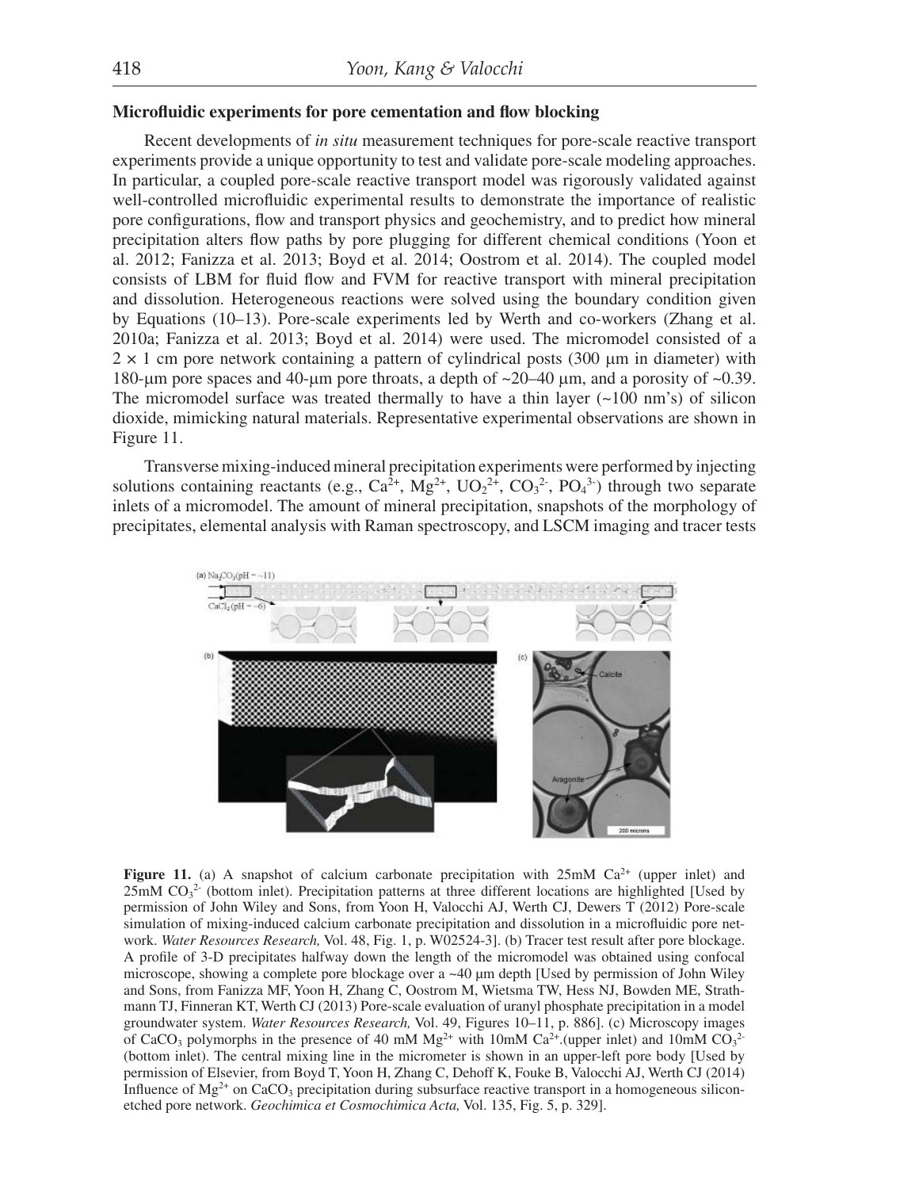### Microfluidic experiments for pore cementation and flow blocking

Recent developments of *in situ* measurement techniques for pore-scale reactive transport experiments provide a unique opportunity to test and validate pore-scale modeling approaches. In particular, a coupled pore-scale reactive transport model was rigorously validated against well-controlled microfluidic experimental results to demonstrate the importance of realistic pore configurations, flow and transport physics and geochemistry, and to predict how mineral precipitation alters flow paths by pore plugging for different chemical conditions (Yoon et al. 2012; Fanizza et al. 2013; Boyd et al. 2014; Oostrom et al. 2014). The coupled model consists of LBM for fluid flow and FVM for reactive transport with mineral precipitation and dissolution. Heterogeneous reactions were solved using the boundary condition given by Equations (10–13). Pore-scale experiments led by Werth and co-workers (Zhang et al. 2010a; Fanizza et al. 2013; Boyd et al. 2014) were used. The micromodel consisted of a $2 \times 1$ cm pore network containing a pattern of cylindrical posts (300 μm in diameter) with 180-μm pore spaces and 40-μm pore throats, a depth of ~20–40 μm, and a porosity of ~0.39. The micromodel surface was treated thermally to have a thin layer (~100 nm's) of silicon dioxide, mimicking natural materials. Representative experimental observations are shown in Figure 11.

Transverse mixing-induced mineral precipitation experiments were performed by injecting solutions containing reactants (e.g., $Ca^{2+}$, $Mg^{2+}$, $UO_2^{2+}$, $CO_3^{2-}$, $PO_4^{3-}$) through two separate inlets of a micromodel. The amount of mineral precipitation, snapshots of the morphology of precipitates, elemental analysis with Raman spectroscopy, and LSCM imaging and tracer tests

**Figure 11.** (a) A snapshot of calcium carbonate precipitation with 25mM $Ca^{2+}$ (upper inlet) and 25mM $CO_3^{2-}$ (bottom inlet). Precipitation patterns at three different locations are highlighted [Used by permission of John Wiley and Sons, from Yoon H, Valocchi AJ, Werth CJ, Dewers T (2012) Pore-scale simulation of mixing-induced calcium carbonate precipitation and dissolution in a microfluidic pore network. *Water Resources Research,* Vol. 48, Fig. 1, p. W02524-3]. (b) Tracer test result after pore blockage. A profile of 3-D precipitates halfway down the length of the micromodel was obtained using confocal microscope, showing a complete pore blockage over a ~40 μm depth [Used by permission of John Wiley and Sons, from Fanizza MF, Yoon H, Zhang C, Oostrom M, Wietsma TW, Hess NJ, Bowden ME, Strathmann TJ, Finneran KT, Werth CJ (2013) Pore-scale evaluation of uranyl phosphate precipitation in a model groundwater system. *Water Resources Research,* Vol. 49, Figures 10–11, p. 886]. (c) Microscopy images of $CaCO_3$ polymorphs in the presence of 40 mM $Mg^{2+}$ with 10mM $Ca^{2+}$.(upper inlet) and 10mM $CO_3^{2-}$ (bottom inlet). The central mixing line in the micrometer is shown in an upper-left pore body [Used by permission of Elsevier, from Boyd T, Yoon H, Zhang C, Dehoff K, Fouke B, Valocchi AJ, Werth CJ (2014) Influence of $Mg^{2+}$ on $CaCO_3$ precipitation during subsurface reactive transport in a homogeneous silicon-etched pore network. *Geochimica et Cosmochimica Acta,* Vol. 135, Fig. 5, p. 329].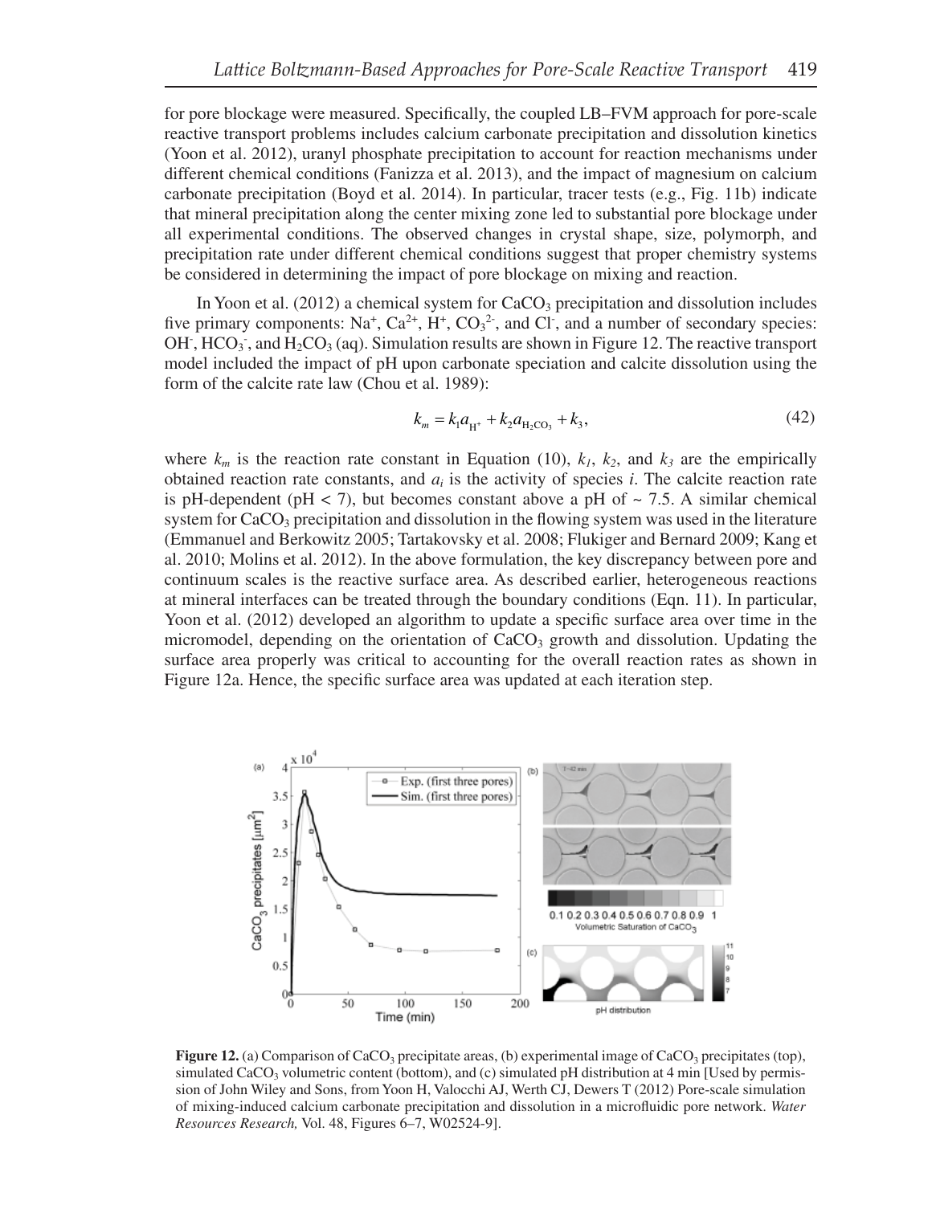for pore blockage were measured. Specifically, the coupled LB–FVM approach for pore-scale reactive transport problems includes calcium carbonate precipitation and dissolution kinetics (Yoon et al. 2012), uranyl phosphate precipitation to account for reaction mechanisms under different chemical conditions (Fanizza et al. 2013), and the impact of magnesium on calcium carbonate precipitation (Boyd et al. 2014). In particular, tracer tests (e.g., Fig. 11b) indicate that mineral precipitation along the center mixing zone led to substantial pore blockage under all experimental conditions. The observed changes in crystal shape, size, polymorph, and precipitation rate under different chemical conditions suggest that proper chemistry systems be considered in determining the impact of pore blockage on mixing and reaction.

In Yoon et al. (2012) a chemical system for $CaCO_3$ precipitation and dissolution includes five primary components: $Na^+$, $Ca^{2+}$, $H^+$, $CO_3^{2-}$, and $Cl^-$, and a number of secondary species: $OH^-$, $HCO_3^-$, and $H_2CO_3$ (aq). Simulation results are shown in Figure 12. The reactive transport model included the impact of pH upon carbonate speciation and calcite dissolution using the form of the calcite rate law (Chou et al. 1989):

$$k_m = k_1 a_{H^+} + k_2 a_{H_2CO_3} + k_3, \tag{42}$$

where $k_m$ is the reaction rate constant in Equation (10), $k_1$, $k_2$, and $k_3$ are the empirically obtained reaction rate constants, and $a_i$ is the activity of species $i$. The calcite reaction rate is pH-dependent (pH < 7), but becomes constant above a pH of ~ 7.5. A similar chemical system for $CaCO_3$ precipitation and dissolution in the flowing system was used in the literature (Emmanuel and Berkowitz 2005; Tartakovsky et al. 2008; Flukiger and Bernard 2009; Kang et al. 2010; Molins et al. 2012). In the above formulation, the key discrepancy between pore and continuum scales is the reactive surface area. As described earlier, heterogeneous reactions at mineral interfaces can be treated through the boundary conditions (Eqn. 11). In particular, Yoon et al. (2012) developed an algorithm to update a specific surface area over time in the micromodel, depending on the orientation of $CaCO_3$ growth and dissolution. Updating the surface area properly was critical to accounting for the overall reaction rates as shown in Figure 12a. Hence, the specific surface area was updated at each iteration step.

**Figure 12.** (a) Comparison of $CaCO_3$ precipitate areas, (b) experimental image of $CaCO_3$ precipitates (top), simulated $CaCO_3$ volumetric content (bottom), and (c) simulated pH distribution at 4 min [Used by permission of John Wiley and Sons, from Yoon H, Valocchi AJ, Werth CJ, Dewers T (2012) Pore-scale simulation of mixing-induced calcium carbonate precipitation and dissolution in a microfluidic pore network. *Water Resources Research,* Vol. 48, Figures 6–7, W02524-9].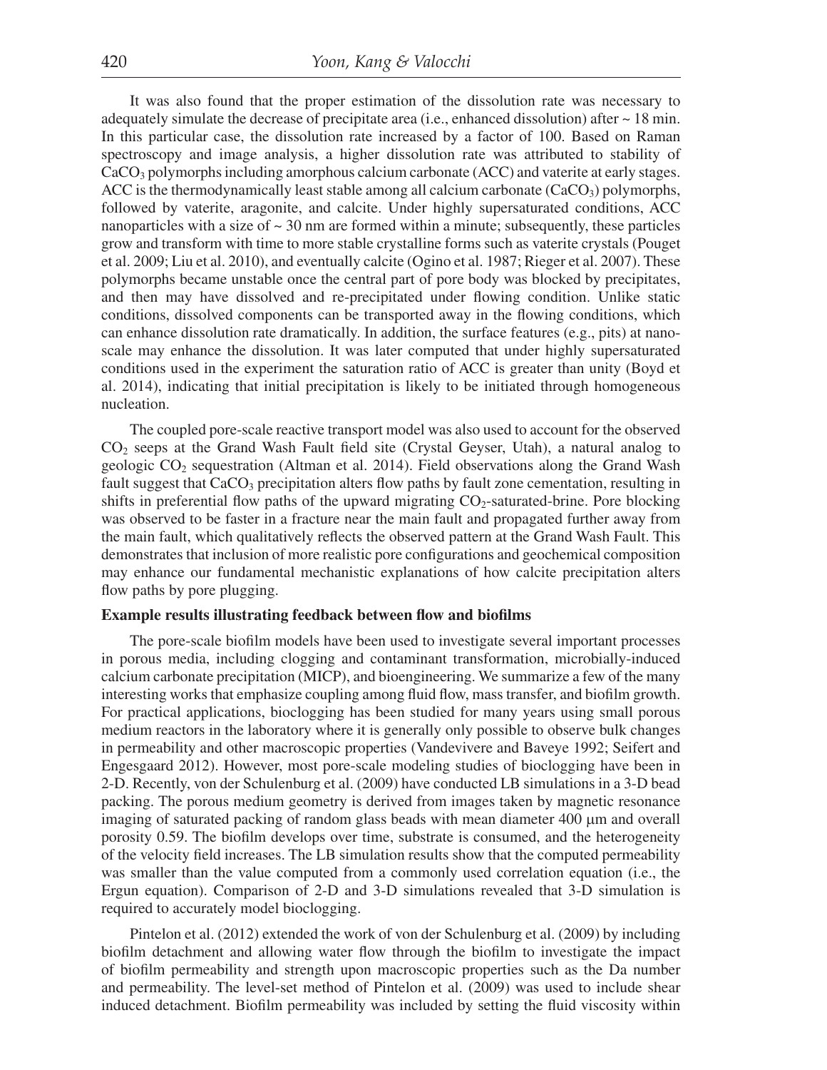It was also found that the proper estimation of the dissolution rate was necessary to adequately simulate the decrease of precipitate area (i.e., enhanced dissolution) after ~ 18 min. In this particular case, the dissolution rate increased by a factor of 100. Based on Raman spectroscopy and image analysis, a higher dissolution rate was attributed to stability of $CaCO_3$ polymorphs including amorphous calcium carbonate (ACC) and vaterite at early stages. ACC is the thermodynamically least stable among all calcium carbonate ($CaCO_3$) polymorphs, followed by vaterite, aragonite, and calcite. Under highly supersaturated conditions, ACC nanoparticles with a size of ~ 30 nm are formed within a minute; subsequently, these particles grow and transform with time to more stable crystalline forms such as vaterite crystals (Pouget et al. 2009; Liu et al. 2010), and eventually calcite (Ogino et al. 1987; Rieger et al. 2007). These polymorphs became unstable once the central part of pore body was blocked by precipitates, and then may have dissolved and re-precipitated under flowing condition. Unlike static conditions, dissolved components can be transported away in the flowing conditions, which can enhance dissolution rate dramatically. In addition, the surface features (e.g., pits) at nano-scale may enhance the dissolution. It was later computed that under highly supersaturated conditions used in the experiment the saturation ratio of ACC is greater than unity (Boyd et al. 2014), indicating that initial precipitation is likely to be initiated through homogeneous nucleation.

The coupled pore-scale reactive transport model was also used to account for the observed $CO_2$ seeps at the Grand Wash Fault field site (Crystal Geyser, Utah), a natural analog to geologic $CO_2$ sequestration (Altman et al. 2014). Field observations along the Grand Wash fault suggest that $CaCO_3$ precipitation alters flow paths by fault zone cementation, resulting in shifts in preferential flow paths of the upward migrating $CO_2$-saturated-brine. Pore blocking was observed to be faster in a fracture near the main fault and propagated further away from the main fault, which qualitatively reflects the observed pattern at the Grand Wash Fault. This demonstrates that inclusion of more realistic pore configurations and geochemical composition may enhance our fundamental mechanistic explanations of how calcite precipitation alters flow paths by pore plugging.

**Example results illustrating feedback between flow and biofilms**

The pore-scale biofilm models have been used to investigate several important processes in porous media, including clogging and contaminant transformation, microbially-induced calcium carbonate precipitation (MICP), and bioengineering. We summarize a few of the many interesting works that emphasize coupling among fluid flow, mass transfer, and biofilm growth. For practical applications, bioclogging has been studied for many years using small porous medium reactors in the laboratory where it is generally only possible to observe bulk changes in permeability and other macroscopic properties (Vandevivere and Baveye 1992; Seifert and Engesgaard 2012). However, most pore-scale modeling studies of bioclogging have been in 2-D. Recently, von der Schulenburg et al. (2009) have conducted LB simulations in a 3-D bead packing. The porous medium geometry is derived from images taken by magnetic resonance imaging of saturated packing of random glass beads with mean diameter 400 μm and overall porosity 0.59. The biofilm develops over time, substrate is consumed, and the heterogeneity of the velocity field increases. The LB simulation results show that the computed permeability was smaller than the value computed from a commonly used correlation equation (i.e., the Ergun equation). Comparison of 2-D and 3-D simulations revealed that 3-D simulation is required to accurately model bioclogging.

Pintelon et al. (2012) extended the work of von der Schulenburg et al. (2009) by including biofilm detachment and allowing water flow through the biofilm to investigate the impact of biofilm permeability and strength upon macroscopic properties such as the Da number and permeability. The level-set method of Pintelon et al. (2009) was used to include shear induced detachment. Biofilm permeability was included by setting the fluid viscosity within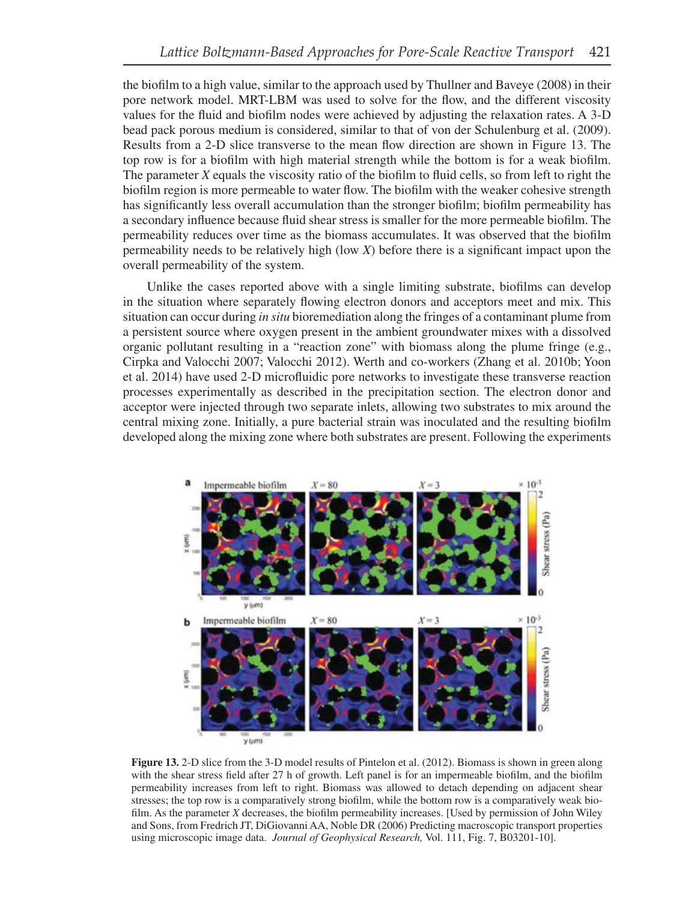the biofilm to a high value, similar to the approach used by Thullner and Baveye (2008) in their pore network model. MRT-LBM was used to solve for the flow, and the different viscosity values for the fluid and biofilm nodes were achieved by adjusting the relaxation rates. A 3-D bead pack porous medium is considered, similar to that of von der Schulenburg et al. (2009). Results from a 2-D slice transverse to the mean flow direction are shown in Figure 13. The top row is for a biofilm with high material strength while the bottom is for a weak biofilm. The parameter $X$ equals the viscosity ratio of the biofilm to fluid cells, so from left to right the biofilm region is more permeable to water flow. The biofilm with the weaker cohesive strength has significantly less overall accumulation than the stronger biofilm; biofilm permeability has a secondary influence because fluid shear stress is smaller for the more permeable biofilm. The permeability reduces over time as the biomass accumulates. It was observed that the biofilm permeability needs to be relatively high (low $X$) before there is a significant impact upon the overall permeability of the system.

Unlike the cases reported above with a single limiting substrate, biofilms can develop in the situation where separately flowing electron donors and acceptors meet and mix. This situation can occur during *in situ* bioremediation along the fringes of a contaminant plume from a persistent source where oxygen present in the ambient groundwater mixes with a dissolved organic pollutant resulting in a "reaction zone" with biomass along the plume fringe (e.g., Cirpka and Valocchi 2007; Valocchi 2012). Werth and co-workers (Zhang et al. 2010b; Yoon et al. 2014) have used 2-D microfluidic pore networks to investigate these transverse reaction processes experimentally as described in the precipitation section. The electron donor and acceptor were injected through two separate inlets, allowing two substrates to mix around the central mixing zone. Initially, a pure bacterial strain was inoculated and the resulting biofilm developed along the mixing zone where both substrates are present. Following the experiments

**Figure 13.** 2-D slice from the 3-D model results of Pintelon et al. (2012). Biomass is shown in green along with the shear stress field after 27 h of growth. Left panel is for an impermeable biofilm, and the biofilm permeability increases from left to right. Biomass was allowed to detach depending on adjacent shear stresses; the top row is a comparatively strong biofilm, while the bottom row is a comparatively weak biofilm. As the parameter $X$ decreases, the biofilm permeability increases. [Used by permission of John Wiley and Sons, from Fredrich JT, DiGiovanni AA, Noble DR (2006) Predicting macroscopic transport properties using microscopic image data. *Journal of Geophysical Research,* Vol. 111, Fig. 7, B03201-10].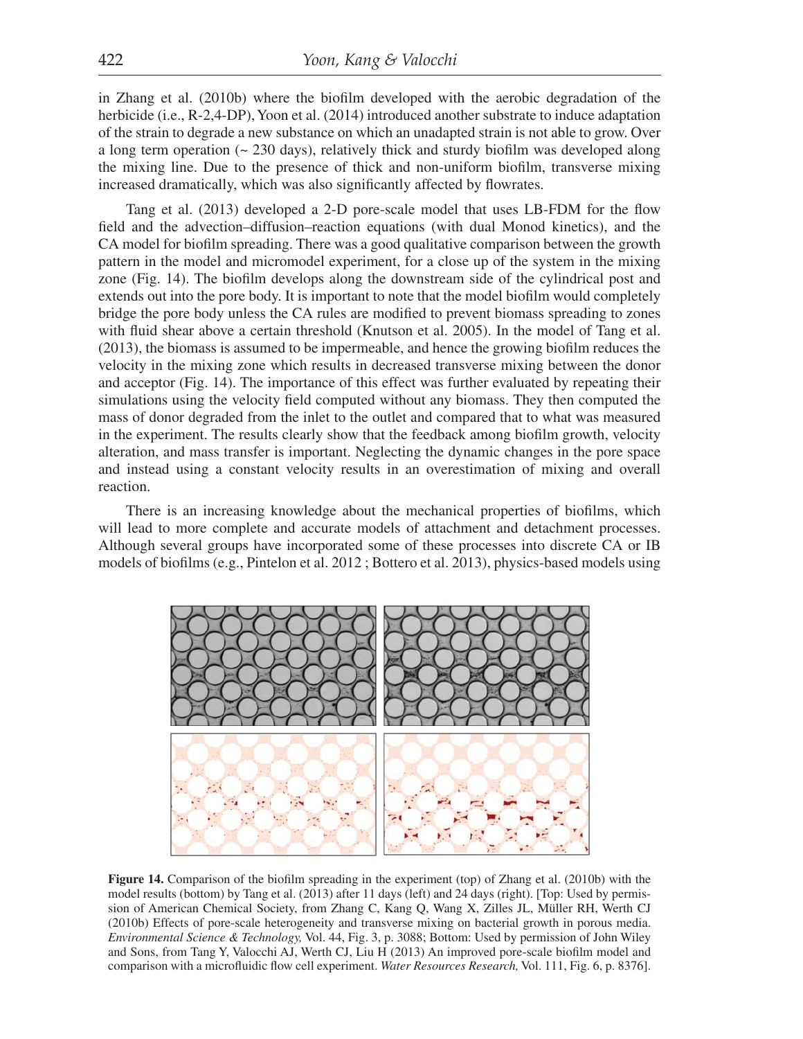in Zhang et al. (2010b) where the biofilm developed with the aerobic degradation of the herbicide (i.e., R-2,4-DP), Yoon et al. (2014) introduced another substrate to induce adaptation of the strain to degrade a new substance on which an unadapted strain is not able to grow. Over a long term operation (~ 230 days), relatively thick and sturdy biofilm was developed along the mixing line. Due to the presence of thick and non-uniform biofilm, transverse mixing increased dramatically, which was also significantly affected by flowrates.

Tang et al. (2013) developed a 2-D pore-scale model that uses LB-FDM for the flow field and the advection–diffusion–reaction equations (with dual Monod kinetics), and the CA model for biofilm spreading. There was a good qualitative comparison between the growth pattern in the model and micromodel experiment, for a close up of the system in the mixing zone (Fig. 14). The biofilm develops along the downstream side of the cylindrical post and extends out into the pore body. It is important to note that the model biofilm would completely bridge the pore body unless the CA rules are modified to prevent biomass spreading to zones with fluid shear above a certain threshold (Knutson et al. 2005). In the model of Tang et al. (2013), the biomass is assumed to be impermeable, and hence the growing biofilm reduces the velocity in the mixing zone which results in decreased transverse mixing between the donor and acceptor (Fig. 14). The importance of this effect was further evaluated by repeating their simulations using the velocity field computed without any biomass. They then computed the mass of donor degraded from the inlet to the outlet and compared that to what was measured in the experiment. The results clearly show that the feedback among biofilm growth, velocity alteration, and mass transfer is important. Neglecting the dynamic changes in the pore space and instead using a constant velocity results in an overestimation of mixing and overall reaction.

There is an increasing knowledge about the mechanical properties of biofilms, which will lead to more complete and accurate models of attachment and detachment processes. Although several groups have incorporated some of these processes into discrete CA or IB models of biofilms (e.g., Pintelon et al. 2012 ; Bottero et al. 2013), physics-based models using

**Figure 14.** Comparison of the biofilm spreading in the experiment (top) of Zhang et al. (2010b) with the model results (bottom) by Tang et al. (2013) after 11 days (left) and 24 days (right). [Top: Used by permission of American Chemical Society, from Zhang C, Kang Q, Wang X, Zilles JL, Müller RH, Werth CJ (2010b) Effects of pore-scale heterogeneity and transverse mixing on bacterial growth in porous media. *Environmental Science & Technology,* Vol. 44, Fig. 3, p. 3088; Bottom: Used by permission of John Wiley and Sons, from Tang Y, Valocchi AJ, Werth CJ, Liu H (2013) An improved pore-scale biofilm model and comparison with a microfluidic flow cell experiment. *Water Resources Research,* Vol. 111, Fig. 6, p. 8376].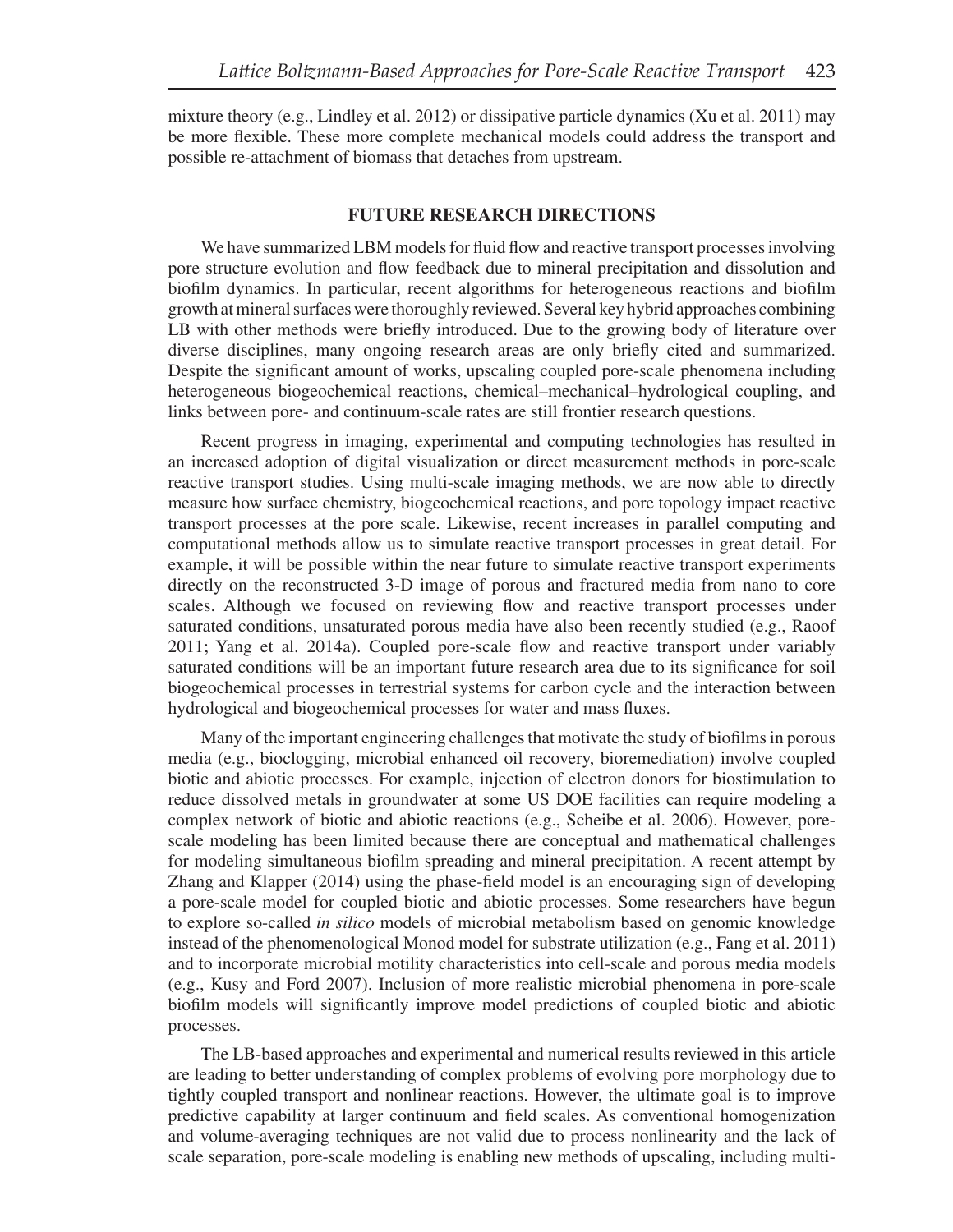mixture theory (e.g., Lindley et al. 2012) or dissipative particle dynamics (Xu et al. 2011) may be more flexible. These more complete mechanical models could address the transport and possible re-attachment of biomass that detaches from upstream.

## FUTURE RESEARCH DIRECTIONS

We have summarized LBM models for fluid flow and reactive transport processes involving pore structure evolution and flow feedback due to mineral precipitation and dissolution and biofilm dynamics. In particular, recent algorithms for heterogeneous reactions and biofilm growth at mineral surfaces were thoroughly reviewed. Several key hybrid approaches combining LB with other methods were briefly introduced. Due to the growing body of literature over diverse disciplines, many ongoing research areas are only briefly cited and summarized. Despite the significant amount of works, upscaling coupled pore-scale phenomena including heterogeneous biogeochemical reactions, chemical–mechanical–hydrological coupling, and links between pore- and continuum-scale rates are still frontier research questions.

Recent progress in imaging, experimental and computing technologies has resulted in an increased adoption of digital visualization or direct measurement methods in pore-scale reactive transport studies. Using multi-scale imaging methods, we are now able to directly measure how surface chemistry, biogeochemical reactions, and pore topology impact reactive transport processes at the pore scale. Likewise, recent increases in parallel computing and computational methods allow us to simulate reactive transport processes in great detail. For example, it will be possible within the near future to simulate reactive transport experiments directly on the reconstructed 3-D image of porous and fractured media from nano to core scales. Although we focused on reviewing flow and reactive transport processes under saturated conditions, unsaturated porous media have also been recently studied (e.g., Raoof 2011; Yang et al. 2014a). Coupled pore-scale flow and reactive transport under variably saturated conditions will be an important future research area due to its significance for soil biogeochemical processes in terrestrial systems for carbon cycle and the interaction between hydrological and biogeochemical processes for water and mass fluxes.

Many of the important engineering challenges that motivate the study of biofilms in porous media (e.g., bioclogging, microbial enhanced oil recovery, bioremediation) involve coupled biotic and abiotic processes. For example, injection of electron donors for biostimulation to reduce dissolved metals in groundwater at some US DOE facilities can require modeling a complex network of biotic and abiotic reactions (e.g., Scheibe et al. 2006). However, pore-scale modeling has been limited because there are conceptual and mathematical challenges for modeling simultaneous biofilm spreading and mineral precipitation. A recent attempt by Zhang and Klapper (2014) using the phase-field model is an encouraging sign of developing a pore-scale model for coupled biotic and abiotic processes. Some researchers have begun to explore so-called *in silico* models of microbial metabolism based on genomic knowledge instead of the phenomenological Monod model for substrate utilization (e.g., Fang et al. 2011) and to incorporate microbial motility characteristics into cell-scale and porous media models (e.g., Kusy and Ford 2007). Inclusion of more realistic microbial phenomena in pore-scale biofilm models will significantly improve model predictions of coupled biotic and abiotic processes.

The LB-based approaches and experimental and numerical results reviewed in this article are leading to better understanding of complex problems of evolving pore morphology due to tightly coupled transport and nonlinear reactions. However, the ultimate goal is to improve predictive capability at larger continuum and field scales. As conventional homogenization and volume-averaging techniques are not valid due to process nonlinearity and the lack of scale separation, pore-scale modeling is enabling new methods of upscaling, including multi-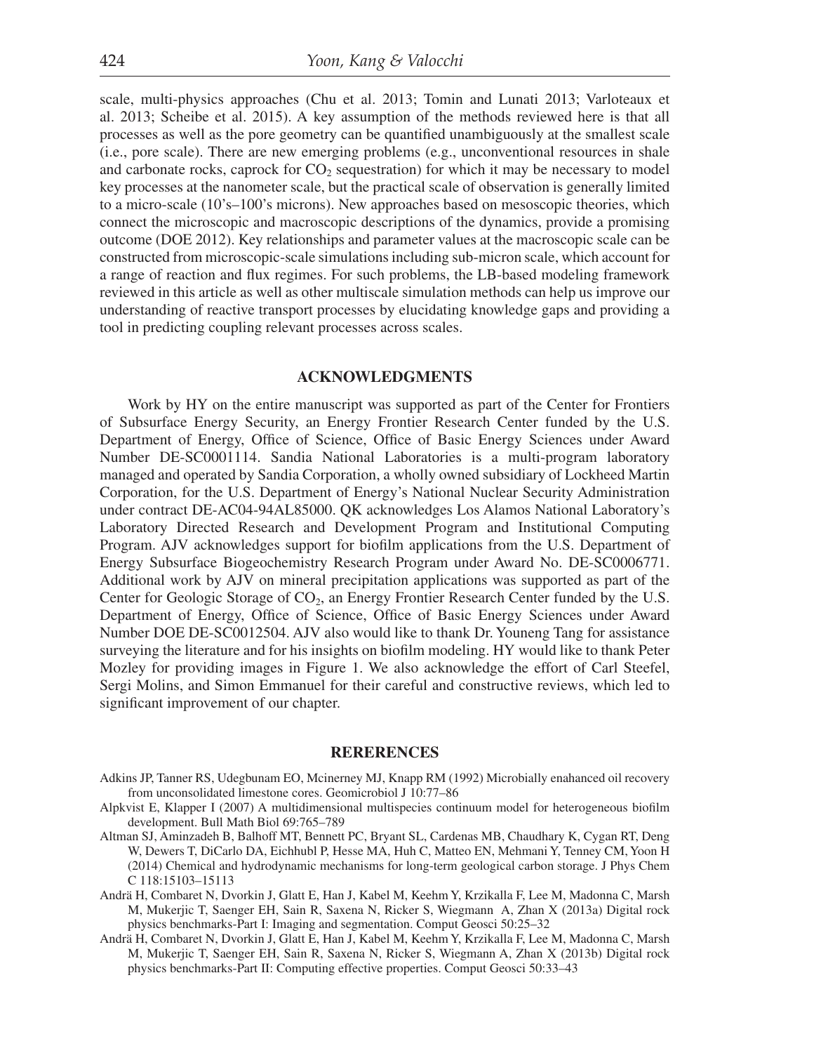scale, multi-physics approaches (Chu et al. 2013; Tomin and Lunati 2013; Varloteaux et al. 2013; Scheibe et al. 2015). A key assumption of the methods reviewed here is that all processes as well as the pore geometry can be quantified unambiguously at the smallest scale (i.e., pore scale). There are new emerging problems (e.g., unconventional resources in shale and carbonate rocks, caprock for $CO_2$ sequestration) for which it may be necessary to model key processes at the nanometer scale, but the practical scale of observation is generally limited to a micro-scale (10's–100's microns). New approaches based on mesoscopic theories, which connect the microscopic and macroscopic descriptions of the dynamics, provide a promising outcome (DOE 2012). Key relationships and parameter values at the macroscopic scale can be constructed from microscopic-scale simulations including sub-micron scale, which account for a range of reaction and flux regimes. For such problems, the LB-based modeling framework reviewed in this article as well as other multiscale simulation methods can help us improve our understanding of reactive transport processes by elucidating knowledge gaps and providing a tool in predicting coupling relevant processes across scales.

## ACKNOWLEDGMENTS

Work by HY on the entire manuscript was supported as part of the Center for Frontiers of Subsurface Energy Security, an Energy Frontier Research Center funded by the U.S. Department of Energy, Office of Science, Office of Basic Energy Sciences under Award Number DE-SC0001114. Sandia National Laboratories is a multi-program laboratory managed and operated by Sandia Corporation, a wholly owned subsidiary of Lockheed Martin Corporation, for the U.S. Department of Energy's National Nuclear Security Administration under contract DE-AC04-94AL85000. QK acknowledges Los Alamos National Laboratory's Laboratory Directed Research and Development Program and Institutional Computing Program. AJV acknowledges support for biofilm applications from the U.S. Department of Energy Subsurface Biogeochemistry Research Program under Award No. DE-SC0006771. Additional work by AJV on mineral precipitation applications was supported as part of the Center for Geologic Storage of $CO_2$, an Energy Frontier Research Center funded by the U.S. Department of Energy, Office of Science, Office of Basic Energy Sciences under Award Number DOE DE-SC0012504. AJV also would like to thank Dr. Youneng Tang for assistance surveying the literature and for his insights on biofilm modeling. HY would like to thank Peter Mozley for providing images in Figure 1. We also acknowledge the effort of Carl Steefel, Sergi Molins, and Simon Emmanuel for their careful and constructive reviews, which led to significant improvement of our chapter.

## RERERENCES

Adkins JP, Tanner RS, Udegbunam EO, Mcinerney MJ, Knapp RM (1992) Microbially enahanced oil recovery from unconsolidated limestone cores. Geomicrobiol J 10:77–86

Alpkvist E, Klapper I (2007) A multidimensional multispecies continuum model for heterogeneous biofilm development. Bull Math Biol 69:765–789

Altman SJ, Aminzadeh B, Balhoff MT, Bennett PC, Bryant SL, Cardenas MB, Chaudhary K, Cygan RT, Deng W, Dewers T, DiCarlo DA, Eichhubl P, Hesse MA, Huh C, Matteo EN, Mehmani Y, Tenney CM, Yoon H (2014) Chemical and hydrodynamic mechanisms for long-term geological carbon storage. J Phys Chem C 118:15103–15113

Andrä H, Combaret N, Dvorkin J, Glatt E, Han J, Kabel M, Keehm Y, Krzikalla F, Lee M, Madonna C, Marsh M, Mukerjic T, Saenger EH, Sain R, Saxena N, Ricker S, Wiegmann A, Zhan X (2013a) Digital rock physics benchmarks-Part I: Imaging and segmentation. Comput Geosci 50:25–32

Andrä H, Combaret N, Dvorkin J, Glatt E, Han J, Kabel M, Keehm Y, Krzikalla F, Lee M, Madonna C, Marsh M, Mukerjic T, Saenger EH, Sain R, Saxena N, Ricker S, Wiegmann A, Zhan X (2013b) Digital rock physics benchmarks-Part II: Computing effective properties. Comput Geosci 50:33–43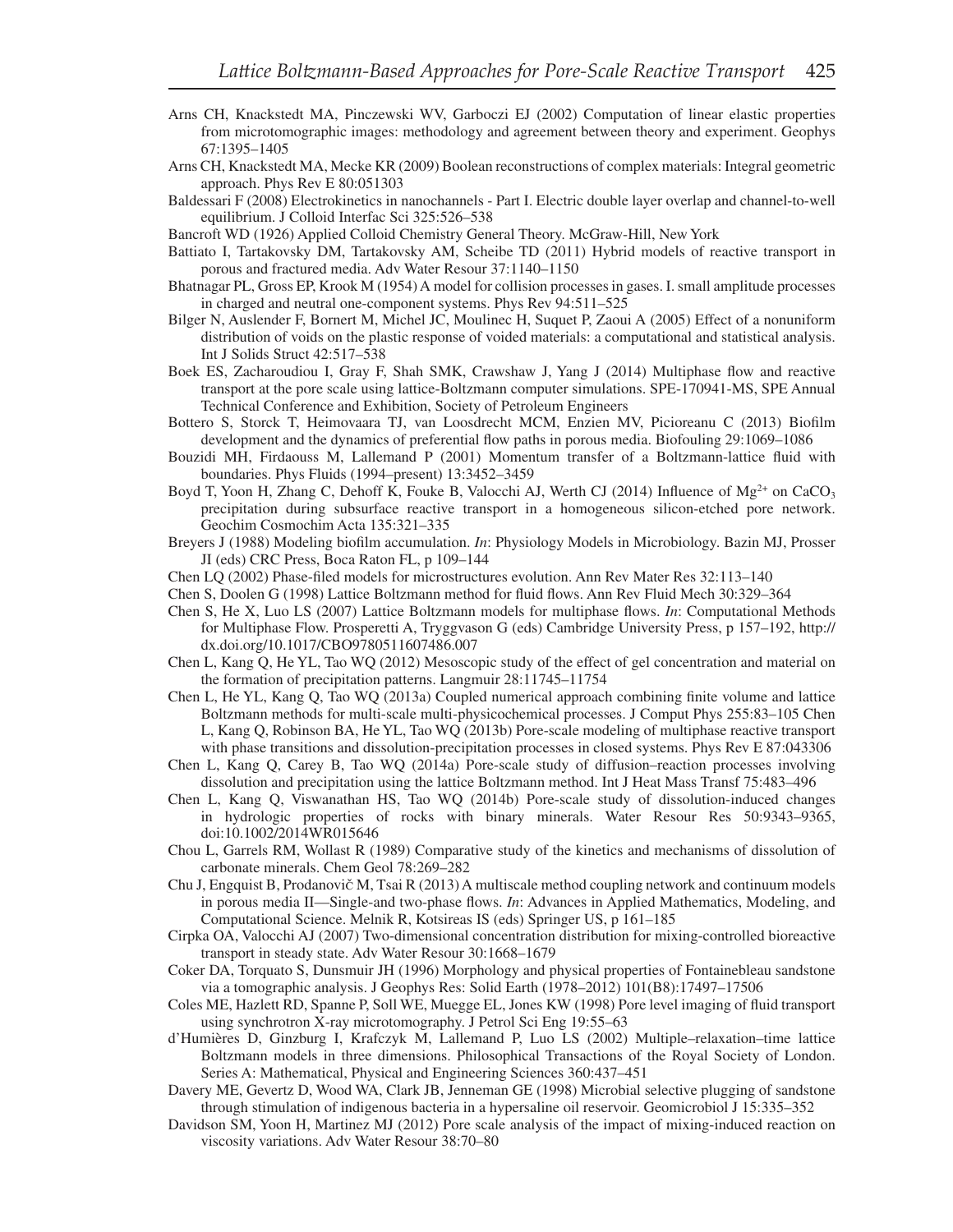Arns CH, Knackstedt MA, Pinczewski WV, Garboczi EJ (2002) Computation of linear elastic properties from microtomographic images: methodology and agreement between theory and experiment. Geophys 67:1395–1405

Arns CH, Knackstedt MA, Mecke KR (2009) Boolean reconstructions of complex materials: Integral geometric approach. Phys Rev E 80:051303

Baldessari F (2008) Electrokinetics in nanochannels - Part I. Electric double layer overlap and channel-to-well equilibrium. J Colloid Interfac Sci 325:526–538

Bancroft WD (1926) Applied Colloid Chemistry General Theory. McGraw-Hill, New York

Battiato I, Tartakovsky DM, Tartakovsky AM, Scheibe TD (2011) Hybrid models of reactive transport in porous and fractured media. Adv Water Resour 37:1140–1150

Bhatnagar PL, Gross EP, Krook M (1954) A model for collision processes in gases. I. small amplitude processes in charged and neutral one-component systems. Phys Rev 94:511–525

Bilger N, Auslender F, Bornert M, Michel JC, Moulinec H, Suquet P, Zaoui A (2005) Effect of a nonuniform distribution of voids on the plastic response of voided materials: a computational and statistical analysis. Int J Solids Struct 42:517–538

Boek ES, Zacharoudiou I, Gray F, Shah SMK, Crawshaw J, Yang J (2014) Multiphase flow and reactive transport at the pore scale using lattice-Boltzmann computer simulations. SPE-170941-MS, SPE Annual Technical Conference and Exhibition, Society of Petroleum Engineers

Bottero S, Storck T, Heimovaara TJ, van Loosdrecht MCM, Enzien MV, Picioreanu C (2013) Biofilm development and the dynamics of preferential flow paths in porous media. Biofouling 29:1069–1086

Bouzidi MH, Firdaouss M, Lallemand P (2001) Momentum transfer of a Boltzmann-lattice fluid with boundaries. Phys Fluids (1994–present) 13:3452–3459

Boyd T, Yoon H, Zhang C, Dehoff K, Fouke B, Valocchi AJ, Werth CJ (2014) Influence of $Mg^{2+}$ on $CaCO_3$ precipitation during subsurface reactive transport in a homogeneous silicon-etched pore network. Geochim Cosmochim Acta 135:321–335

Breyers J (1988) Modeling biofilm accumulation. *In*: Physiology Models in Microbiology. Bazin MJ, Prosser JI (eds) CRC Press, Boca Raton FL, p 109–144

Chen LQ (2002) Phase-filed models for microstructures evolution. Ann Rev Mater Res 32:113–140

Chen S, Doolen G (1998) Lattice Boltzmann method for fluid flows. Ann Rev Fluid Mech 30:329–364

Chen S, He X, Luo LS (2007) Lattice Boltzmann models for multiphase flows. *In*: Computational Methods for Multiphase Flow. Prosperetti A, Tryggvason G (eds) Cambridge University Press, p 157–192, http://dx.doi.org/10.1017/CBO9780511607486.007

Chen L, Kang Q, He YL, Tao WQ (2012) Mesoscopic study of the effect of gel concentration and material on the formation of precipitation patterns. Langmuir 28:11745–11754

Chen L, He YL, Kang Q, Tao WQ (2013a) Coupled numerical approach combining finite volume and lattice Boltzmann methods for multi-scale multi-physicochemical processes. J Comput Phys 255:83–105 Chen L, Kang Q, Robinson BA, He YL, Tao WQ (2013b) Pore-scale modeling of multiphase reactive transport with phase transitions and dissolution-precipitation processes in closed systems. Phys Rev E 87:043306

Chen L, Kang Q, Carey B, Tao WQ (2014a) Pore-scale study of diffusion–reaction processes involving dissolution and precipitation using the lattice Boltzmann method. Int J Heat Mass Transf 75:483–496

Chen L, Kang Q, Viswanathan HS, Tao WQ (2014b) Pore-scale study of dissolution-induced changes in hydrologic properties of rocks with binary minerals. Water Resour Res 50:9343–9365, doi:10.1002/2014WR015646

Chou L, Garrels RM, Wollast R (1989) Comparative study of the kinetics and mechanisms of dissolution of carbonate minerals. Chem Geol 78:269–282

Chu J, Engquist B, Prodanovič M, Tsai R (2013) A multiscale method coupling network and continuum models in porous media II—Single-and two-phase flows. *In*: Advances in Applied Mathematics, Modeling, and Computational Science. Melnik R, Kotsireas IS (eds) Springer US, p 161–185

Cirpka OA, Valocchi AJ (2007) Two-dimensional concentration distribution for mixing-controlled bioreactive transport in steady state. Adv Water Resour 30:1668–1679

Coker DA, Torquato S, Dunsmuir JH (1996) Morphology and physical properties of Fontainebleau sandstone via a tomographic analysis. J Geophys Res: Solid Earth (1978–2012) 101(B8):17497–17506

Coles ME, Hazlett RD, Spanne P, Soll WE, Muegge EL, Jones KW (1998) Pore level imaging of fluid transport using synchrotron X-ray microtomography. J Petrol Sci Eng 19:55–63

d'Humières D, Ginzburg I, Krafczyk M, Lallemand P, Luo LS (2002) Multiple–relaxation–time lattice Boltzmann models in three dimensions. Philosophical Transactions of the Royal Society of London. Series A: Mathematical, Physical and Engineering Sciences 360:437–451

Davery ME, Gevertz D, Wood WA, Clark JB, Jenneman GE (1998) Microbial selective plugging of sandstone through stimulation of indigenous bacteria in a hypersaline oil reservoir. Geomicrobiol J 15:335–352

Davidson SM, Yoon H, Martinez MJ (2012) Pore scale analysis of the impact of mixing-induced reaction on viscosity variations. Adv Water Resour 38:70–80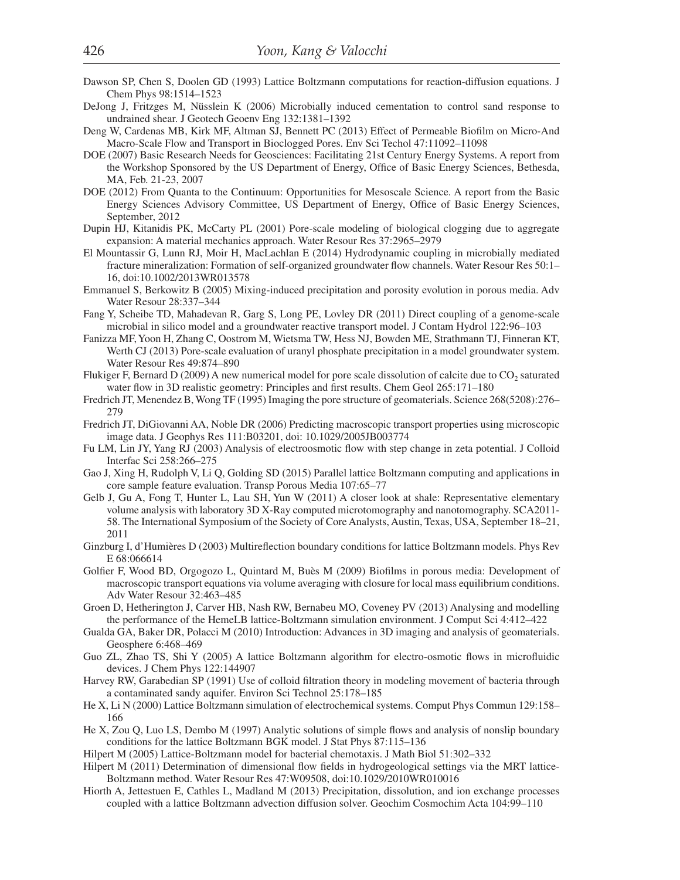Dawson SP, Chen S, Doolen GD (1993) Lattice Boltzmann computations for reaction-diffusion equations. J Chem Phys 98:1514–1523

DeJong J, Fritzges M, Nüsslein K (2006) Microbially induced cementation to control sand response to undrained shear. J Geotech Geoenv Eng 132:1381–1392

Deng W, Cardenas MB, Kirk MF, Altman SJ, Bennett PC (2013) Effect of Permeable Biofilm on Micro-And Macro-Scale Flow and Transport in Bioclogged Pores. Env Sci Techol 47:11092–11098

DOE (2007) Basic Research Needs for Geosciences: Facilitating 21st Century Energy Systems. A report from the Workshop Sponsored by the US Department of Energy, Office of Basic Energy Sciences, Bethesda, MA, Feb. 21-23, 2007

DOE (2012) From Quanta to the Continuum: Opportunities for Mesoscale Science. A report from the Basic Energy Sciences Advisory Committee, US Department of Energy, Office of Basic Energy Sciences, September, 2012

Dupin HJ, Kitanidis PK, McCarty PL (2001) Pore-scale modeling of biological clogging due to aggregate expansion: A material mechanics approach. Water Resour Res 37:2965–2979

El Mountassir G, Lunn RJ, Moir H, MacLachlan E (2014) Hydrodynamic coupling in microbially mediated fracture mineralization: Formation of self-organized groundwater flow channels. Water Resour Res 50:1–16, doi:10.1002/2013WR013578

Emmanuel S, Berkowitz B (2005) Mixing-induced precipitation and porosity evolution in porous media. Adv Water Resour 28:337–344

Fang Y, Scheibe TD, Mahadevan R, Garg S, Long PE, Lovley DR (2011) Direct coupling of a genome-scale microbial in silico model and a groundwater reactive transport model. J Contam Hydrol 122:96–103

Fanizza MF, Yoon H, Zhang C, Oostrom M, Wietsma TW, Hess NJ, Bowden ME, Strathmann TJ, Finneran KT, Werth CJ (2013) Pore-scale evaluation of uranyl phosphate precipitation in a model groundwater system. Water Resour Res 49:874–890

Flukiger F, Bernard D (2009) A new numerical model for pore scale dissolution of calcite due to $CO_2$ saturated water flow in 3D realistic geometry: Principles and first results. Chem Geol 265:171–180

Fredrich JT, Menendez B, Wong TF (1995) Imaging the pore structure of geomaterials. Science 268(5208):276–279

Fredrich JT, DiGiovanni AA, Noble DR (2006) Predicting macroscopic transport properties using microscopic image data. J Geophys Res 111:B03201, doi: 10.1029/2005JB003774

Fu LM, Lin JY, Yang RJ (2003) Analysis of electroosmotic flow with step change in zeta potential. J Colloid Interfac Sci 258:266–275

Gao J, Xing H, Rudolph V, Li Q, Golding SD (2015) Parallel lattice Boltzmann computing and applications in core sample feature evaluation. Transp Porous Media 107:65–77

Gelb J, Gu A, Fong T, Hunter L, Lau SH, Yun W (2011) A closer look at shale: Representative elementary volume analysis with laboratory 3D X-Ray computed microtomography and nanotomography. SCA2011-58. The International Symposium of the Society of Core Analysts, Austin, Texas, USA, September 18–21, 2011

Ginzburg I, d'Humières D (2003) Multireflection boundary conditions for lattice Boltzmann models. Phys Rev E 68:066614

Golfier F, Wood BD, Orgogozo L, Quintard M, Buès M (2009) Biofilms in porous media: Development of macroscopic transport equations via volume averaging with closure for local mass equilibrium conditions. Adv Water Resour 32:463–485

Groen D, Hetherington J, Carver HB, Nash RW, Bernabeu MO, Coveney PV (2013) Analysing and modelling the performance of the HemeLB lattice-Boltzmann simulation environment. J Comput Sci 4:412–422

Gualda GA, Baker DR, Polacci M (2010) Introduction: Advances in 3D imaging and analysis of geomaterials. Geosphere 6:468–469

Guo ZL, Zhao TS, Shi Y (2005) A lattice Boltzmann algorithm for electro-osmotic flows in microfluidic devices. J Chem Phys 122:144907

Harvey RW, Garabedian SP (1991) Use of colloid filtration theory in modeling movement of bacteria through a contaminated sandy aquifer. Environ Sci Technol 25:178–185

He X, Li N (2000) Lattice Boltzmann simulation of electrochemical systems. Comput Phys Commun 129:158–166

He X, Zou Q, Luo LS, Dembo M (1997) Analytic solutions of simple flows and analysis of nonslip boundary conditions for the lattice Boltzmann BGK model. J Stat Phys 87:115–136

Hilpert M (2005) Lattice-Boltzmann model for bacterial chemotaxis. J Math Biol 51:302–332

Hilpert M (2011) Determination of dimensional flow fields in hydrogeological settings via the MRT lattice-Boltzmann method. Water Resour Res 47:W09508, doi:10.1029/2010WR010016

Hiorth A, Jettestuen E, Cathles L, Madland M (2013) Precipitation, dissolution, and ion exchange processes coupled with a lattice Boltzmann advection diffusion solver. Geochim Cosmochim Acta 104:99–110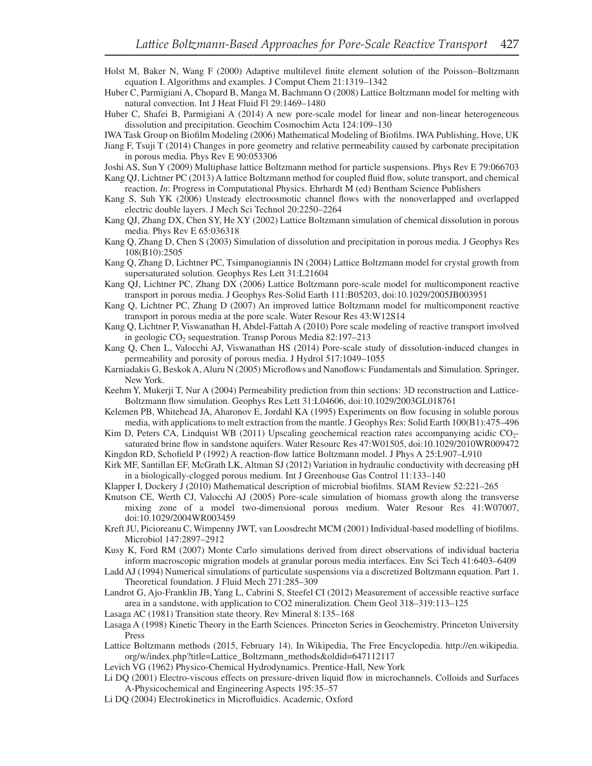Holst M, Baker N, Wang F (2000) Adaptive multilevel finite element solution of the Poisson–Boltzmann equation I. Algorithms and examples. J Comput Chem 21:1319–1342

Huber C, Parmigiani A, Chopard B, Manga M, Bachmann O (2008) Lattice Boltzmann model for melting with natural convection. Int J Heat Fluid Fl 29:1469–1480

Huber C, Shafei B, Parmigiani A (2014) A new pore-scale model for linear and non-linear heterogeneous dissolution and precipitation. Geochim Cosmochim Acta 124:109–130

IWA Task Group on Biofilm Modeling (2006) Mathematical Modeling of Biofilms. IWA Publishing, Hove, UK

Jiang F, Tsuji T (2014) Changes in pore geometry and relative permeability caused by carbonate precipitation in porous media. Phys Rev E 90:053306

Joshi AS, Sun Y (2009) Multiphase lattice Boltzmann method for particle suspensions. Phys Rev E 79:066703

Kang QJ, Lichtner PC (2013) A lattice Boltzmann method for coupled fluid flow, solute transport, and chemical reaction. *In*: Progress in Computational Physics. Ehrhardt M (ed) Bentham Science Publishers

Kang S, Suh YK (2006) Unsteady electroosmotic channel flows with the nonoverlapped and overlapped electric double layers. J Mech Sci Technol 20:2250–2264

Kang QJ, Zhang DX, Chen SY, He XY (2002) Lattice Boltzmann simulation of chemical dissolution in porous media. Phys Rev E 65:036318

Kang Q, Zhang D, Chen S (2003) Simulation of dissolution and precipitation in porous media. J Geophys Res 108(B10):2505

Kang Q, Zhang D, Lichtner PC, Tsimpanogiannis IN (2004) Lattice Boltzmann model for crystal growth from supersaturated solution. Geophys Res Lett 31:L21604

Kang QJ, Lichtner PC, Zhang DX (2006) Lattice Boltzmann pore-scale model for multicomponent reactive transport in porous media. J Geophys Res-Solid Earth 111:B05203, doi:10.1029/2005JB003951

Kang Q, Lichtner PC, Zhang D (2007) An improved lattice Boltzmann model for multicomponent reactive transport in porous media at the pore scale. Water Resour Res 43:W12S14

Kang Q, Lichtner P, Viswanathan H, Abdel-Fattah A (2010) Pore scale modeling of reactive transport involved in geologic $CO_2$ sequestration. Transp Porous Media 82:197–213

Kang Q, Chen L, Valocchi AJ, Viswanathan HS (2014) Pore-scale study of dissolution-induced changes in permeability and porosity of porous media. J Hydrol 517:1049–1055

Karniadakis G, Beskok A, Aluru N (2005) Microflows and Nanoflows: Fundamentals and Simulation. Springer, New York.

Keehm Y, Mukerji T, Nur A (2004) Permeability prediction from thin sections: 3D reconstruction and Lattice-Boltzmann flow simulation. Geophys Res Lett 31:L04606, doi:10.1029/2003GL018761

Kelemen PB, Whitehead JA, Aharonov E, Jordahl KA (1995) Experiments on flow focusing in soluble porous media, with applications to melt extraction from the mantle. J Geophys Res: Solid Earth 100(B1):475–496

Kim D, Peters CA, Lindquist WB (2011) Upscaling geochemical reaction rates accompanying acidic $CO_2$-saturated brine flow in sandstone aquifers. Water Resourc Res 47:W01505, doi:10.1029/2010WR009472

Kingdon RD, Schofield P (1992) A reaction-flow lattice Boltzmann model. J Phys A 25:L907–L910

Kirk MF, Santillan EF, McGrath LK, Altman SJ (2012) Variation in hydraulic conductivity with decreasing pH in a biologically-clogged porous medium. Int J Greenhouse Gas Control 11:133–140

Klapper I, Dockery J (2010) Mathematical description of microbial biofilms. SIAM Review 52:221–265

Knutson CE, Werth CJ, Valocchi AJ (2005) Pore-scale simulation of biomass growth along the transverse mixing zone of a model two-dimensional porous medium. Water Resour Res 41:W07007, doi:10.1029/2004WR003459

Kreft JU, Picioreanu C, Wimpenny JWT, van Loosdrecht MCM (2001) Individual-based modelling of biofilms. Microbiol 147:2897–2912

Kusy K, Ford RM (2007) Monte Carlo simulations derived from direct observations of individual bacteria inform macroscopic migration models at granular porous media interfaces. Env Sci Tech 41:6403–6409

Ladd AJ (1994) Numerical simulations of particulate suspensions via a discretized Boltzmann equation. Part 1. Theoretical foundation. J Fluid Mech 271:285–309

Landrot G, Ajo-Franklin JB, Yang L, Cabrini S, Steefel CI (2012) Measurement of accessible reactive surface area in a sandstone, with application to CO2 mineralization. Chem Geol 318–319:113–125

Lasaga AC (1981) Transition state theory. Rev Mineral 8:135–168

Lasaga A (1998) Kinetic Theory in the Earth Sciences. Princeton Series in Geochemistry. Princeton University Press

Lattice Boltzmann methods (2015, February 14). In Wikipedia, The Free Encyclopedia. http://en.wikipedia.org/w/index.php?title=Lattice_Boltzmann_methods&oldid=647112117

Levich VG (1962) Physico-Chemical Hydrodynamics. Prentice-Hall, New York

Li DQ (2001) Electro-viscous effects on pressure-driven liquid flow in microchannels. Colloids and Surfaces A-Physicochemical and Engineering Aspects 195:35–57

Li DQ (2004) Electrokinetics in Microfluidics. Academic, Oxford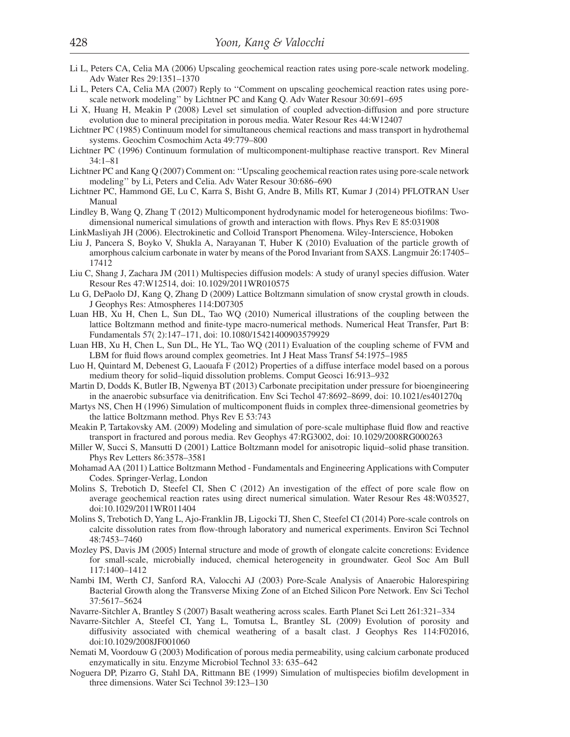Li L, Peters CA, Celia MA (2006) Upscaling geochemical reaction rates using pore-scale network modeling. Adv Water Res 29:1351–1370

Li L, Peters CA, Celia MA (2007) Reply to ''Comment on upscaling geochemical reaction rates using pore-scale network modeling'' by Lichtner PC and Kang Q. Adv Water Resour 30:691–695

Li X, Huang H, Meakin P (2008) Level set simulation of coupled advection-diffusion and pore structure evolution due to mineral precipitation in porous media. Water Resour Res 44:W12407

Lichtner PC (1985) Continuum model for simultaneous chemical reactions and mass transport in hydrothemal systems. Geochim Cosmochim Acta 49:779–800

Lichtner PC (1996) Continuum formulation of multicomponent-multiphase reactive transport. Rev Mineral 34:1–81

Lichtner PC and Kang Q (2007) Comment on: ''Upscaling geochemical reaction rates using pore-scale network modeling'' by Li, Peters and Celia. Adv Water Resour 30:686–690

Lichtner PC, Hammond GE, Lu C, Karra S, Bisht G, Andre B, Mills RT, Kumar J (2014) PFLOTRAN User Manual

Lindley B, Wang Q, Zhang T (2012) Multicomponent hydrodynamic model for heterogeneous biofilms: Two-dimensional numerical simulations of growth and interaction with flows. Phys Rev E 85:031908

LinkMasliyah JH (2006). Electrokinetic and Colloid Transport Phenomena. Wiley-Interscience, Hoboken

Liu J, Pancera S, Boyko V, Shukla A, Narayanan T, Huber K (2010) Evaluation of the particle growth of amorphous calcium carbonate in water by means of the Porod Invariant from SAXS. Langmuir 26:17405–17412

Liu C, Shang J, Zachara JM (2011) Multispecies diffusion models: A study of uranyl species diffusion. Water Resour Res 47:W12514, doi: 10.1029/2011WR010575

Lu G, DePaolo DJ, Kang Q, Zhang D (2009) Lattice Boltzmann simulation of snow crystal growth in clouds. J Geophys Res: Atmospheres 114:D07305

Luan HB, Xu H, Chen L, Sun DL, Tao WQ (2010) Numerical illustrations of the coupling between the lattice Boltzmann method and finite-type macro-numerical methods. Numerical Heat Transfer, Part B: Fundamentals 57( 2):147–171, doi: 10.1080/15421400903579929

Luan HB, Xu H, Chen L, Sun DL, He YL, Tao WQ (2011) Evaluation of the coupling scheme of FVM and LBM for fluid flows around complex geometries. Int J Heat Mass Transf 54:1975–1985

Luo H, Quintard M, Debenest G, Laouafa F (2012) Properties of a diffuse interface model based on a porous medium theory for solid–liquid dissolution problems. Comput Geosci 16:913–932

Martin D, Dodds K, Butler IB, Ngwenya BT (2013) Carbonate precipitation under pressure for bioengineering in the anaerobic subsurface via denitrification. Env Sci Techol 47:8692–8699, doi: 10.1021/es401270q

Martys NS, Chen H (1996) Simulation of multicomponent fluids in complex three-dimensional geometries by the lattice Boltzmann method. Phys Rev E 53:743

Meakin P, Tartakovsky AM. (2009) Modeling and simulation of pore-scale multiphase fluid flow and reactive transport in fractured and porous media. Rev Geophys 47:RG3002, doi: 10.1029/2008RG000263

Miller W, Succi S, Mansutti D (2001) Lattice Boltzmann model for anisotropic liquid–solid phase transition. Phys Rev Letters 86:3578–3581

Mohamad AA (2011) Lattice Boltzmann Method - Fundamentals and Engineering Applications with Computer Codes. Springer-Verlag, London

Molins S, Trebotich D, Steefel CI, Shen C (2012) An investigation of the effect of pore scale flow on average geochemical reaction rates using direct numerical simulation. Water Resour Res 48:W03527, doi:10.1029/2011WR011404

Molins S, Trebotich D, Yang L, Ajo-Franklin JB, Ligocki TJ, Shen C, Steefel CI (2014) Pore-scale controls on calcite dissolution rates from flow-through laboratory and numerical experiments. Environ Sci Technol 48:7453–7460

Mozley PS, Davis JM (2005) Internal structure and mode of growth of elongate calcite concretions: Evidence for small-scale, microbially induced, chemical heterogeneity in groundwater. Geol Soc Am Bull 117:1400–1412

Nambi IM, Werth CJ, Sanford RA, Valocchi AJ (2003) Pore-Scale Analysis of Anaerobic Halorespiring Bacterial Growth along the Transverse Mixing Zone of an Etched Silicon Pore Network. Env Sci Techol 37:5617–5624

Navarre-Sitchler A, Brantley S (2007) Basalt weathering across scales. Earth Planet Sci Lett 261:321–334

Navarre-Sitchler A, Steefel CI, Yang L, Tomutsa L, Brantley SL (2009) Evolution of porosity and diffusivity associated with chemical weathering of a basalt clast. J Geophys Res 114:F02016, doi:10.1029/2008JF001060

Nemati M, Voordouw G (2003) Modification of porous media permeability, using calcium carbonate produced enzymatically in situ. Enzyme Microbiol Technol 33: 635–642

Noguera DP, Pizarro G, Stahl DA, Rittmann BE (1999) Simulation of multispecies biofilm development in three dimensions. Water Sci Technol 39:123–130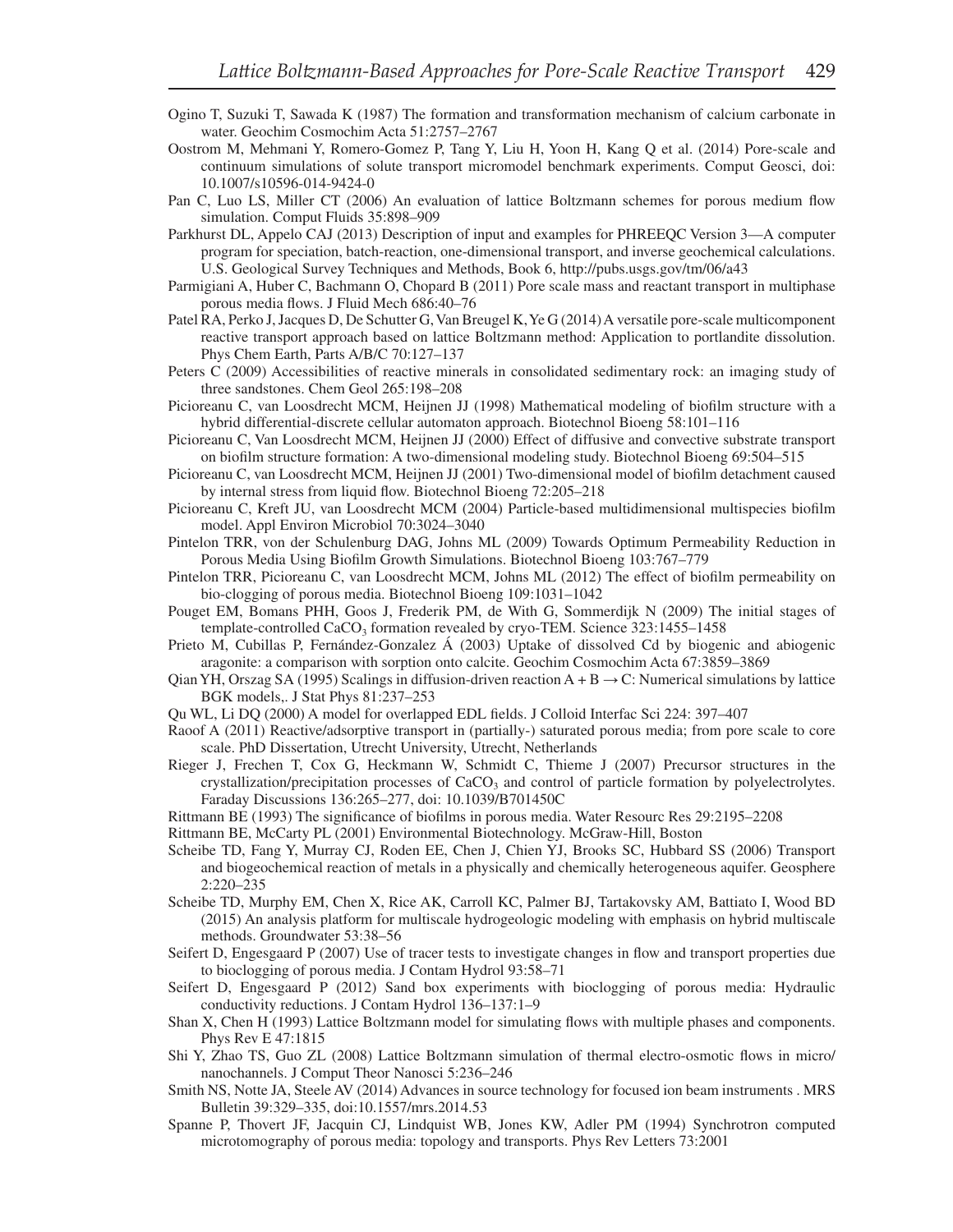Ogino T, Suzuki T, Sawada K (1987) The formation and transformation mechanism of calcium carbonate in water. Geochim Cosmochim Acta 51:2757–2767

Oostrom M, Mehmani Y, Romero-Gomez P, Tang Y, Liu H, Yoon H, Kang Q et al. (2014) Pore-scale and continuum simulations of solute transport micromodel benchmark experiments. Comput Geosci, doi: 10.1007/s10596-014-9424-0

Pan C, Luo LS, Miller CT (2006) An evaluation of lattice Boltzmann schemes for porous medium flow simulation. Comput Fluids 35:898–909

Parkhurst DL, Appelo CAJ (2013) Description of input and examples for PHREEQC Version 3—A computer program for speciation, batch-reaction, one-dimensional transport, and inverse geochemical calculations. U.S. Geological Survey Techniques and Methods, Book 6, http://pubs.usgs.gov/tm/06/a43

Parmigiani A, Huber C, Bachmann O, Chopard B (2011) Pore scale mass and reactant transport in multiphase porous media flows. J Fluid Mech 686:40–76

Patel RA, Perko J, Jacques D, De Schutter G, Van Breugel K, Ye G (2014) A versatile pore-scale multicomponent reactive transport approach based on lattice Boltzmann method: Application to portlandite dissolution. Phys Chem Earth, Parts A/B/C 70:127–137

Peters C (2009) Accessibilities of reactive minerals in consolidated sedimentary rock: an imaging study of three sandstones. Chem Geol 265:198–208

Picioreanu C, van Loosdrecht MCM, Heijnen JJ (1998) Mathematical modeling of biofilm structure with a hybrid differential-discrete cellular automaton approach. Biotechnol Bioeng 58:101–116

Picioreanu C, Van Loosdrecht MCM, Heijnen JJ (2000) Effect of diffusive and convective substrate transport on biofilm structure formation: A two-dimensional modeling study. Biotechnol Bioeng 69:504–515

Picioreanu C, van Loosdrecht MCM, Heijnen JJ (2001) Two-dimensional model of biofilm detachment caused by internal stress from liquid flow. Biotechnol Bioeng 72:205–218

Picioreanu C, Kreft JU, van Loosdrecht MCM (2004) Particle-based multidimensional multispecies biofilm model. Appl Environ Microbiol 70:3024–3040

Pintelon TRR, von der Schulenburg DAG, Johns ML (2009) Towards Optimum Permeability Reduction in Porous Media Using Biofilm Growth Simulations. Biotechnol Bioeng 103:767–779

Pintelon TRR, Picioreanu C, van Loosdrecht MCM, Johns ML (2012) The effect of biofilm permeability on bio-clogging of porous media. Biotechnol Bioeng 109:1031–1042

Pouget EM, Bomans PHH, Goos J, Frederik PM, de With G, Sommerdijk N (2009) The initial stages of template-controlled $CaCO_3$ formation revealed by cryo-TEM. Science 323:1455–1458

Prieto M, Cubillas P, Fernández-Gonzalez Á (2003) Uptake of dissolved Cd by biogenic and abiogenic aragonite: a comparison with sorption onto calcite. Geochim Cosmochim Acta 67:3859–3869

Qian YH, Orszag SA (1995) Scalings in diffusion-driven reaction $A + B \rightarrow C$: Numerical simulations by lattice BGK models,. J Stat Phys 81:237–253

Qu WL, Li DQ (2000) A model for overlapped EDL fields. J Colloid Interfac Sci 224: 397–407

Raoof A (2011) Reactive/adsorptive transport in (partially-) saturated porous media; from pore scale to core scale. PhD Dissertation, Utrecht University, Utrecht, Netherlands

Rieger J, Frechen T, Cox G, Heckmann W, Schmidt C, Thieme J (2007) Precursor structures in the crystallization/precipitation processes of $CaCO_3$ and control of particle formation by polyelectrolytes. Faraday Discussions 136:265–277, doi: 10.1039/B701450C

Rittmann BE (1993) The significance of biofilms in porous media. Water Resourc Res 29:2195–2208

Rittmann BE, McCarty PL (2001) Environmental Biotechnology. McGraw-Hill, Boston

Scheibe TD, Fang Y, Murray CJ, Roden EE, Chen J, Chien YJ, Brooks SC, Hubbard SS (2006) Transport and biogeochemical reaction of metals in a physically and chemically heterogeneous aquifer. Geosphere 2:220–235

Scheibe TD, Murphy EM, Chen X, Rice AK, Carroll KC, Palmer BJ, Tartakovsky AM, Battiato I, Wood BD (2015) An analysis platform for multiscale hydrogeologic modeling with emphasis on hybrid multiscale methods. Groundwater 53:38–56

Seifert D, Engesgaard P (2007) Use of tracer tests to investigate changes in flow and transport properties due to bioclogging of porous media. J Contam Hydrol 93:58–71

Seifert D, Engesgaard P (2012) Sand box experiments with bioclogging of porous media: Hydraulic conductivity reductions. J Contam Hydrol 136–137:1–9

Shan X, Chen H (1993) Lattice Boltzmann model for simulating flows with multiple phases and components. Phys Rev E 47:1815

Shi Y, Zhao TS, Guo ZL (2008) Lattice Boltzmann simulation of thermal electro-osmotic flows in micro/nanochannels. J Comput Theor Nanosci 5:236–246

Smith NS, Notte JA, Steele AV (2014) Advances in source technology for focused ion beam instruments . MRS Bulletin 39:329–335, doi:10.1557/mrs.2014.53

Spanne P, Thovert JF, Jacquin CJ, Lindquist WB, Jones KW, Adler PM (1994) Synchrotron computed microtomography of porous media: topology and transports. Phys Rev Letters 73:2001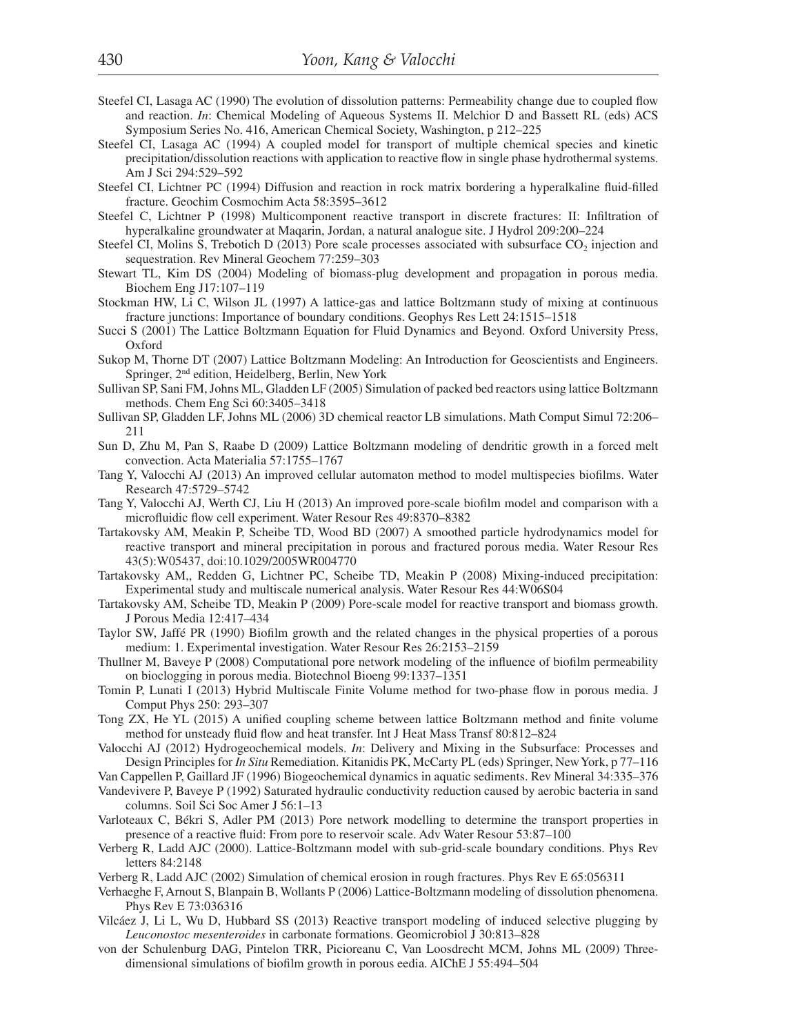Steefel CI, Lasaga AC (1990) The evolution of dissolution patterns: Permeability change due to coupled flow and reaction. *In*: Chemical Modeling of Aqueous Systems II. Melchior D and Bassett RL (eds) ACS Symposium Series No. 416, American Chemical Society, Washington, p 212–225

Steefel CI, Lasaga AC (1994) A coupled model for transport of multiple chemical species and kinetic precipitation/dissolution reactions with application to reactive flow in single phase hydrothermal systems. Am J Sci 294:529–592

Steefel CI, Lichtner PC (1994) Diffusion and reaction in rock matrix bordering a hyperalkaline fluid-filled fracture. Geochim Cosmochim Acta 58:3595–3612

Steefel C, Lichtner P (1998) Multicomponent reactive transport in discrete fractures: II: Infiltration of hyperalkaline groundwater at Maqarin, Jordan, a natural analogue site. J Hydrol 209:200–224

Steefel CI, Molins S, Trebotich D (2013) Pore scale processes associated with subsurface $CO_2$ injection and sequestration. Rev Mineral Geochem 77:259–303

Stewart TL, Kim DS (2004) Modeling of biomass-plug development and propagation in porous media. Biochem Eng J17:107–119

Stockman HW, Li C, Wilson JL (1997) A lattice-gas and lattice Boltzmann study of mixing at continuous fracture junctions: Importance of boundary conditions. Geophys Res Lett 24:1515–1518

Succi S (2001) The Lattice Boltzmann Equation for Fluid Dynamics and Beyond. Oxford University Press, Oxford

Sukop M, Thorne DT (2007) Lattice Boltzmann Modeling: An Introduction for Geoscientists and Engineers. Springer, 2nd edition, Heidelberg, Berlin, New York

Sullivan SP, Sani FM, Johns ML, Gladden LF (2005) Simulation of packed bed reactors using lattice Boltzmann methods. Chem Eng Sci 60:3405–3418

Sullivan SP, Gladden LF, Johns ML (2006) 3D chemical reactor LB simulations. Math Comput Simul 72:206–211

Sun D, Zhu M, Pan S, Raabe D (2009) Lattice Boltzmann modeling of dendritic growth in a forced melt convection. Acta Materialia 57:1755–1767

Tang Y, Valocchi AJ (2013) An improved cellular automaton method to model multispecies biofilms. Water Research 47:5729–5742

Tang Y, Valocchi AJ, Werth CJ, Liu H (2013) An improved pore-scale biofilm model and comparison with a microfluidic flow cell experiment. Water Resour Res 49:8370–8382

Tartakovsky AM, Meakin P, Scheibe TD, Wood BD (2007) A smoothed particle hydrodynamics model for reactive transport and mineral precipitation in porous and fractured porous media. Water Resour Res 43(5):W05437, doi:10.1029/2005WR004770

Tartakovsky AM,, Redden G, Lichtner PC, Scheibe TD, Meakin P (2008) Mixing-induced precipitation: Experimental study and multiscale numerical analysis. Water Resour Res 44:W06S04

Tartakovsky AM, Scheibe TD, Meakin P (2009) Pore-scale model for reactive transport and biomass growth. J Porous Media 12:417–434

Taylor SW, Jaffé PR (1990) Biofilm growth and the related changes in the physical properties of a porous medium: 1. Experimental investigation. Water Resour Res 26:2153–2159

Thullner M, Baveye P (2008) Computational pore network modeling of the influence of biofilm permeability on bioclogging in porous media. Biotechnol Bioeng 99:1337–1351

Tomin P, Lunati I (2013) Hybrid Multiscale Finite Volume method for two-phase flow in porous media. J Comput Phys 250: 293–307

Tong ZX, He YL (2015) A unified coupling scheme between lattice Boltzmann method and finite volume method for unsteady fluid flow and heat transfer. Int J Heat Mass Transf 80:812–824

Valocchi AJ (2012) Hydrogeochemical models. *In*: Delivery and Mixing in the Subsurface: Processes and Design Principles for *In Situ* Remediation. Kitanidis PK, McCarty PL (eds) Springer, New York, p 77–116

Van Cappellen P, Gaillard JF (1996) Biogeochemical dynamics in aquatic sediments. Rev Mineral 34:335–376

Vandevivere P, Baveye P (1992) Saturated hydraulic conductivity reduction caused by aerobic bacteria in sand columns. Soil Sci Soc Amer J 56:1–13

Varloteaux C, Békri S, Adler PM (2013) Pore network modelling to determine the transport properties in presence of a reactive fluid: From pore to reservoir scale. Adv Water Resour 53:87–100

Verberg R, Ladd AJC (2000). Lattice-Boltzmann model with sub-grid-scale boundary conditions. Phys Rev letters 84:2148

Verberg R, Ladd AJC (2002) Simulation of chemical erosion in rough fractures. Phys Rev E 65:056311

Verhaeghe F, Arnout S, Blanpain B, Wollants P (2006) Lattice-Boltzmann modeling of dissolution phenomena. Phys Rev E 73:036316

Vilcáez J, Li L, Wu D, Hubbard SS (2013) Reactive transport modeling of induced selective plugging by *Leuconostoc mesenteroides* in carbonate formations. Geomicrobiol J 30:813–828

von der Schulenburg DAG, Pintelon TRR, Picioreanu C, Van Loosdrecht MCM, Johns ML (2009) Three-dimensional simulations of biofilm growth in porous eedia. AIChE J 55:494–504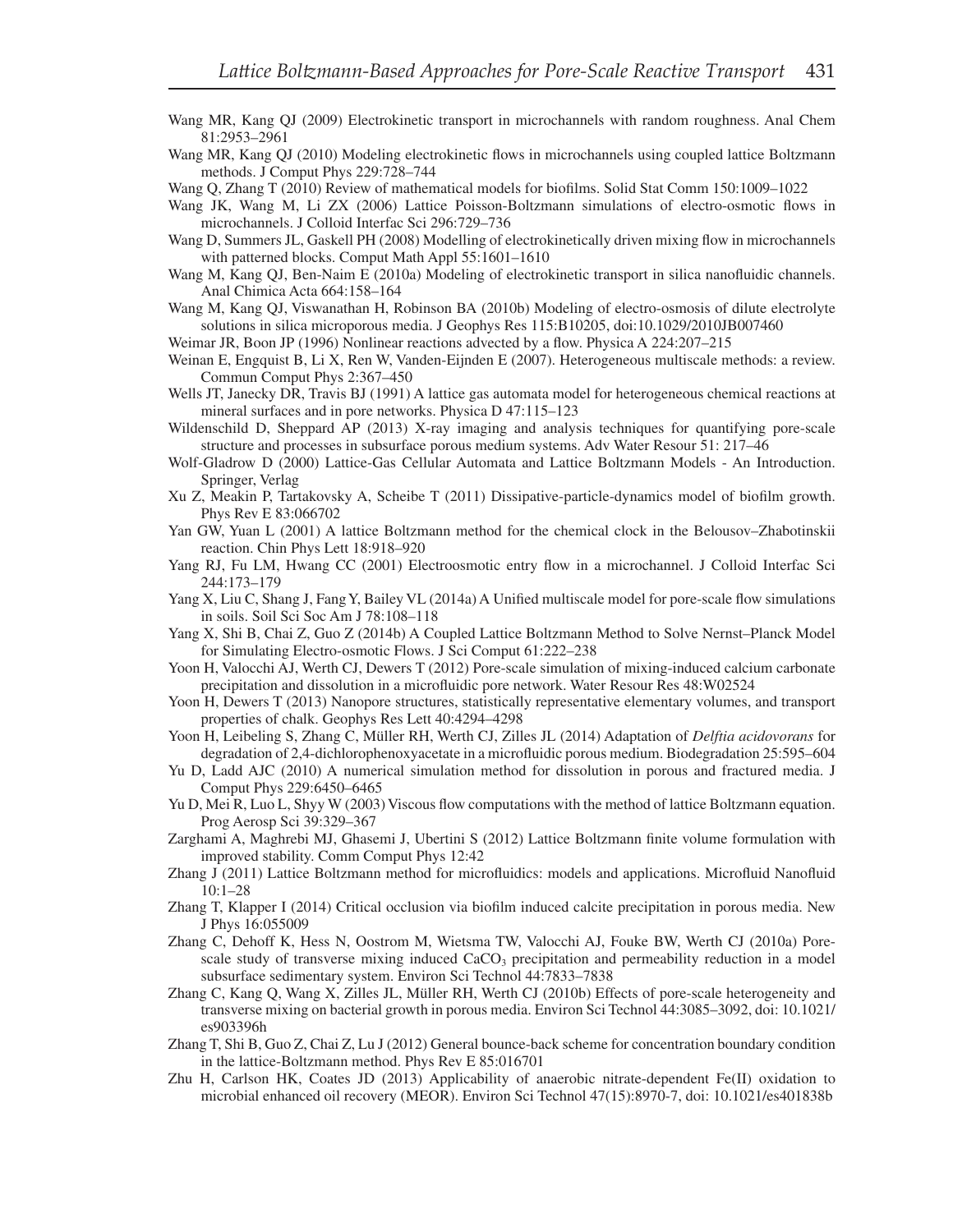Wang MR, Kang QJ (2009) Electrokinetic transport in microchannels with random roughness. Anal Chem 81:2953–2961

Wang MR, Kang QJ (2010) Modeling electrokinetic flows in microchannels using coupled lattice Boltzmann methods. J Comput Phys 229:728–744

Wang Q, Zhang T (2010) Review of mathematical models for biofilms. Solid Stat Comm 150:1009–1022

Wang JK, Wang M, Li ZX (2006) Lattice Poisson-Boltzmann simulations of electro-osmotic flows in microchannels. J Colloid Interfac Sci 296:729–736

Wang D, Summers JL, Gaskell PH (2008) Modelling of electrokinetically driven mixing flow in microchannels with patterned blocks. Comput Math Appl 55:1601–1610

Wang M, Kang QJ, Ben-Naim E (2010a) Modeling of electrokinetic transport in silica nanofluidic channels. Anal Chimica Acta 664:158–164

Wang M, Kang QJ, Viswanathan H, Robinson BA (2010b) Modeling of electro-osmosis of dilute electrolyte solutions in silica microporous media. J Geophys Res 115:B10205, doi:10.1029/2010JB007460

Weimar JR, Boon JP (1996) Nonlinear reactions advected by a flow. Physica A 224:207–215

Weinan E, Engquist B, Li X, Ren W, Vanden-Eijnden E (2007). Heterogeneous multiscale methods: a review. Commun Comput Phys 2:367–450

Wells JT, Janecky DR, Travis BJ (1991) A lattice gas automata model for heterogeneous chemical reactions at mineral surfaces and in pore networks. Physica D 47:115–123

Wildenschild D, Sheppard AP (2013) X-ray imaging and analysis techniques for quantifying pore-scale structure and processes in subsurface porous medium systems. Adv Water Resour 51: 217–46

Wolf-Gladrow D (2000) Lattice-Gas Cellular Automata and Lattice Boltzmann Models - An Introduction. Springer, Verlag

Xu Z, Meakin P, Tartakovsky A, Scheibe T (2011) Dissipative-particle-dynamics model of biofilm growth. Phys Rev E 83:066702

Yan GW, Yuan L (2001) A lattice Boltzmann method for the chemical clock in the Belousov–Zhabotinskii reaction. Chin Phys Lett 18:918–920

Yang RJ, Fu LM, Hwang CC (2001) Electroosmotic entry flow in a microchannel. J Colloid Interfac Sci 244:173–179

Yang X, Liu C, Shang J, Fang Y, Bailey VL (2014a) A Unified multiscale model for pore-scale flow simulations in soils. Soil Sci Soc Am J 78:108–118

Yang X, Shi B, Chai Z, Guo Z (2014b) A Coupled Lattice Boltzmann Method to Solve Nernst–Planck Model for Simulating Electro-osmotic Flows. J Sci Comput 61:222–238

Yoon H, Valocchi AJ, Werth CJ, Dewers T (2012) Pore-scale simulation of mixing-induced calcium carbonate precipitation and dissolution in a microfluidic pore network. Water Resour Res 48:W02524

Yoon H, Dewers T (2013) Nanopore structures, statistically representative elementary volumes, and transport properties of chalk. Geophys Res Lett 40:4294–4298

Yoon H, Leibeling S, Zhang C, Müller RH, Werth CJ, Zilles JL (2014) Adaptation of *Delftia acidovorans* for degradation of 2,4-dichlorophenoxyacetate in a microfluidic porous medium. Biodegradation 25:595–604

Yu D, Ladd AJC (2010) A numerical simulation method for dissolution in porous and fractured media. J Comput Phys 229:6450–6465

Yu D, Mei R, Luo L, Shyy W (2003) Viscous flow computations with the method of lattice Boltzmann equation. Prog Aerosp Sci 39:329–367

Zarghami A, Maghrebi MJ, Ghasemi J, Ubertini S (2012) Lattice Boltzmann finite volume formulation with improved stability. Comm Comput Phys 12:42

Zhang J (2011) Lattice Boltzmann method for microfluidics: models and applications. Microfluid Nanofluid 10:1–28

Zhang T, Klapper I (2014) Critical occlusion via biofilm induced calcite precipitation in porous media. New J Phys 16:055009

Zhang C, Dehoff K, Hess N, Oostrom M, Wietsma TW, Valocchi AJ, Fouke BW, Werth CJ (2010a) Pore-scale study of transverse mixing induced $CaCO_3$ precipitation and permeability reduction in a model subsurface sedimentary system. Environ Sci Technol 44:7833–7838

Zhang C, Kang Q, Wang X, Zilles JL, Müller RH, Werth CJ (2010b) Effects of pore-scale heterogeneity and transverse mixing on bacterial growth in porous media. Environ Sci Technol 44:3085–3092, doi: 10.1021/es903396h

Zhang T, Shi B, Guo Z, Chai Z, Lu J (2012) General bounce-back scheme for concentration boundary condition in the lattice-Boltzmann method. Phys Rev E 85:016701

Zhu H, Carlson HK, Coates JD (2013) Applicability of anaerobic nitrate-dependent Fe(II) oxidation to microbial enhanced oil recovery (MEOR). Environ Sci Technol 47(15):8970-7, doi: 10.1021/es401838b